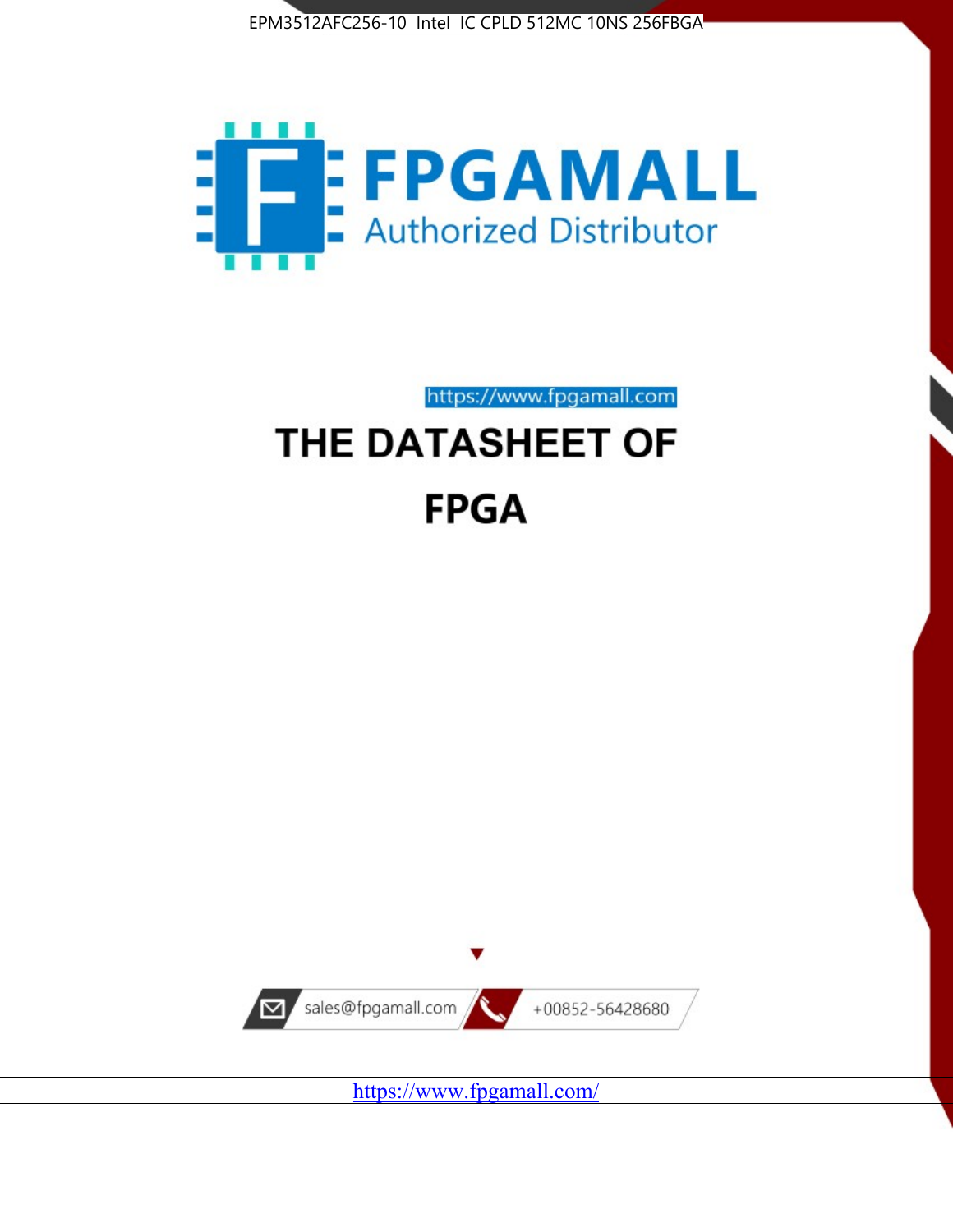EPM3512AFC256-10 Intel IC CPLD 512MC 10NS 256FBGA

FPGAMALL

Authorized Distributor

https://www.fpgamall.com

# THE DATASHEET OF

# FPGA

sales@fpgamall.com

+00852-56428680

https://www.fpgamall.com/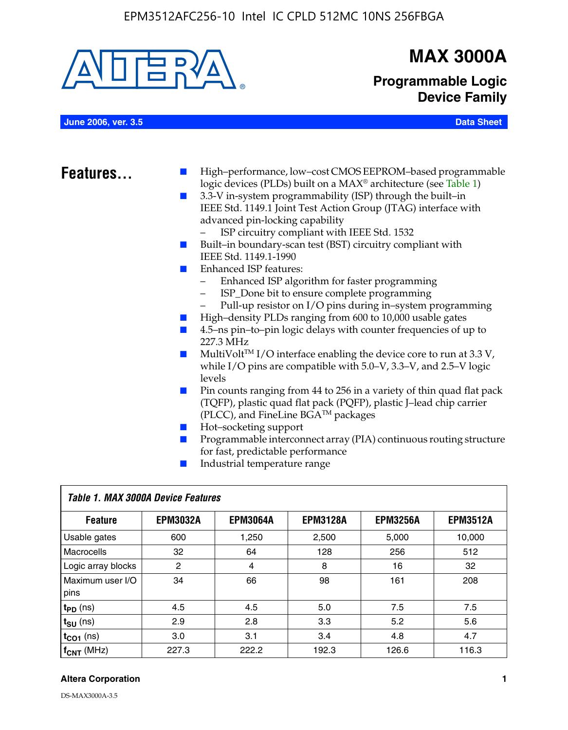# MAX 3000A

## Programmable Logic Device Family

**June 2006, ver. 3.5** **Data Sheet**

## Features...

- High–performance, low–cost CMOS EEPROM–based programmable logic devices (PLDs) built on a MAX® architecture (see Table 1)
- 3.3-V in-system programmability (ISP) through the built–in IEEE Std. 1149.1 Joint Test Action Group (JTAG) interface with advanced pin-locking capability
  - ISP circuitry compliant with IEEE Std. 1532
- Built–in boundary-scan test (BST) circuitry compliant with IEEE Std. 1149.1-1990
- Enhanced ISP features:
  - Enhanced ISP algorithm for faster programming
  - ISP_Done bit to ensure complete programming
  - Pull-up resistor on I/O pins during in–system programming
- High–density PLDs ranging from 600 to 10,000 usable gates
- 4.5–ns pin–to–pin logic delays with counter frequencies of up to 227.3 MHz
- MultiVolt™ I/O interface enabling the device core to run at 3.3 V, while I/O pins are compatible with 5.0–V, 3.3–V, and 2.5–V logic levels
- Pin counts ranging from 44 to 256 in a variety of thin quad flat pack (TQFP), plastic quad flat pack (PQFP), plastic J–lead chip carrier (PLCC), and FineLine BGA™ packages
- Hot–socketing support
- Programmable interconnect array (PIA) continuous routing structure for fast, predictable performance
- Industrial temperature range

*Table 1. MAX 3000A Device Features*

| Feature | EPM3032A | EPM3064A | EPM3128A | EPM3256A | EPM3512A |
|---|---|---|---|---|---|
| Usable gates | 600 | 1,250 | 2,500 | 5,000 | 10,000 |
| Macrocells | 32 | 64 | 128 | 256 | 512 |
| Logic array blocks | 2 | 4 | 8 | 16 | 32 |
| Maximum user I/O pins | 34 | 66 | 98 | 161 | 208 |
| $t_{PD}$ (ns) | 4.5 | 4.5 | 5.0 | 7.5 | 7.5 |
| $t_{SU}$ (ns) | 2.9 | 2.8 | 3.3 | 5.2 | 5.6 |
| $t_{CO1}$ (ns) | 3.0 | 3.1 | 3.4 | 4.8 | 4.7 |
| $f_{CNT}$ (MHz) | 227.3 | 222.2 | 192.3 | 126.6 | 116.3 |

DS-MAX3000A-3.5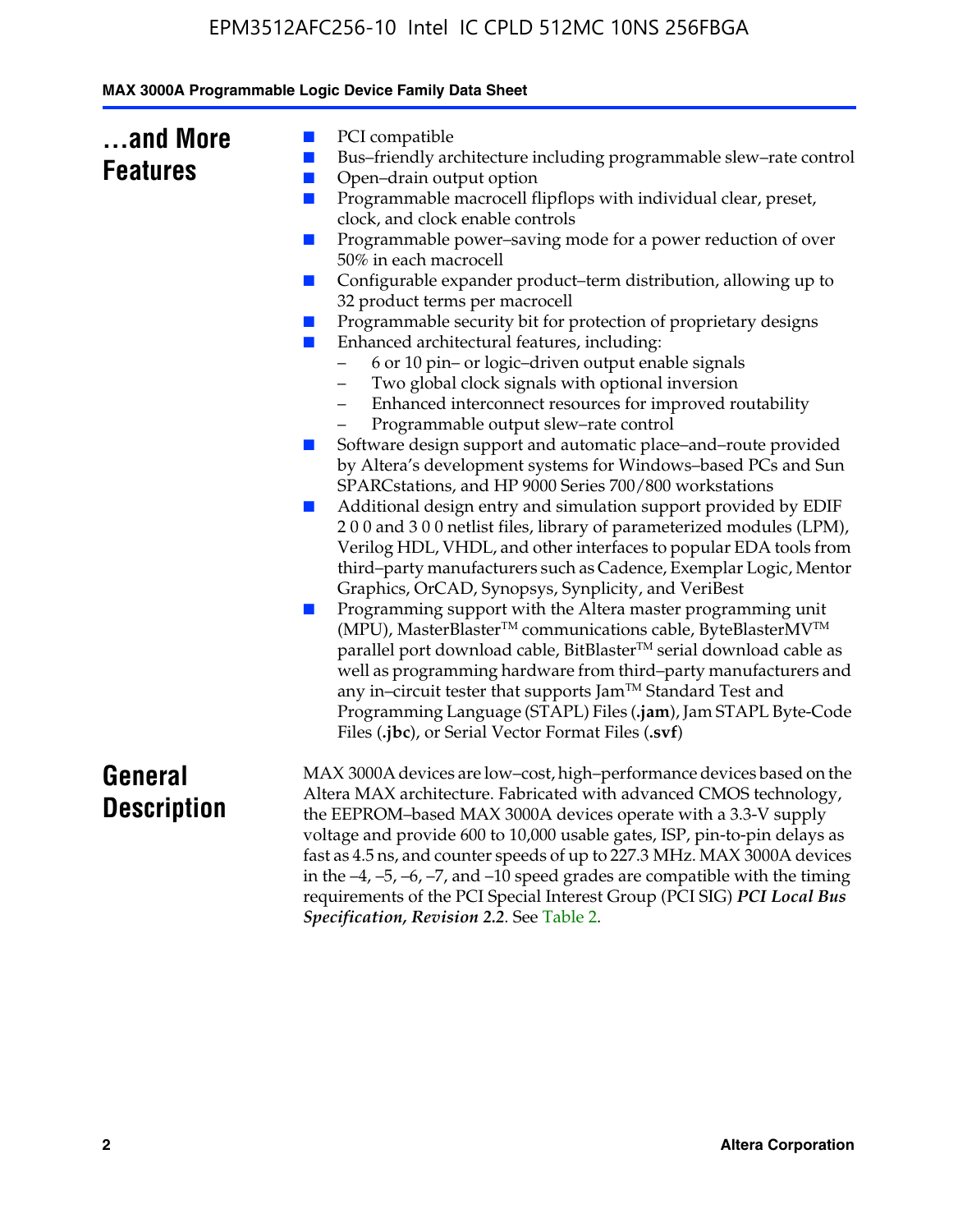## ...and More Features

- PCI compatible
- Bus–friendly architecture including programmable slew–rate control
- Open–drain output option
- Programmable macrocell flipflops with individual clear, preset, clock, and clock enable controls
- Programmable power–saving mode for a power reduction of over 50% in each macrocell
- Configurable expander product–term distribution, allowing up to 32 product terms per macrocell
- Programmable security bit for protection of proprietary designs
- Enhanced architectural features, including:
  - 6 or 10 pin– or logic–driven output enable signals
  - Two global clock signals with optional inversion
  - Enhanced interconnect resources for improved routability
  - Programmable output slew–rate control
- Software design support and automatic place–and–route provided by Altera's development systems for Windows–based PCs and Sun SPARCstations, and HP 9000 Series 700/800 workstations
- Additional design entry and simulation support provided by EDIF 2 0 0 and 3 0 0 netlist files, library of parameterized modules (LPM), Verilog HDL, VHDL, and other interfaces to popular EDA tools from third–party manufacturers such as Cadence, Exemplar Logic, Mentor Graphics, OrCAD, Synopsys, Synplicity, and VeriBest
- Programming support with the Altera master programming unit (MPU), MasterBlaster™ communications cable, ByteBlasterMV™ parallel port download cable, BitBlaster™ serial download cable as well as programming hardware from third–party manufacturers and any in–circuit tester that supports Jam™ Standard Test and Programming Language (STAPL) Files (**.jam**), Jam STAPL Byte-Code Files (**.jbc**), or Serial Vector Format Files (**.svf**)

## General Description

MAX 3000A devices are low–cost, high–performance devices based on the Altera MAX architecture. Fabricated with advanced CMOS technology, the EEPROM–based MAX 3000A devices operate with a 3.3-V supply voltage and provide 600 to 10,000 usable gates, ISP, pin-to-pin delays as fast as 4.5 ns, and counter speeds of up to 227.3 MHz. MAX 3000A devices in the –4, –5, –6, –7, and –10 speed grades are compatible with the timing requirements of the PCI Special Interest Group (PCI SIG) ***PCI Local Bus Specification, Revision 2.2***. See Table 2.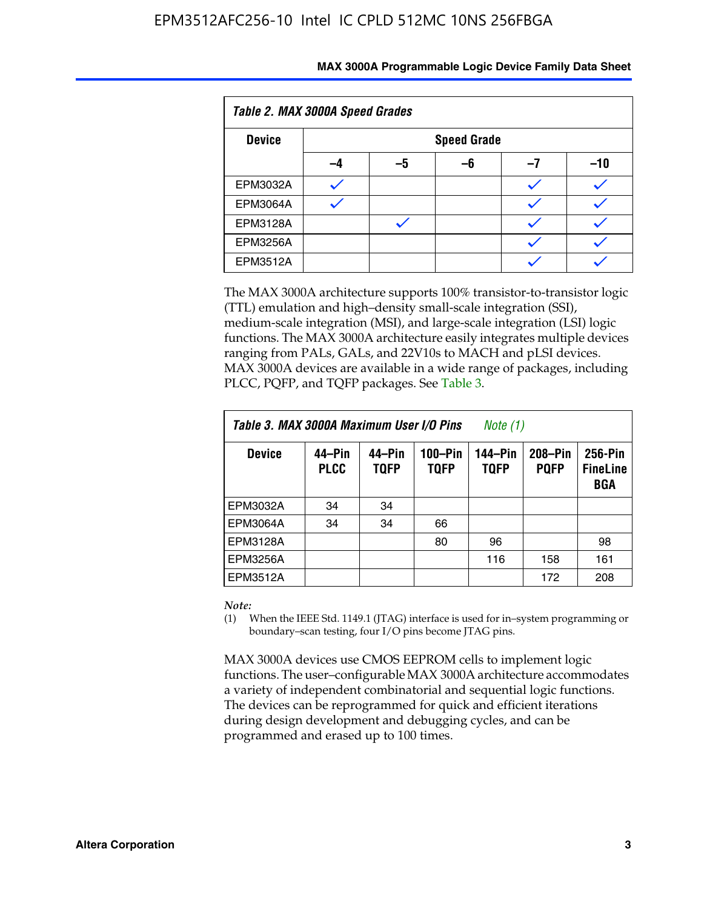*Table 2. MAX 3000A Speed Grades*

| Device | Speed Grade | | | | |
|---|---|---|---|---|---|
| | –4 | –5 | –6 | –7 | –10 |
| EPM3032A | ✓ | | | ✓ | ✓ |
| EPM3064A | ✓ | | | ✓ | ✓ |
| EPM3128A | | ✓ | | ✓ | ✓ |
| EPM3256A | | | | ✓ | ✓ |
| EPM3512A | | | | ✓ | ✓ |

The MAX 3000A architecture supports 100% transistor-to-transistor logic (TTL) emulation and high–density small-scale integration (SSI), medium-scale integration (MSI), and large-scale integration (LSI) logic functions. The MAX 3000A architecture easily integrates multiple devices ranging from PALs, GALs, and 22V10s to MACH and pLSI devices. MAX 3000A devices are available in a wide range of packages, including PLCC, PQFP, and TQFP packages. See Table 3.

*Table 3. MAX 3000A Maximum User I/O Pins* *Note (1)*

| Device | 44–Pin PLCC | 44–Pin TQFP | 100–Pin TQFP | 144–Pin TQFP | 208–Pin PQFP | 256-Pin FineLine BGA |
|---|---|---|---|---|---|---|
| EPM3032A | 34 | 34 | | | | |
| EPM3064A | 34 | 34 | 66 | | | |
| EPM3128A | | | 80 | 96 | | 98 |
| EPM3256A | | | | 116 | 158 | 161 |
| EPM3512A | | | | | 172 | 208 |

*Note:*

(1) When the IEEE Std. 1149.1 (JTAG) interface is used for in–system programming or boundary–scan testing, four I/O pins become JTAG pins.

MAX 3000A devices use CMOS EEPROM cells to implement logic functions. The user–configurable MAX 3000A architecture accommodates a variety of independent combinatorial and sequential logic functions. The devices can be reprogrammed for quick and efficient iterations during design development and debugging cycles, and can be programmed and erased up to 100 times.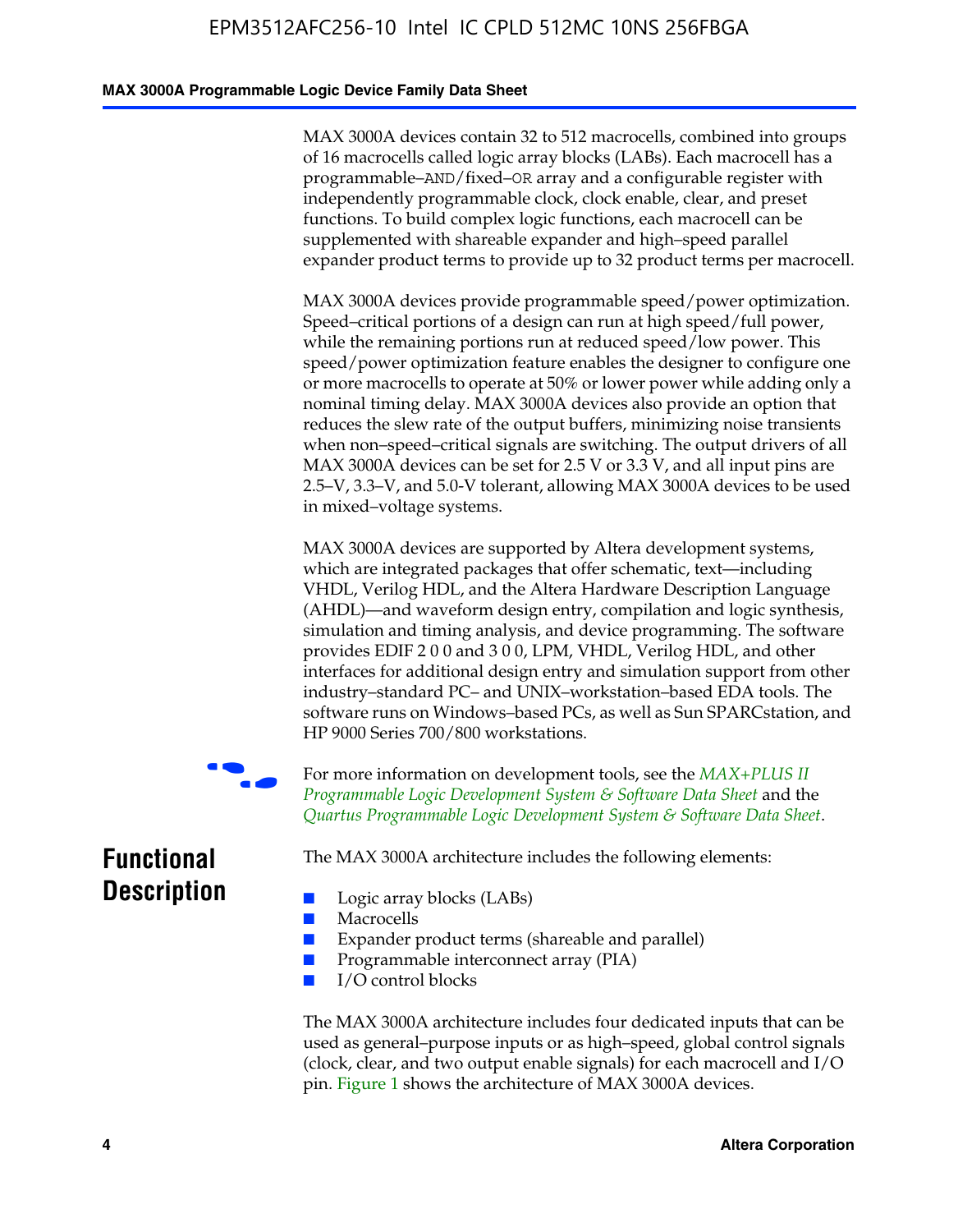MAX 3000A devices contain 32 to 512 macrocells, combined into groups of 16 macrocells called logic array blocks (LABs). Each macrocell has a programmable–AND/fixed–OR array and a configurable register with independently programmable clock, clock enable, clear, and preset functions. To build complex logic functions, each macrocell can be supplemented with shareable expander and high–speed parallel expander product terms to provide up to 32 product terms per macrocell.

MAX 3000A devices provide programmable speed/power optimization. Speed–critical portions of a design can run at high speed/full power, while the remaining portions run at reduced speed/low power. This speed/power optimization feature enables the designer to configure one or more macrocells to operate at 50% or lower power while adding only a nominal timing delay. MAX 3000A devices also provide an option that reduces the slew rate of the output buffers, minimizing noise transients when non–speed–critical signals are switching. The output drivers of all MAX 3000A devices can be set for 2.5 V or 3.3 V, and all input pins are 2.5–V, 3.3–V, and 5.0-V tolerant, allowing MAX 3000A devices to be used in mixed–voltage systems.

MAX 3000A devices are supported by Altera development systems, which are integrated packages that offer schematic, text—including VHDL, Verilog HDL, and the Altera Hardware Description Language (AHDL)—and waveform design entry, compilation and logic synthesis, simulation and timing analysis, and device programming. The software provides EDIF 2 0 0 and 3 0 0, LPM, VHDL, Verilog HDL, and other interfaces for additional design entry and simulation support from other industry–standard PC– and UNIX–workstation–based EDA tools. The software runs on Windows–based PCs, as well as Sun SPARCstation, and HP 9000 Series 700/800 workstations.

For more information on development tools, see the *MAX+PLUS II Programmable Logic Development System & Software Data Sheet* and the *Quartus Programmable Logic Development System & Software Data Sheet*.

## Functional Description

The MAX 3000A architecture includes the following elements:

- Logic array blocks (LABs)
- Macrocells
- Expander product terms (shareable and parallel)
- Programmable interconnect array (PIA)
- I/O control blocks

The MAX 3000A architecture includes four dedicated inputs that can be used as general–purpose inputs or as high–speed, global control signals (clock, clear, and two output enable signals) for each macrocell and I/O pin. Figure 1 shows the architecture of MAX 3000A devices.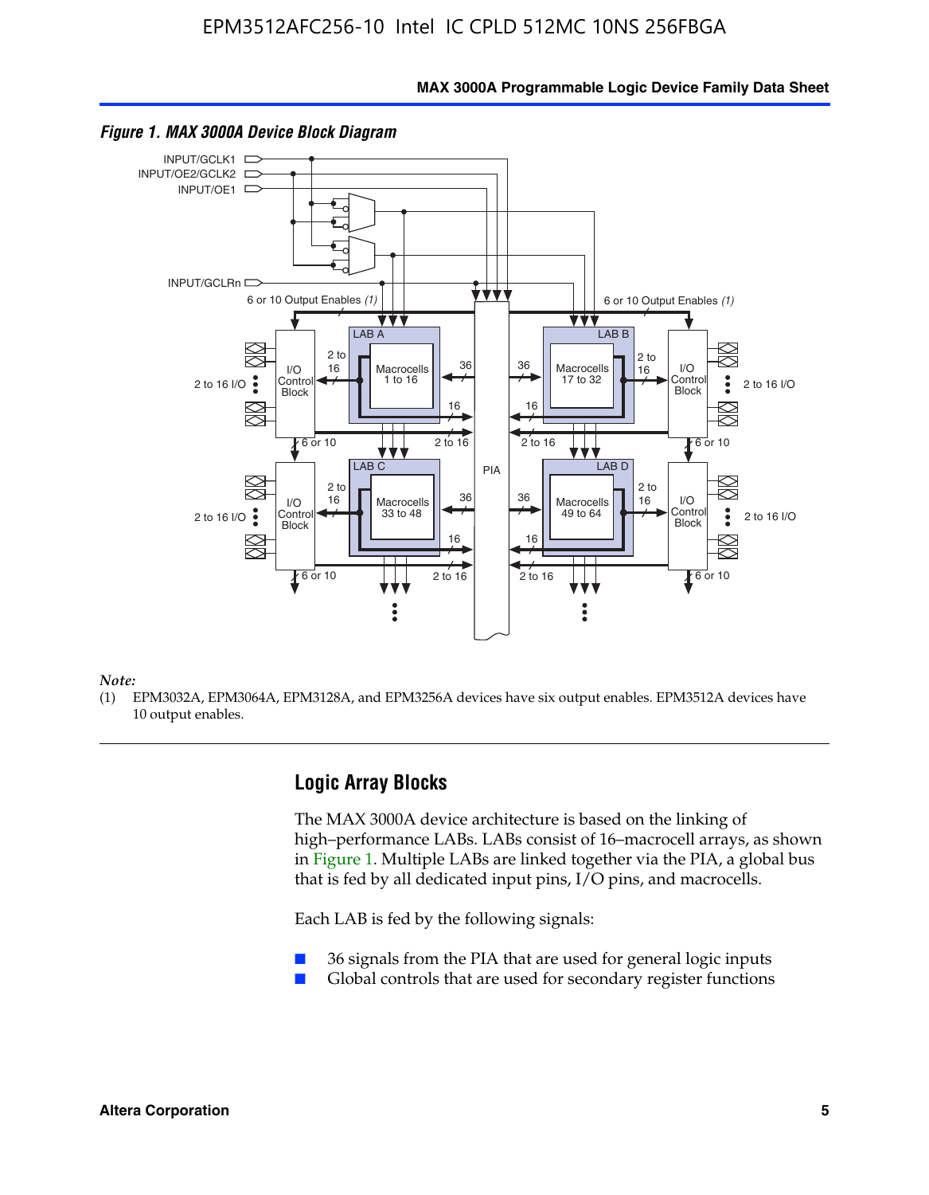*Figure 1. MAX 3000A Device Block Diagram*

*Note:*

(1) EPM3032A, EPM3064A, EPM3128A, and EPM3256A devices have six output enables. EPM3512A devices have 10 output enables.

## Logic Array Blocks

The MAX 3000A device architecture is based on the linking of high–performance LABs. LABs consist of 16–macrocell arrays, as shown in Figure 1. Multiple LABs are linked together via the PIA, a global bus that is fed by all dedicated input pins, I/O pins, and macrocells.

Each LAB is fed by the following signals:

- 36 signals from the PIA that are used for general logic inputs
- Global controls that are used for secondary register functions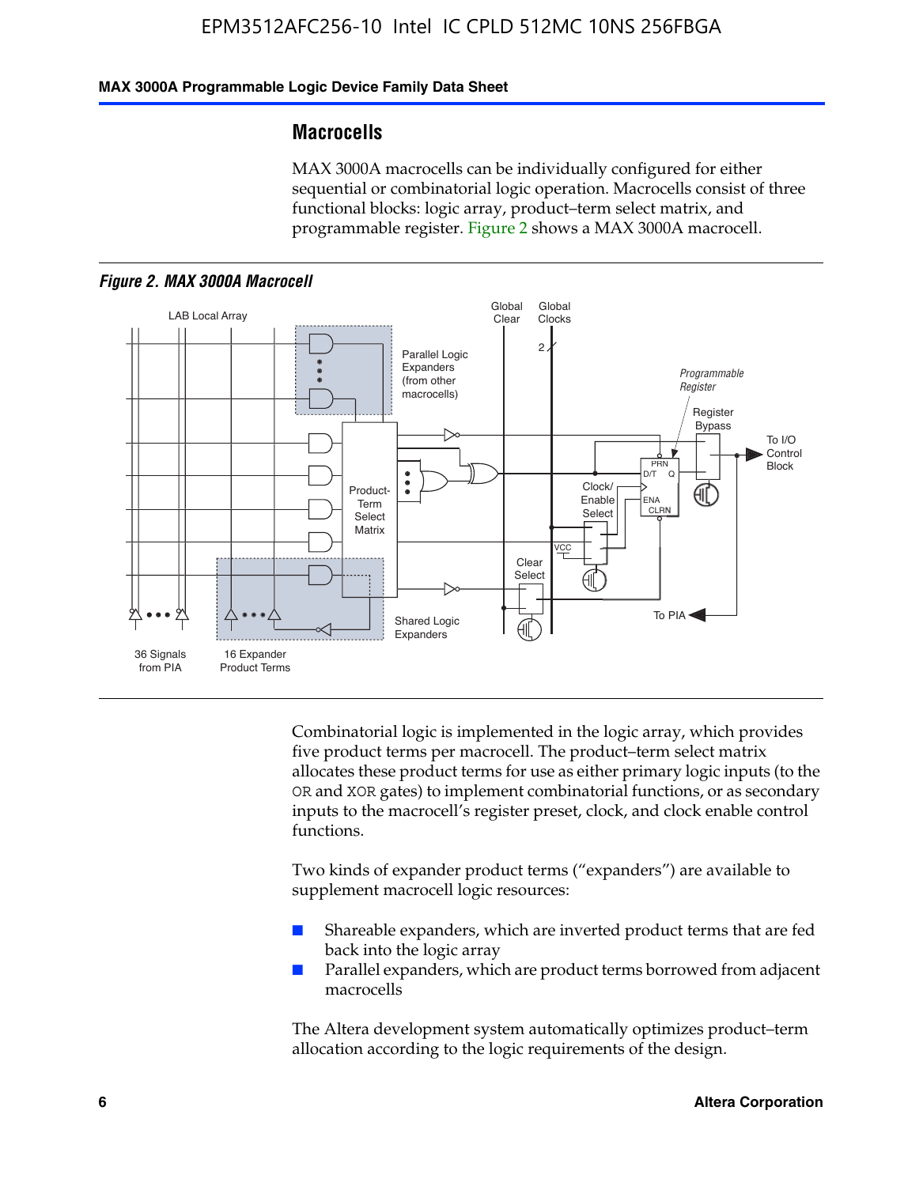## Macrocells

MAX 3000A macrocells can be individually configured for either sequential or combinatorial logic operation. Macrocells consist of three functional blocks: logic array, product–term select matrix, and programmable register. Figure 2 shows a MAX 3000A macrocell.

*Figure 2. MAX 3000A Macrocell*

Combinatorial logic is implemented in the logic array, which provides five product terms per macrocell. The product–term select matrix allocates these product terms for use as either primary logic inputs (to the OR and XOR gates) to implement combinatorial functions, or as secondary inputs to the macrocell's register preset, clock, and clock enable control functions.

Two kinds of expander product terms ("expanders") are available to supplement macrocell logic resources:

- Shareable expanders, which are inverted product terms that are fed back into the logic array
- Parallel expanders, which are product terms borrowed from adjacent macrocells

The Altera development system automatically optimizes product–term allocation according to the logic requirements of the design.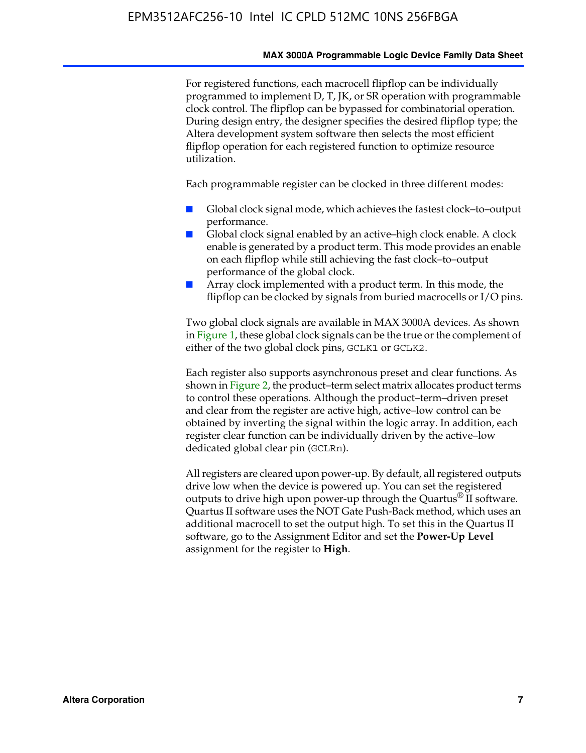For registered functions, each macrocell flipflop can be individually programmed to implement D, T, JK, or SR operation with programmable clock control. The flipflop can be bypassed for combinatorial operation. During design entry, the designer specifies the desired flipflop type; the Altera development system software then selects the most efficient flipflop operation for each registered function to optimize resource utilization.

Each programmable register can be clocked in three different modes:

- Global clock signal mode, which achieves the fastest clock–to–output performance.
- Global clock signal enabled by an active–high clock enable. A clock enable is generated by a product term. This mode provides an enable on each flipflop while still achieving the fast clock–to–output performance of the global clock.
- Array clock implemented with a product term. In this mode, the flipflop can be clocked by signals from buried macrocells or I/O pins.

Two global clock signals are available in MAX 3000A devices. As shown in Figure 1, these global clock signals can be the true or the complement of either of the two global clock pins, `GCLK1` or `GCLK2`.

Each register also supports asynchronous preset and clear functions. As shown in Figure 2, the product–term select matrix allocates product terms to control these operations. Although the product–term–driven preset and clear from the register are active high, active–low control can be obtained by inverting the signal within the logic array. In addition, each register clear function can be individually driven by the active–low dedicated global clear pin (`GCLRn`).

All registers are cleared upon power-up. By default, all registered outputs drive low when the device is powered up. You can set the registered outputs to drive high upon power-up through the Quartus® II software. Quartus II software uses the NOT Gate Push-Back method, which uses an additional macrocell to set the output high. To set this in the Quartus II software, go to the Assignment Editor and set the **Power-Up Level** assignment for the register to **High**.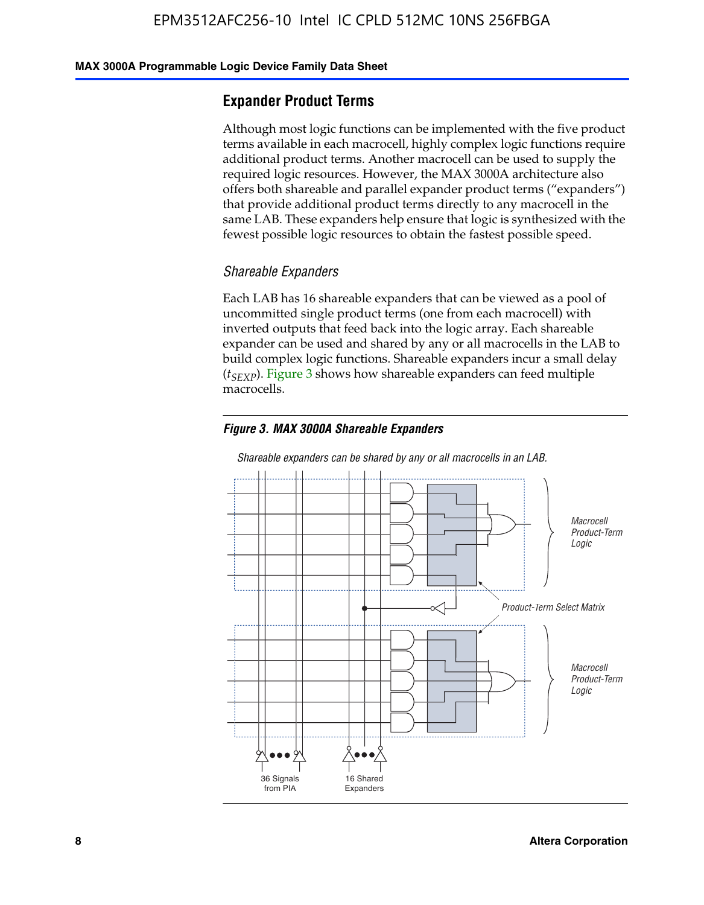## Expander Product Terms

Although most logic functions can be implemented with the five product terms available in each macrocell, highly complex logic functions require additional product terms. Another macrocell can be used to supply the required logic resources. However, the MAX 3000A architecture also offers both shareable and parallel expander product terms ("expanders") that provide additional product terms directly to any macrocell in the same LAB. These expanders help ensure that logic is synthesized with the fewest possible logic resources to obtain the fastest possible speed.

### Shareable Expanders

Each LAB has 16 shareable expanders that can be viewed as a pool of uncommitted single product terms (one from each macrocell) with inverted outputs that feed back into the logic array. Each shareable expander can be used and shared by any or all macrocells in the LAB to build complex logic functions. Shareable expanders incur a small delay ($t_{SEXP}$). Figure 3 shows how shareable expanders can feed multiple macrocells.

***Figure 3. MAX 3000A Shareable Expanders***

*Shareable expanders can be shared by any or all macrocells in an LAB.*

*Macrocell Product-Term Logic*

*Product-Term Select Matrix*

*Macrocell Product-Term Logic*

36 Signals from PIA

16 Shared Expanders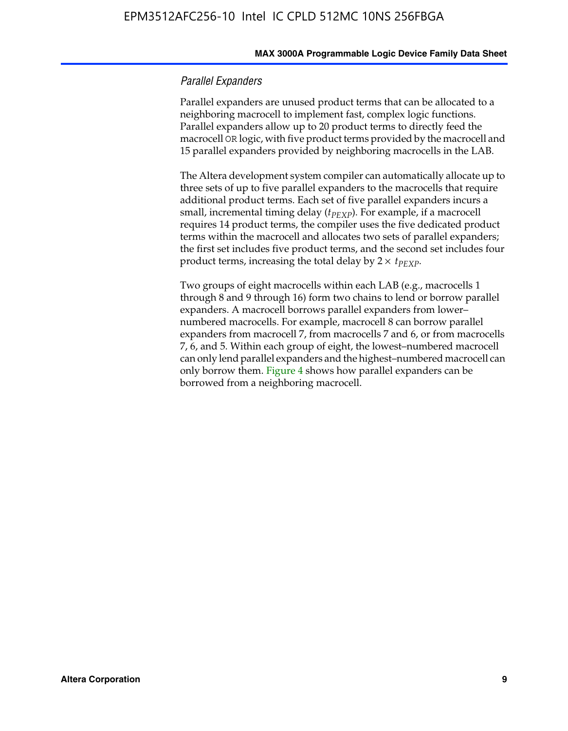### *Parallel Expanders*

Parallel expanders are unused product terms that can be allocated to a neighboring macrocell to implement fast, complex logic functions. Parallel expanders allow up to 20 product terms to directly feed the macrocell OR logic, with five product terms provided by the macrocell and 15 parallel expanders provided by neighboring macrocells in the LAB.

The Altera development system compiler can automatically allocate up to three sets of up to five parallel expanders to the macrocells that require additional product terms. Each set of five parallel expanders incurs a small, incremental timing delay ($t_{PEXP}$). For example, if a macrocell requires 14 product terms, the compiler uses the five dedicated product terms within the macrocell and allocates two sets of parallel expanders; the first set includes five product terms, and the second set includes four product terms, increasing the total delay by $2 \times t_{PEXP}$.

Two groups of eight macrocells within each LAB (e.g., macrocells 1 through 8 and 9 through 16) form two chains to lend or borrow parallel expanders. A macrocell borrows parallel expanders from lower–numbered macrocells. For example, macrocell 8 can borrow parallel expanders from macrocell 7, from macrocells 7 and 6, or from macrocells 7, 6, and 5. Within each group of eight, the lowest–numbered macrocell can only lend parallel expanders and the highest–numbered macrocell can only borrow them. Figure 4 shows how parallel expanders can be borrowed from a neighboring macrocell.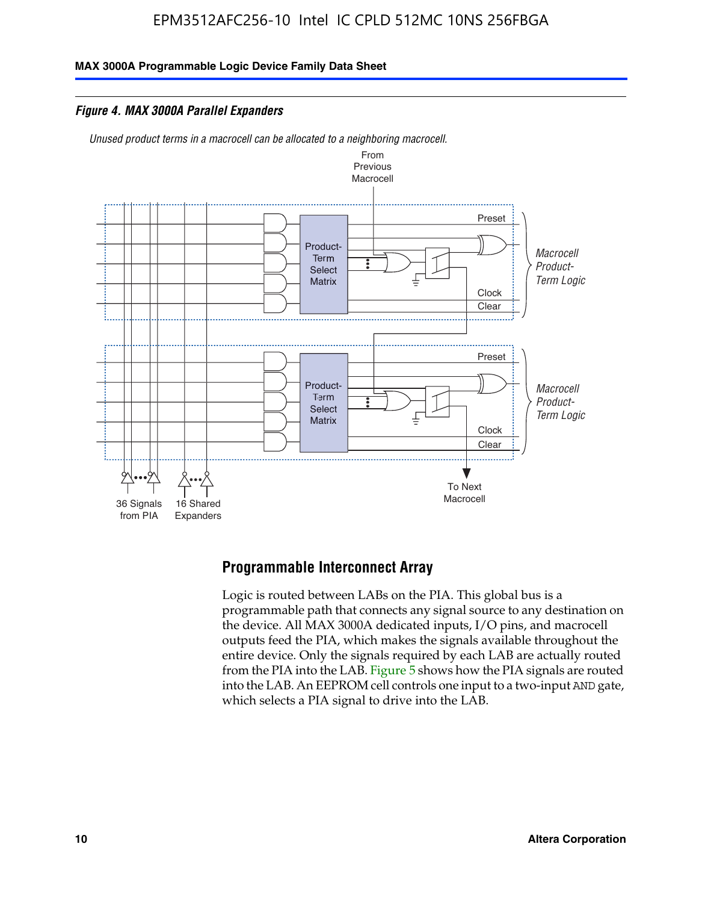*Figure 4. MAX 3000A Parallel Expanders*

*Unused product terms in a macrocell can be allocated to a neighboring macrocell.*

From Previous Macrocell

Preset

Product-Term Select Matrix

*Macrocell Product-Term Logic*

Clock

Clear

Preset

Product-Term Select Matrix

*Macrocell Product-Term Logic*

Clock

Clear

36 Signals from PIA

16 Shared Expanders

To Next Macrocell

## Programmable Interconnect Array

Logic is routed between LABs on the PIA. This global bus is a programmable path that connects any signal source to any destination on the device. All MAX 3000A dedicated inputs, I/O pins, and macrocell outputs feed the PIA, which makes the signals available throughout the entire device. Only the signals required by each LAB are actually routed from the PIA into the LAB. Figure 5 shows how the PIA signals are routed into the LAB. An EEPROM cell controls one input to a two-input AND gate, which selects a PIA signal to drive into the LAB.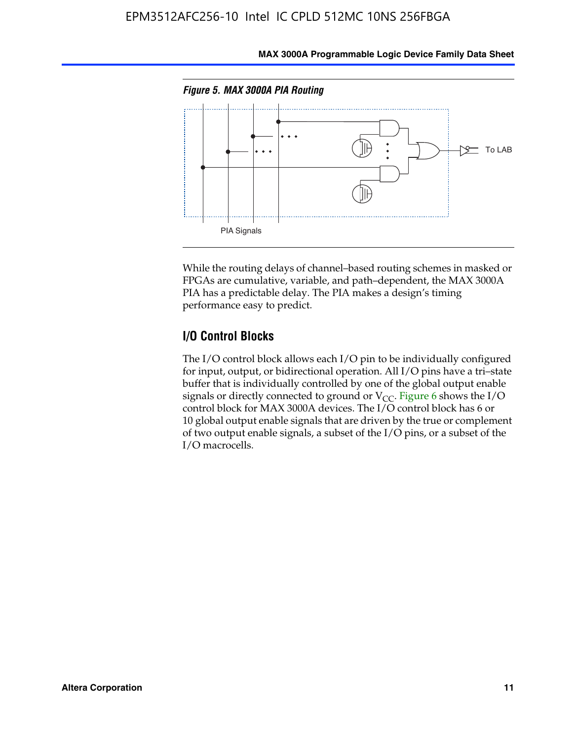*Figure 5. MAX 3000A PIA Routing*

To LAB

PIA Signals

While the routing delays of channel–based routing schemes in masked or FPGAs are cumulative, variable, and path–dependent, the MAX 3000A PIA has a predictable delay. The PIA makes a design's timing performance easy to predict.

## I/O Control Blocks

The I/O control block allows each I/O pin to be individually configured for input, output, or bidirectional operation. All I/O pins have a tri–state buffer that is individually controlled by one of the global output enable signals or directly connected to ground or $V_{CC}$. Figure 6 shows the I/O control block for MAX 3000A devices. The I/O control block has 6 or 10 global output enable signals that are driven by the true or complement of two output enable signals, a subset of the I/O pins, or a subset of the I/O macrocells.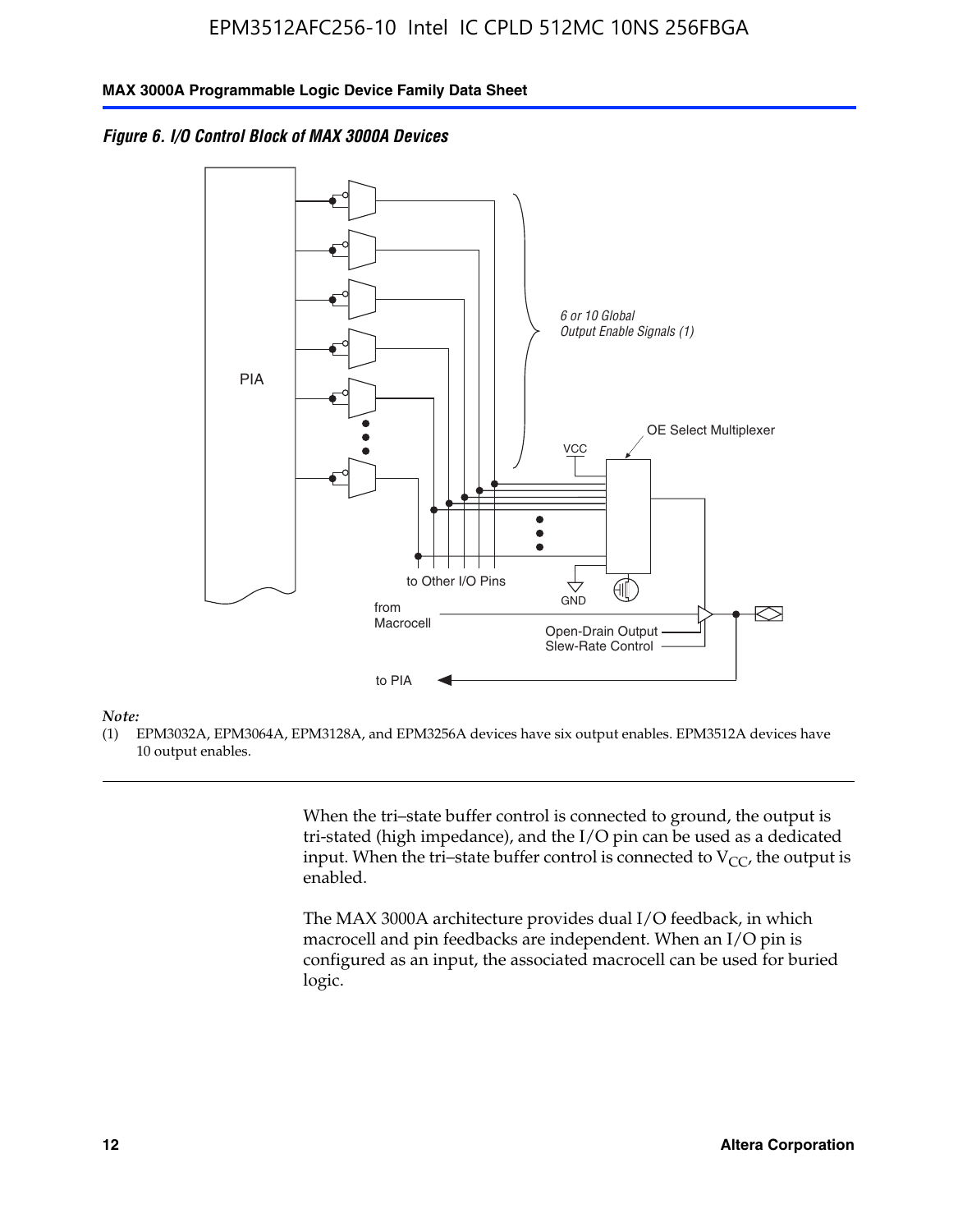*Figure 6. I/O Control Block of MAX 3000A Devices*

PIA

6 or 10 Global Output Enable Signals (1)

OE Select Multiplexer

VCC

GND

to Other I/O Pins

from Macrocell

Open-Drain Output

Slew-Rate Control

to PIA

*Note:*

(1) EPM3032A, EPM3064A, EPM3128A, and EPM3256A devices have six output enables. EPM3512A devices have 10 output enables.

When the tri–state buffer control is connected to ground, the output is tri-stated (high impedance), and the I/O pin can be used as a dedicated input. When the tri–state buffer control is connected to $V_{CC}$, the output is enabled.

The MAX 3000A architecture provides dual I/O feedback, in which macrocell and pin feedbacks are independent. When an I/O pin is configured as an input, the associated macrocell can be used for buried logic.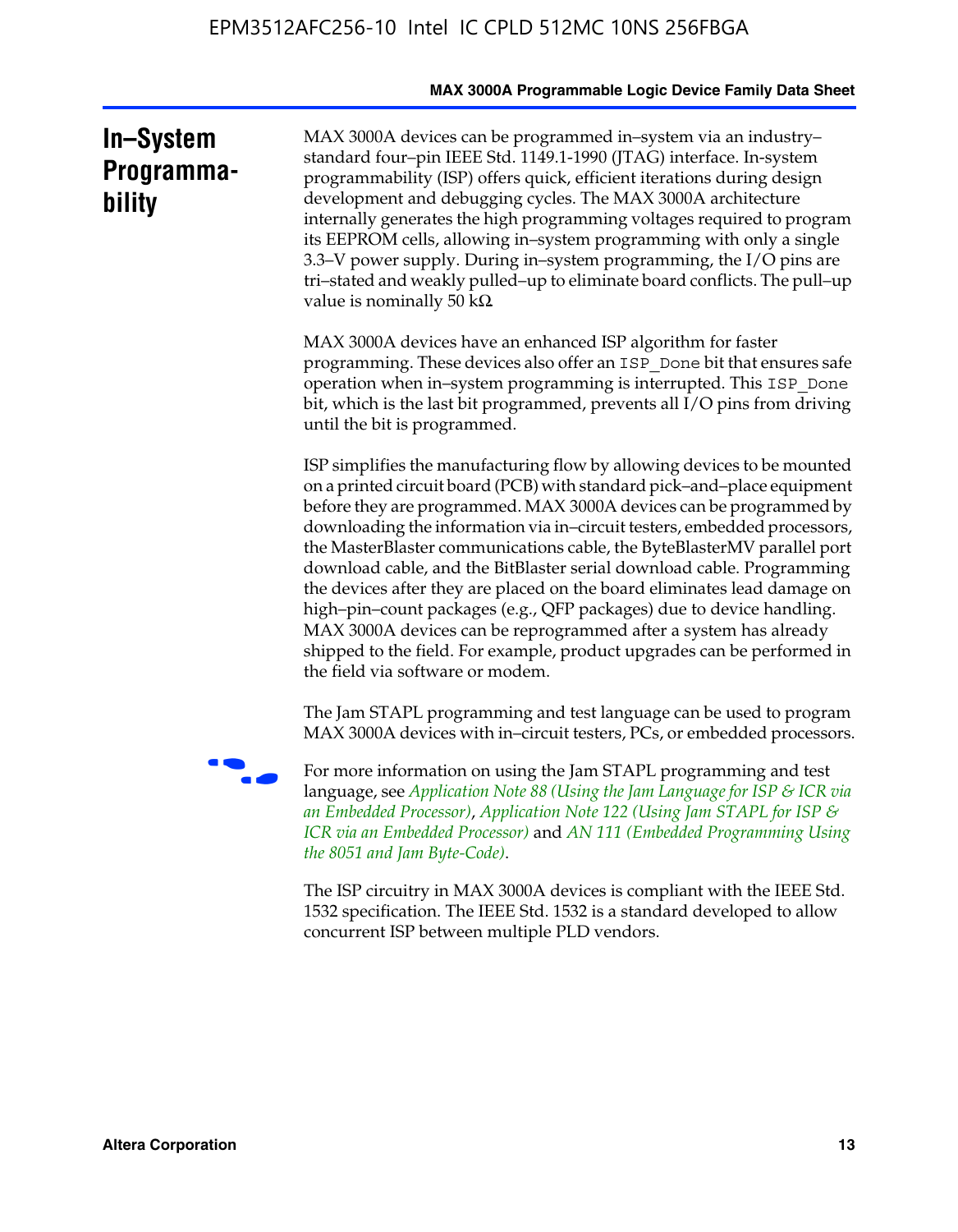# In–System Programmability

MAX 3000A devices can be programmed in–system via an industry–standard four–pin IEEE Std. 1149.1-1990 (JTAG) interface. In-system programmability (ISP) offers quick, efficient iterations during design development and debugging cycles. The MAX 3000A architecture internally generates the high programming voltages required to program its EEPROM cells, allowing in–system programming with only a single 3.3–V power supply. During in–system programming, the I/O pins are tri–stated and weakly pulled–up to eliminate board conflicts. The pull–up value is nominally 50 kΩ.

MAX 3000A devices have an enhanced ISP algorithm for faster programming. These devices also offer an `ISP_Done` bit that ensures safe operation when in–system programming is interrupted. This `ISP_Done` bit, which is the last bit programmed, prevents all I/O pins from driving until the bit is programmed.

ISP simplifies the manufacturing flow by allowing devices to be mounted on a printed circuit board (PCB) with standard pick–and–place equipment before they are programmed. MAX 3000A devices can be programmed by downloading the information via in–circuit testers, embedded processors, the MasterBlaster communications cable, the ByteBlasterMV parallel port download cable, and the BitBlaster serial download cable. Programming the devices after they are placed on the board eliminates lead damage on high–pin–count packages (e.g., QFP packages) due to device handling. MAX 3000A devices can be reprogrammed after a system has already shipped to the field. For example, product upgrades can be performed in the field via software or modem.

The Jam STAPL programming and test language can be used to program MAX 3000A devices with in–circuit testers, PCs, or embedded processors.

For more information on using the Jam STAPL programming and test language, see *Application Note 88 (Using the Jam Language for ISP & ICR via an Embedded Processor)*, *Application Note 122 (Using Jam STAPL for ISP & ICR via an Embedded Processor)* and *AN 111 (Embedded Programming Using the 8051 and Jam Byte-Code)*.

The ISP circuitry in MAX 3000A devices is compliant with the IEEE Std. 1532 specification. The IEEE Std. 1532 is a standard developed to allow concurrent ISP between multiple PLD vendors.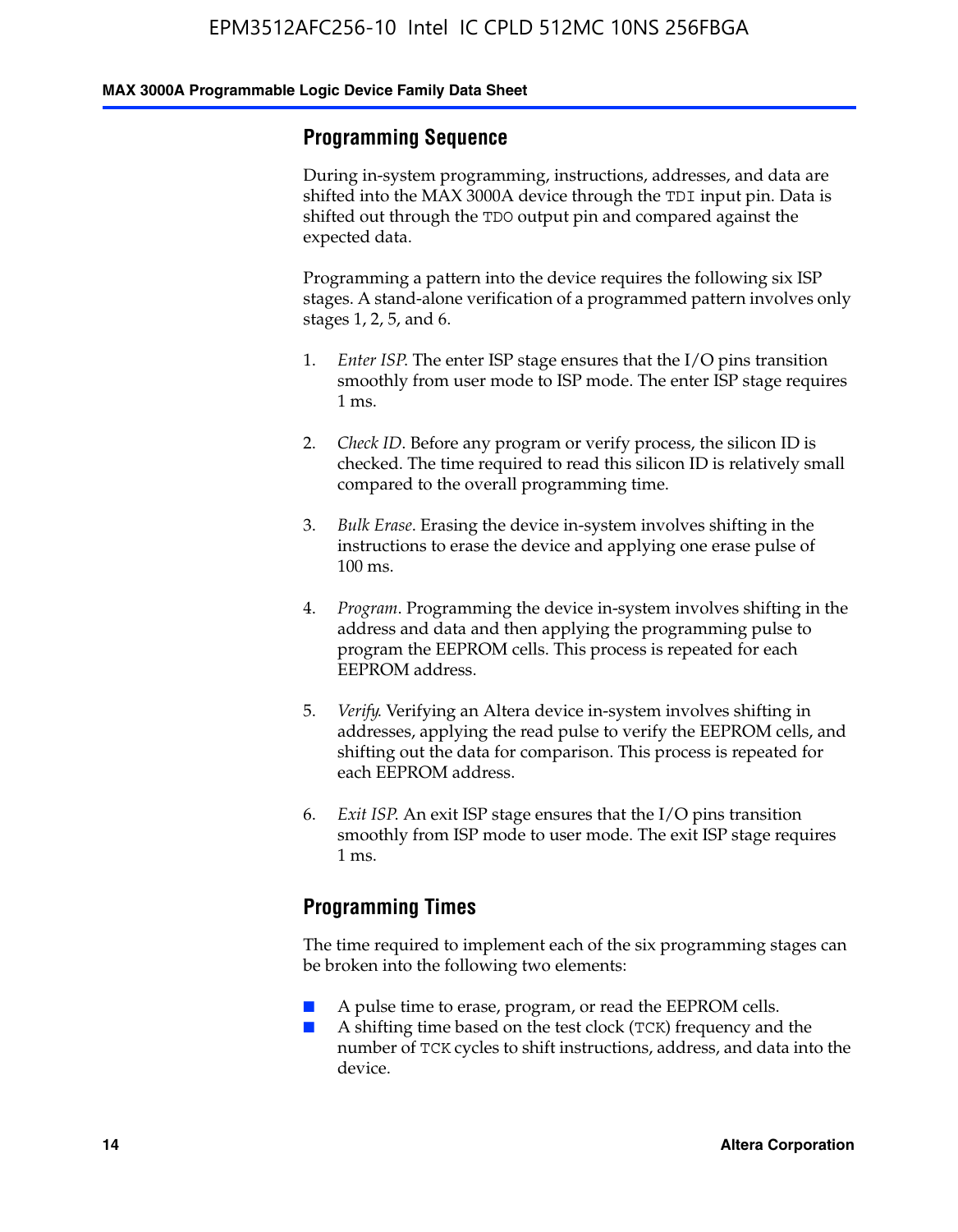## Programming Sequence

During in-system programming, instructions, addresses, and data are shifted into the MAX 3000A device through the `TDI` input pin. Data is shifted out through the `TDO` output pin and compared against the expected data.

Programming a pattern into the device requires the following six ISP stages. A stand-alone verification of a programmed pattern involves only stages 1, 2, 5, and 6.

1. *Enter ISP*. The enter ISP stage ensures that the I/O pins transition smoothly from user mode to ISP mode. The enter ISP stage requires 1 ms.

2. *Check ID*. Before any program or verify process, the silicon ID is checked. The time required to read this silicon ID is relatively small compared to the overall programming time.

3. *Bulk Erase*. Erasing the device in-system involves shifting in the instructions to erase the device and applying one erase pulse of 100 ms.

4. *Program*. Programming the device in-system involves shifting in the address and data and then applying the programming pulse to program the EEPROM cells. This process is repeated for each EEPROM address.

5. *Verify*. Verifying an Altera device in-system involves shifting in addresses, applying the read pulse to verify the EEPROM cells, and shifting out the data for comparison. This process is repeated for each EEPROM address.

6. *Exit ISP*. An exit ISP stage ensures that the I/O pins transition smoothly from ISP mode to user mode. The exit ISP stage requires 1 ms.

## Programming Times

The time required to implement each of the six programming stages can be broken into the following two elements:

- A pulse time to erase, program, or read the EEPROM cells.
- A shifting time based on the test clock (`TCK`) frequency and the number of `TCK` cycles to shift instructions, address, and data into the device.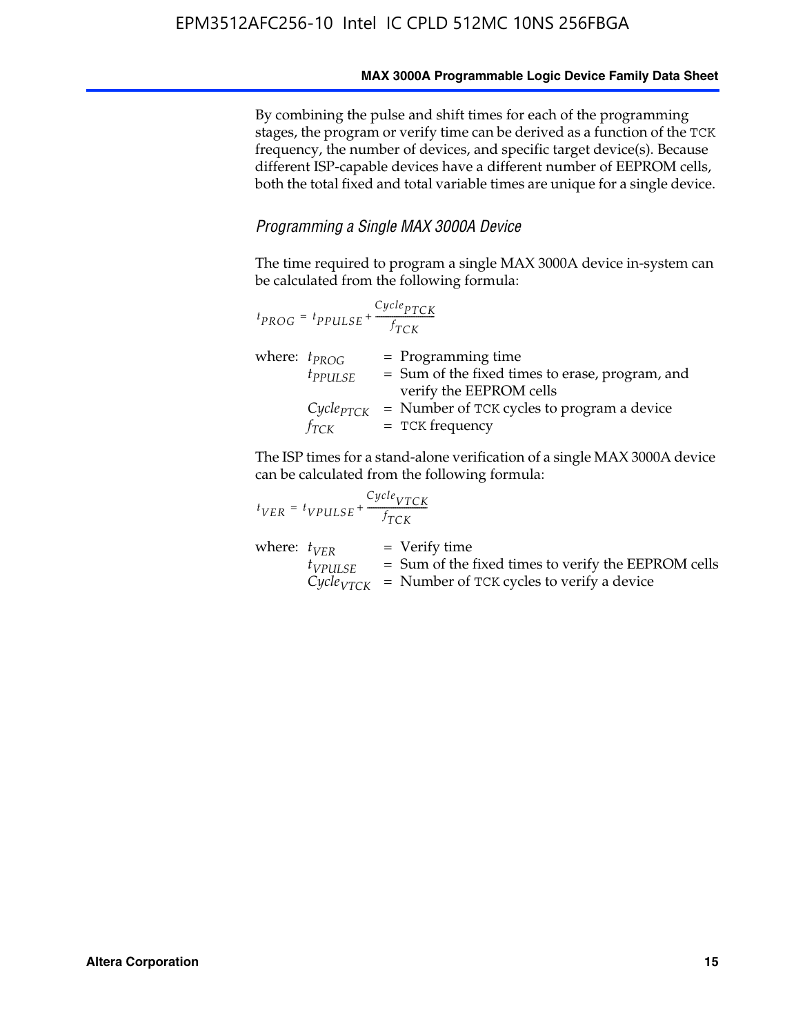By combining the pulse and shift times for each of the programming stages, the program or verify time can be derived as a function of the TCK frequency, the number of devices, and specific target device(s). Because different ISP-capable devices have a different number of EEPROM cells, both the total fixed and total variable times are unique for a single device.

### *Programming a Single MAX 3000A Device*

The time required to program a single MAX 3000A device in-system can be calculated from the following formula:

$$t_{PROG} = t_{PPULSE} + \frac{Cycle_{PTCK}}{f_{TCK}}$$

where:
- $t_{PROG}$ = Programming time
- $t_{PPULSE}$ = Sum of the fixed times to erase, program, and verify the EEPROM cells
- $Cycle_{PTCK}$ = Number of TCK cycles to program a device
- $f_{TCK}$ = TCK frequency

The ISP times for a stand-alone verification of a single MAX 3000A device can be calculated from the following formula:

$$t_{VER} = t_{VPULSE} + \frac{Cycle_{VTCK}}{f_{TCK}}$$

where:
- $t_{VER}$ = Verify time
- $t_{VPULSE}$ = Sum of the fixed times to verify the EEPROM cells
- $Cycle_{VTCK}$ = Number of TCK cycles to verify a device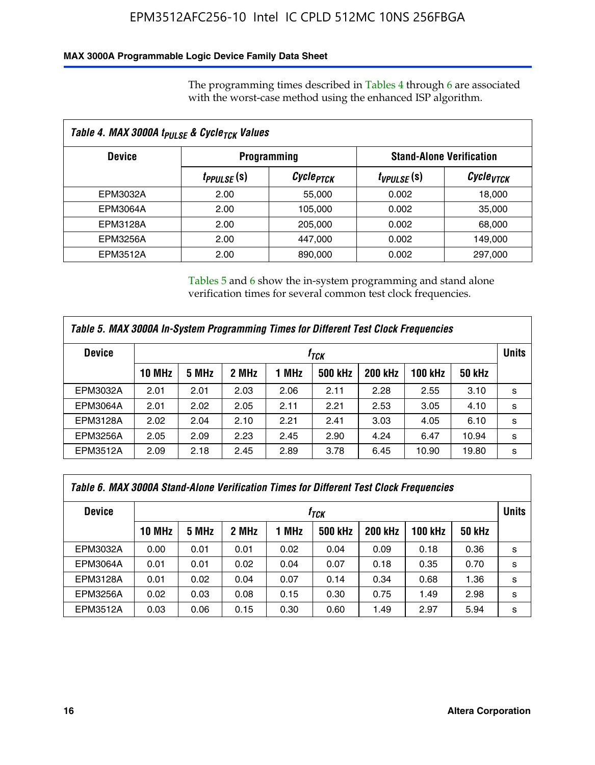The programming times described in Tables 4 through 6 are associated with the worst-case method using the enhanced ISP algorithm.

| Table 4. MAX 3000A $t_{PULSE}$ & $Cycle_{TCK}$ Values | | | | |
|---|---|---|---|---|
| Device | Programming | | Stand-Alone Verification | |
| | $t_{PPULSE}$ (s) | $Cycle_{PTCK}$ | $t_{VPULSE}$ (s) | $Cycle_{VTCK}$ |
| EPM3032A | 2.00 | 55,000 | 0.002 | 18,000 |
| EPM3064A | 2.00 | 105,000 | 0.002 | 35,000 |
| EPM3128A | 2.00 | 205,000 | 0.002 | 68,000 |
| EPM3256A | 2.00 | 447,000 | 0.002 | 149,000 |
| EPM3512A | 2.00 | 890,000 | 0.002 | 297,000 |

Tables 5 and 6 show the in-system programming and stand alone verification times for several common test clock frequencies.

| Table 5. MAX 3000A In-System Programming Times for Different Test Clock Frequencies | | | | | | | | | |
|---|---|---|---|---|---|---|---|---|---|
| Device | $f_{TCK}$ | | | | | | | | Units |
| | 10 MHz | 5 MHz | 2 MHz | 1 MHz | 500 kHz | 200 kHz | 100 kHz | 50 kHz | |
| EPM3032A | 2.01 | 2.01 | 2.03 | 2.06 | 2.11 | 2.28 | 2.55 | 3.10 | s |
| EPM3064A | 2.01 | 2.02 | 2.05 | 2.11 | 2.21 | 2.53 | 3.05 | 4.10 | s |
| EPM3128A | 2.02 | 2.04 | 2.10 | 2.21 | 2.41 | 3.03 | 4.05 | 6.10 | s |
| EPM3256A | 2.05 | 2.09 | 2.23 | 2.45 | 2.90 | 4.24 | 6.47 | 10.94 | s |
| EPM3512A | 2.09 | 2.18 | 2.45 | 2.89 | 3.78 | 6.45 | 10.90 | 19.80 | s |

| Table 6. MAX 3000A Stand-Alone Verification Times for Different Test Clock Frequencies | | | | | | | | | |
|---|---|---|---|---|---|---|---|---|---|
| Device | $f_{TCK}$ | | | | | | | | Units |
| | 10 MHz | 5 MHz | 2 MHz | 1 MHz | 500 kHz | 200 kHz | 100 kHz | 50 kHz | |
| EPM3032A | 0.00 | 0.01 | 0.01 | 0.02 | 0.04 | 0.09 | 0.18 | 0.36 | s |
| EPM3064A | 0.01 | 0.01 | 0.02 | 0.04 | 0.07 | 0.18 | 0.35 | 0.70 | s |
| EPM3128A | 0.01 | 0.02 | 0.04 | 0.07 | 0.14 | 0.34 | 0.68 | 1.36 | s |
| EPM3256A | 0.02 | 0.03 | 0.08 | 0.15 | 0.30 | 0.75 | 1.49 | 2.98 | s |
| EPM3512A | 0.03 | 0.06 | 0.15 | 0.30 | 0.60 | 1.49 | 2.97 | 5.94 | s |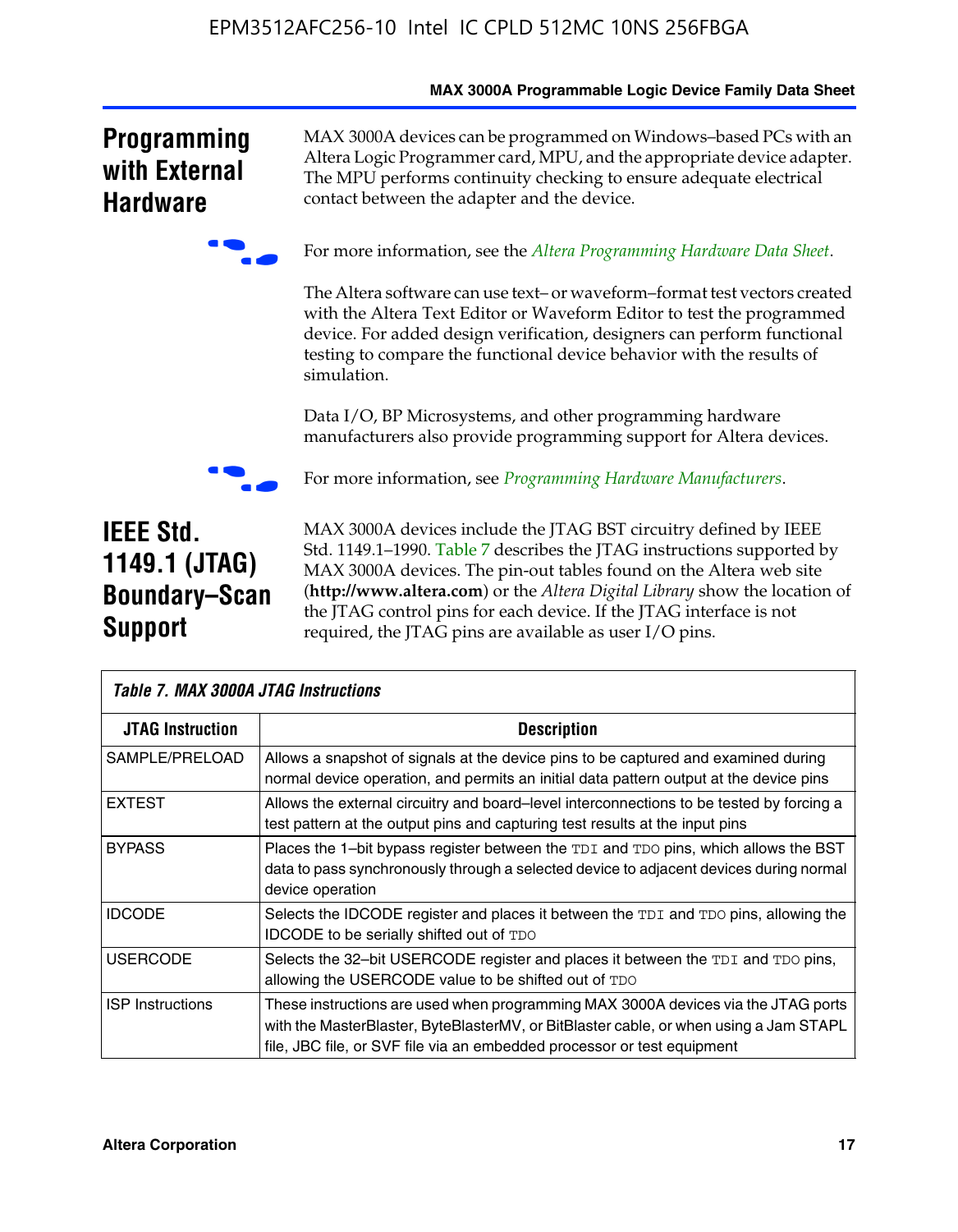## Programming with External Hardware

MAX 3000A devices can be programmed on Windows–based PCs with an Altera Logic Programmer card, MPU, and the appropriate device adapter. The MPU performs continuity checking to ensure adequate electrical contact between the adapter and the device.

For more information, see the *Altera Programming Hardware Data Sheet*.

The Altera software can use text– or waveform–format test vectors created with the Altera Text Editor or Waveform Editor to test the programmed device. For added design verification, designers can perform functional testing to compare the functional device behavior with the results of simulation.

Data I/O, BP Microsystems, and other programming hardware manufacturers also provide programming support for Altera devices.

For more information, see *Programming Hardware Manufacturers*.

## IEEE Std. 1149.1 (JTAG) Boundary–Scan Support

MAX 3000A devices include the JTAG BST circuitry defined by IEEE Std. 1149.1–1990. Table 7 describes the JTAG instructions supported by MAX 3000A devices. The pin-out tables found on the Altera web site (**http://www.altera.com**) or the *Altera Digital Library* show the location of the JTAG control pins for each device. If the JTAG interface is not required, the JTAG pins are available as user I/O pins.

**Table 7. MAX 3000A JTAG Instructions**

| JTAG Instruction | Description |
|---|---|
| SAMPLE/PRELOAD | Allows a snapshot of signals at the device pins to be captured and examined during normal device operation, and permits an initial data pattern output at the device pins |
| EXTEST | Allows the external circuitry and board–level interconnections to be tested by forcing a test pattern at the output pins and capturing test results at the input pins |
| BYPASS | Places the 1–bit bypass register between the TDI and TDO pins, which allows the BST data to pass synchronously through a selected device to adjacent devices during normal device operation |
| IDCODE | Selects the IDCODE register and places it between the TDI and TDO pins, allowing the IDCODE to be serially shifted out of TDO |
| USERCODE | Selects the 32–bit USERCODE register and places it between the TDI and TDO pins, allowing the USERCODE value to be shifted out of TDO |
| ISP Instructions | These instructions are used when programming MAX 3000A devices via the JTAG ports with the MasterBlaster, ByteBlasterMV, or BitBlaster cable, or when using a Jam STAPL file, JBC file, or SVF file via an embedded processor or test equipment |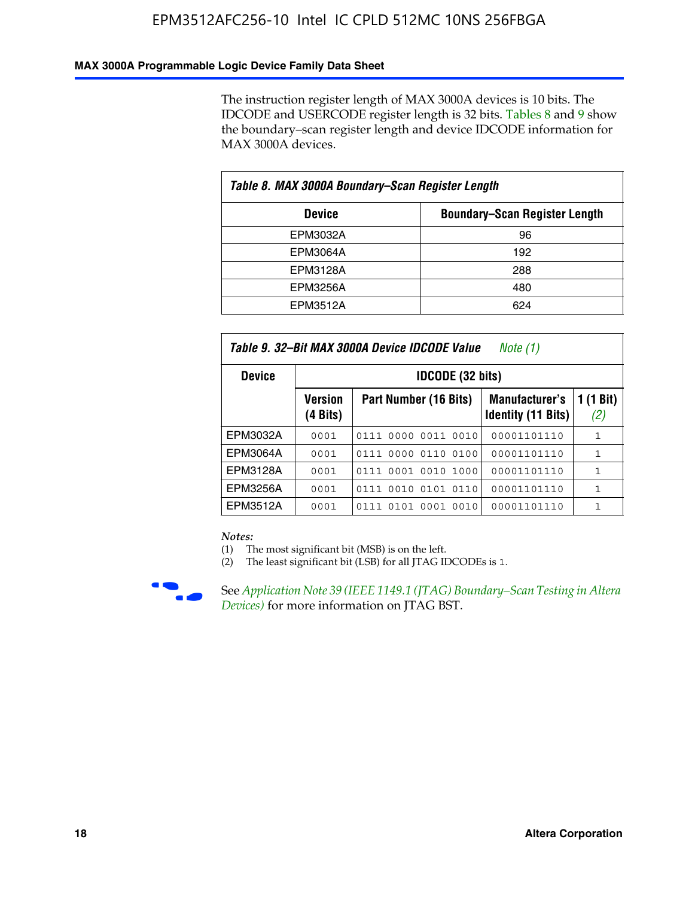The instruction register length of MAX 3000A devices is 10 bits. The IDCODE and USERCODE register length is 32 bits. Tables 8 and 9 show the boundary–scan register length and device IDCODE information for MAX 3000A devices.

*Table 8. MAX 3000A Boundary–Scan Register Length*

| Device | Boundary–Scan Register Length |
|---|---|
| EPM3032A | 96 |
| EPM3064A | 192 |
| EPM3128A | 288 |
| EPM3256A | 480 |
| EPM3512A | 624 |

*Table 9. 32–Bit MAX 3000A Device IDCODE Value Note (1)*

| Device | IDCODE (32 bits) | | | |
|---|---|---|---|---|
| | Version (4 Bits) | Part Number (16 Bits) | Manufacturer's Identity (11 Bits) | 1 (1 Bit) (2) |
| EPM3032A | 0001 | 0111 0000 0011 0010 | 00001101110 | 1 |
| EPM3064A | 0001 | 0111 0000 0110 0100 | 00001101110 | 1 |
| EPM3128A | 0001 | 0111 0001 0010 1000 | 00001101110 | 1 |
| EPM3256A | 0001 | 0111 0010 0101 0110 | 00001101110 | 1 |
| EPM3512A | 0001 | 0111 0101 0001 0010 | 00001101110 | 1 |

*Notes:*

(1) The most significant bit (MSB) is on the left.

(2) The least significant bit (LSB) for all JTAG IDCODEs is 1.

See *Application Note 39 (IEEE 1149.1 (JTAG) Boundary–Scan Testing in Altera Devices)* for more information on JTAG BST.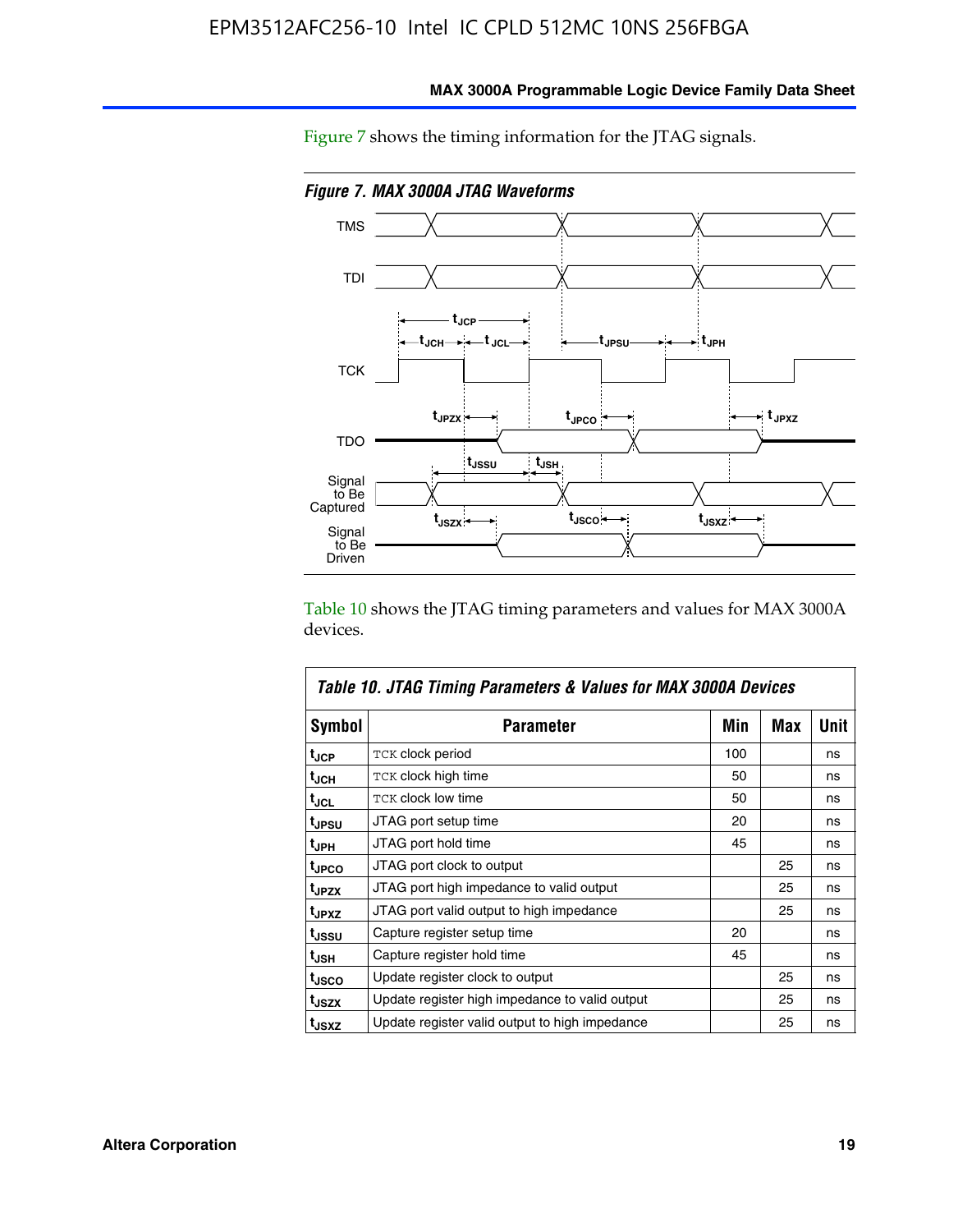Figure 7 shows the timing information for the JTAG signals.

*Figure 7. MAX 3000A JTAG Waveforms*

Table 10 shows the JTAG timing parameters and values for MAX 3000A devices.

| Table 10. JTAG Timing Parameters & Values for MAX 3000A Devices | | | | |
|---|---|---|---|---|
| **Symbol** | **Parameter** | **Min** | **Max** | **Unit** |
| $t_{JCP}$ | TCK clock period | 100 | | ns |
| $t_{JCH}$ | TCK clock high time | 50 | | ns |
| $t_{JCL}$ | TCK clock low time | 50 | | ns |
| $t_{JPSU}$ | JTAG port setup time | 20 | | ns |
| $t_{JPH}$ | JTAG port hold time | 45 | | ns |
| $t_{JPCO}$ | JTAG port clock to output | | 25 | ns |
| $t_{JPZX}$ | JTAG port high impedance to valid output | | 25 | ns |
| $t_{JPXZ}$ | JTAG port valid output to high impedance | | 25 | ns |
| $t_{JSSU}$ | Capture register setup time | 20 | | ns |
| $t_{JSH}$ | Capture register hold time | 45 | | ns |
| $t_{JSCO}$ | Update register clock to output | | 25 | ns |
| $t_{JSZX}$ | Update register high impedance to valid output | | 25 | ns |
| $t_{JSXZ}$ | Update register valid output to high impedance | | 25 | ns |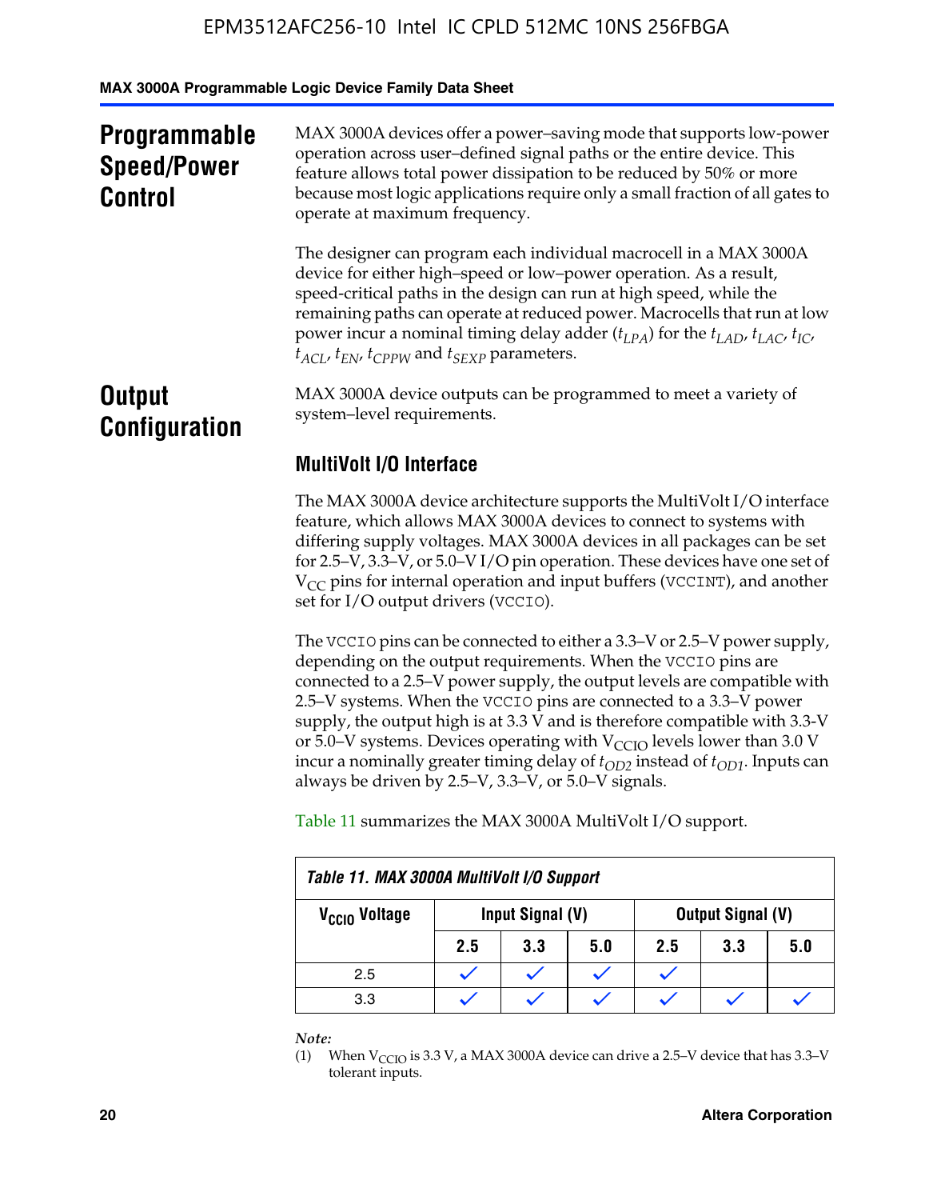## Programmable Speed/Power Control

MAX 3000A devices offer a power–saving mode that supports low-power operation across user–defined signal paths or the entire device. This feature allows total power dissipation to be reduced by 50% or more because most logic applications require only a small fraction of all gates to operate at maximum frequency.

The designer can program each individual macrocell in a MAX 3000A device for either high–speed or low–power operation. As a result, speed-critical paths in the design can run at high speed, while the remaining paths can operate at reduced power. Macrocells that run at low power incur a nominal timing delay adder ($t_{LPA}$) for the $t_{LAD}$, $t_{LAC}$, $t_{IC}$, $t_{ACL}$, $t_{EN}$, $t_{CPPW}$ and $t_{SEXP}$ parameters.

## Output Configuration

MAX 3000A device outputs can be programmed to meet a variety of system–level requirements.

### MultiVolt I/O Interface

The MAX 3000A device architecture supports the MultiVolt I/O interface feature, which allows MAX 3000A devices to connect to systems with differing supply voltages. MAX 3000A devices in all packages can be set for 2.5–V, 3.3–V, or 5.0–V I/O pin operation. These devices have one set of $V_{CC}$ pins for internal operation and input buffers (VCCINT), and another set for I/O output drivers (VCCIO).

The VCCIO pins can be connected to either a 3.3–V or 2.5–V power supply, depending on the output requirements. When the VCCIO pins are connected to a 2.5–V power supply, the output levels are compatible with 2.5–V systems. When the VCCIO pins are connected to a 3.3–V power supply, the output high is at 3.3 V and is therefore compatible with 3.3-V or 5.0–V systems. Devices operating with $V_{CCIO}$ levels lower than 3.0 V incur a nominally greater timing delay of $t_{OD2}$ instead of $t_{OD1}$. Inputs can always be driven by 2.5–V, 3.3–V, or 5.0–V signals.

Table 11 summarizes the MAX 3000A MultiVolt I/O support.

**Table 11. MAX 3000A MultiVolt I/O Support**

| $V_{CCIO}$ Voltage | Input Signal (V) | | | Output Signal (V) | | |
|---|---|---|---|---|---|---|
| | 2.5 | 3.3 | 5.0 | 2.5 | 3.3 | 5.0 |
| 2.5 | ✓ | ✓ | ✓ | ✓ | | |
| 3.3 | ✓ | ✓ | ✓ | ✓ | ✓ | ✓ |

*Note:*

(1) When $V_{CCIO}$ is 3.3 V, a MAX 3000A device can drive a 2.5–V device that has 3.3–V tolerant inputs.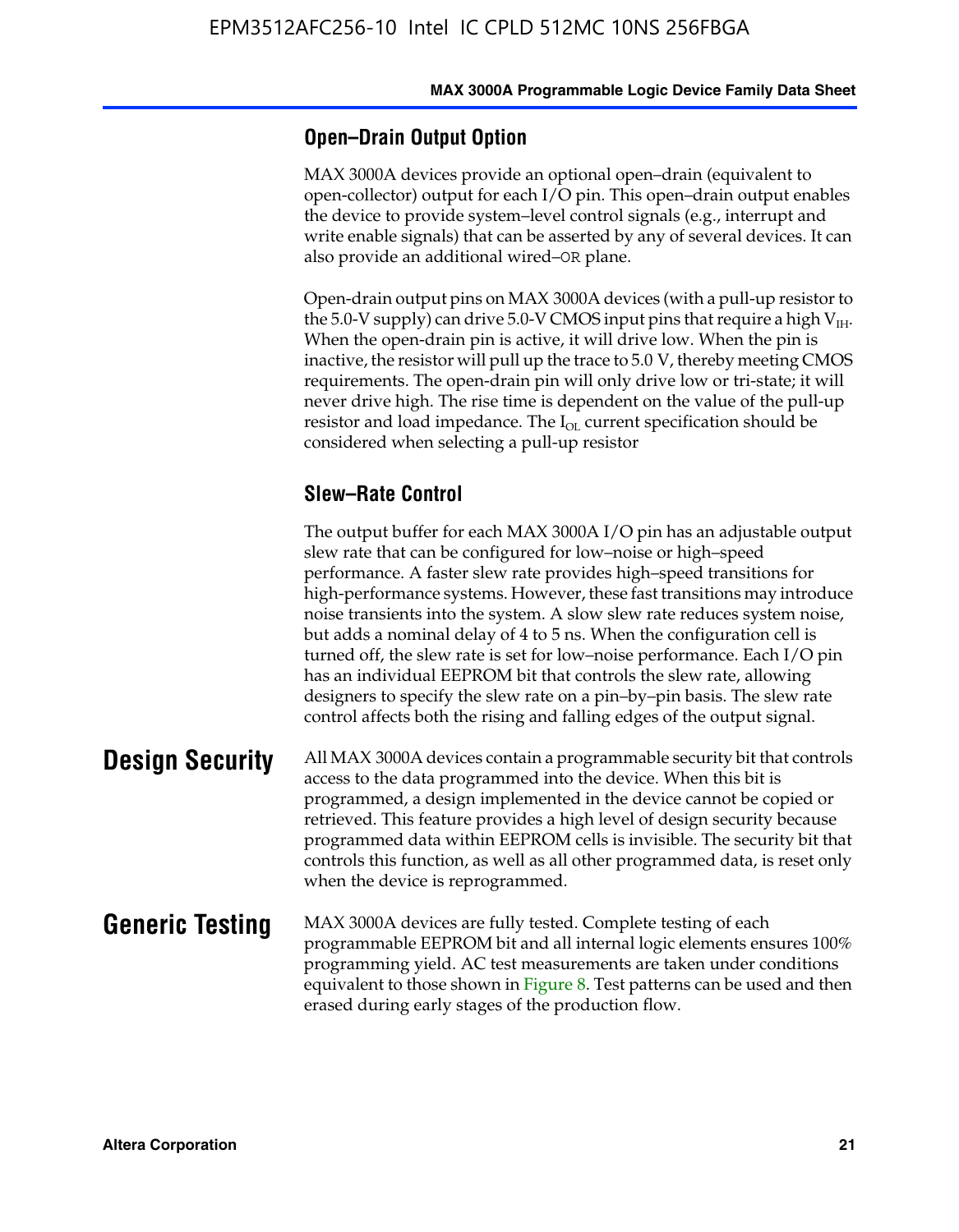### Open–Drain Output Option

MAX 3000A devices provide an optional open–drain (equivalent to open-collector) output for each I/O pin. This open–drain output enables the device to provide system–level control signals (e.g., interrupt and write enable signals) that can be asserted by any of several devices. It can also provide an additional wired–OR plane.

Open-drain output pins on MAX 3000A devices (with a pull-up resistor to the 5.0-V supply) can drive 5.0-V CMOS input pins that require a high $V_{IH}$. When the open-drain pin is active, it will drive low. When the pin is inactive, the resistor will pull up the trace to 5.0 V, thereby meeting CMOS requirements. The open-drain pin will only drive low or tri-state; it will never drive high. The rise time is dependent on the value of the pull-up resistor and load impedance. The $I_{OL}$ current specification should be considered when selecting a pull-up resistor

### Slew–Rate Control

The output buffer for each MAX 3000A I/O pin has an adjustable output slew rate that can be configured for low–noise or high–speed performance. A faster slew rate provides high–speed transitions for high-performance systems. However, these fast transitions may introduce noise transients into the system. A slow slew rate reduces system noise, but adds a nominal delay of 4 to 5 ns. When the configuration cell is turned off, the slew rate is set for low–noise performance. Each I/O pin has an individual EEPROM bit that controls the slew rate, allowing designers to specify the slew rate on a pin–by–pin basis. The slew rate control affects both the rising and falling edges of the output signal.

## Design Security

All MAX 3000A devices contain a programmable security bit that controls access to the data programmed into the device. When this bit is programmed, a design implemented in the device cannot be copied or retrieved. This feature provides a high level of design security because programmed data within EEPROM cells is invisible. The security bit that controls this function, as well as all other programmed data, is reset only when the device is reprogrammed.

## Generic Testing

MAX 3000A devices are fully tested. Complete testing of each programmable EEPROM bit and all internal logic elements ensures 100% programming yield. AC test measurements are taken under conditions equivalent to those shown in Figure 8. Test patterns can be used and then erased during early stages of the production flow.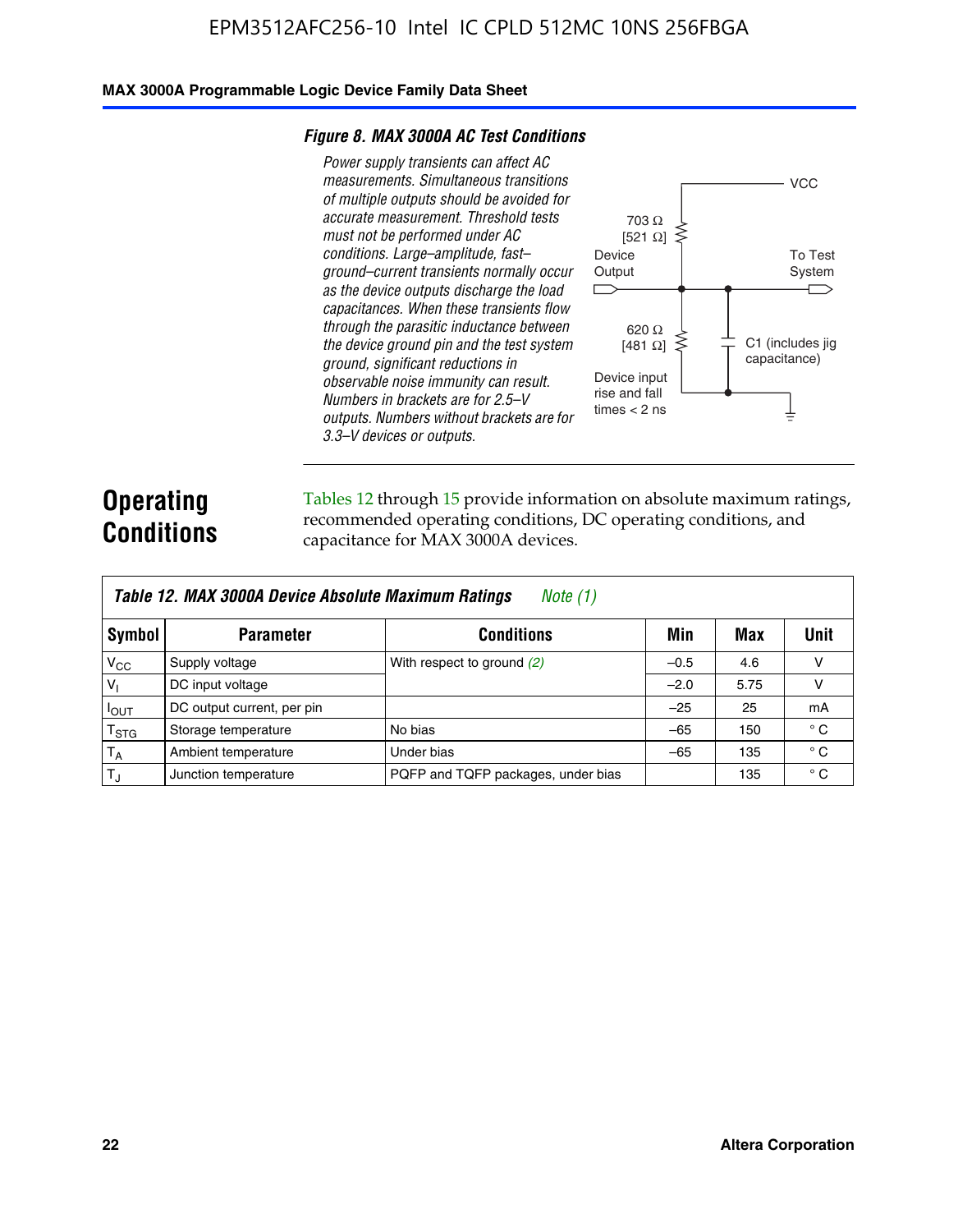### Figure 8. MAX 3000A AC Test Conditions

*Power supply transients can affect AC measurements. Simultaneous transitions of multiple outputs should be avoided for accurate measurement. Threshold tests must not be performed under AC conditions. Large–amplitude, fast–ground–current transients normally occur as the device outputs discharge the load capacitances. When these transients flow through the parasitic inductance between the device ground pin and the test system ground, significant reductions in observable noise immunity can result. Numbers in brackets are for 2.5–V outputs. Numbers without brackets are for 3.3–V devices or outputs.*

VCC

703 Ω [521 Ω]

Device Output

To Test System

620 Ω [481 Ω]

C1 (includes jig capacitance)

Device input rise and fall times < 2 ns

## Operating Conditions

Tables 12 through 15 provide information on absolute maximum ratings, recommended operating conditions, DC operating conditions, and capacitance for MAX 3000A devices.

**Table 12. MAX 3000A Device Absolute Maximum Ratings** *Note (1)*

| Symbol | Parameter | Conditions | Min | Max | Unit |
|---|---|---|---|---|---|
| $V_{CC}$ | Supply voltage | With respect to ground *(2)* | –0.5 | 4.6 | V |
| $V_I$ | DC input voltage | | –2.0 | 5.75 | V |
| $I_{OUT}$ | DC output current, per pin | | –25 | 25 | mA |
| $T_{STG}$ | Storage temperature | No bias | –65 | 150 | ° C |
| $T_A$ | Ambient temperature | Under bias | –65 | 135 | ° C |
| $T_J$ | Junction temperature | PQFP and TQFP packages, under bias | | 135 | ° C |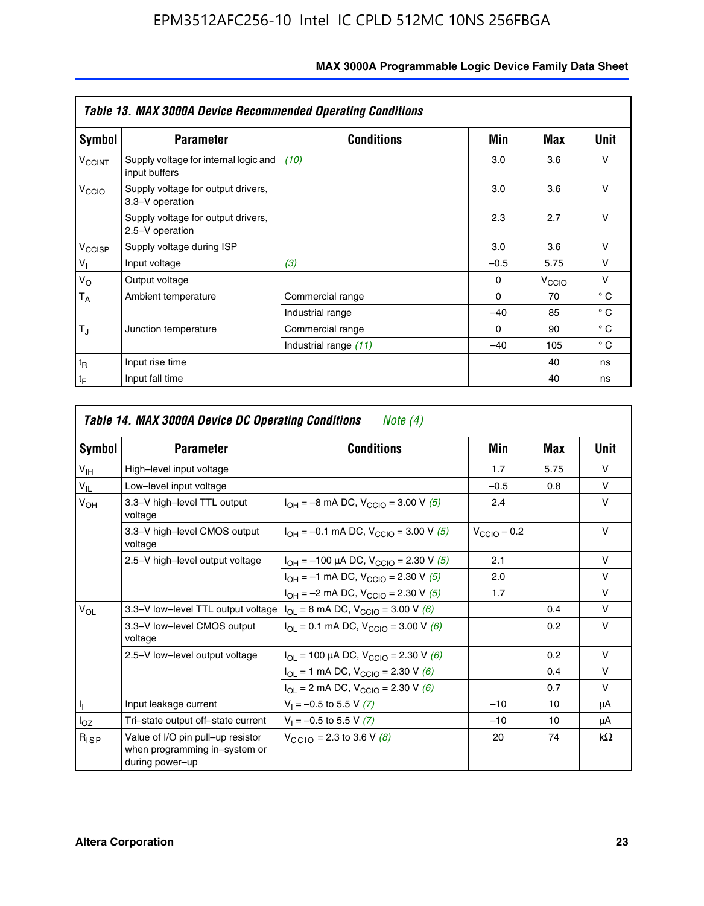**Table 13. MAX 3000A Device Recommended Operating Conditions**

| Symbol | Parameter | Conditions | Min | Max | Unit |
|---|---|---|---|---|---|
| $V_{CCINT}$ | Supply voltage for internal logic and input buffers | *(10)* | 3.0 | 3.6 | V |
| $V_{CCIO}$ | Supply voltage for output drivers, 3.3–V operation | | 3.0 | 3.6 | V |
| | Supply voltage for output drivers, 2.5–V operation | | 2.3 | 2.7 | V |
| $V_{CCISP}$ | Supply voltage during ISP | | 3.0 | 3.6 | V |
| $V_I$ | Input voltage | *(3)* | –0.5 | 5.75 | V |
| $V_O$ | Output voltage | | 0 | $V_{CCIO}$ | V |
| $T_A$ | Ambient temperature | Commercial range | 0 | 70 | ° C |
| | | Industrial range | –40 | 85 | ° C |
| $T_J$ | Junction temperature | Commercial range | 0 | 90 | ° C |
| | | Industrial range *(11)* | –40 | 105 | ° C |
| $t_R$ | Input rise time | | | 40 | ns |
| $t_F$ | Input fall time | | | 40 | ns |

**Table 14. MAX 3000A Device DC Operating Conditions** *Note (4)*

| Symbol | Parameter | Conditions | Min | Max | Unit |
|---|---|---|---|---|---|
| $V_{IH}$ | High–level input voltage | | 1.7 | 5.75 | V |
| $V_{IL}$ | Low–level input voltage | | –0.5 | 0.8 | V |
| $V_{OH}$ | 3.3–V high–level TTL output voltage | $I_{OH}$ = –8 mA DC, $V_{CCIO}$ = 3.00 V *(5)* | 2.4 | | V |
| | 3.3–V high–level CMOS output voltage | $I_{OH}$ = –0.1 mA DC, $V_{CCIO}$ = 3.00 V *(5)* | $V_{CCIO}$ – 0.2 | | V |
| | 2.5–V high–level output voltage | $I_{OH}$ = –100 µA DC, $V_{CCIO}$ = 2.30 V *(5)* | 2.1 | | V |
| | | $I_{OH}$ = –1 mA DC, $V_{CCIO}$ = 2.30 V *(5)* | 2.0 | | V |
| | | $I_{OH}$ = –2 mA DC, $V_{CCIO}$ = 2.30 V *(5)* | 1.7 | | V |
| $V_{OL}$ | 3.3–V low–level TTL output voltage | $I_{OL}$ = 8 mA DC, $V_{CCIO}$ = 3.00 V *(6)* | | 0.4 | V |
| | 3.3–V low–level CMOS output voltage | $I_{OL}$ = 0.1 mA DC, $V_{CCIO}$ = 3.00 V *(6)* | | 0.2 | V |
| | 2.5–V low–level output voltage | $I_{OL}$ = 100 µA DC, $V_{CCIO}$ = 2.30 V *(6)* | | 0.2 | V |
| | | $I_{OL}$ = 1 mA DC, $V_{CCIO}$ = 2.30 V *(6)* | | 0.4 | V |
| | | $I_{OL}$ = 2 mA DC, $V_{CCIO}$ = 2.30 V *(6)* | | 0.7 | V |
| $I_I$ | Input leakage current | $V_I$ = –0.5 to 5.5 V *(7)* | –10 | 10 | µA |
| $I_{OZ}$ | Tri–state output off–state current | $V_I$ = –0.5 to 5.5 V *(7)* | –10 | 10 | µA |
| $R_{ISP}$ | Value of I/O pin pull–up resistor when programming in–system or during power–up | $V_{CCIO}$ = 2.3 to 3.6 V *(8)* | 20 | 74 | kΩ |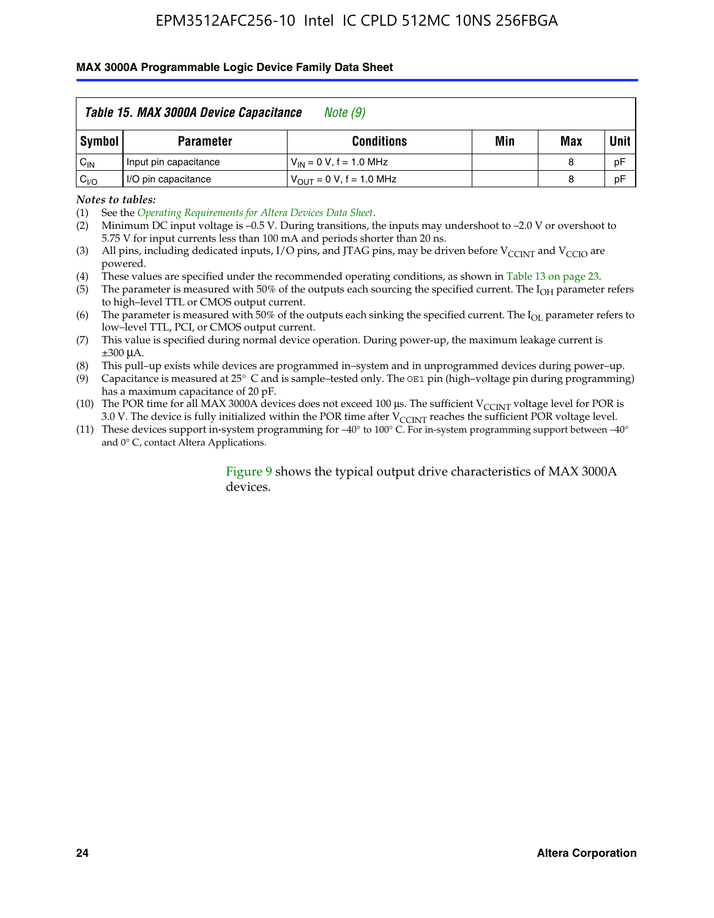| *Table 15. MAX 3000A Device Capacitance* *Note (9)* | | | | | |
|---|---|---|---|---|---|
| **Symbol** | **Parameter** | **Conditions** | **Min** | **Max** | **Unit** |
| $C_{IN}$ | Input pin capacitance | $V_{IN}$ = 0 V, f = 1.0 MHz | | 8 | pF |
| $C_{I/O}$ | I/O pin capacitance | $V_{OUT}$ = 0 V, f = 1.0 MHz | | 8 | pF |

*Notes to tables:*

(1) See the *Operating Requirements for Altera Devices Data Sheet*.

(2) Minimum DC input voltage is –0.5 V. During transitions, the inputs may undershoot to –2.0 V or overshoot to 5.75 V for input currents less than 100 mA and periods shorter than 20 ns.

(3) All pins, including dedicated inputs, I/O pins, and JTAG pins, may be driven before $V_{CCINT}$ and $V_{CCIO}$ are powered.

(4) These values are specified under the recommended operating conditions, as shown in Table 13 on page 23.

(5) The parameter is measured with 50% of the outputs each sourcing the specified current. The $I_{OH}$ parameter refers to high–level TTL or CMOS output current.

(6) The parameter is measured with 50% of the outputs each sinking the specified current. The $I_{OL}$ parameter refers to low–level TTL, PCI, or CMOS output current.

(7) This value is specified during normal device operation. During power-up, the maximum leakage current is ±300 μA.

(8) This pull–up exists while devices are programmed in–system and in unprogrammed devices during power–up.

(9) Capacitance is measured at 25° C and is sample–tested only. The `OE1` pin (high–voltage pin during programming) has a maximum capacitance of 20 pF.

(10) The POR time for all MAX 3000A devices does not exceed 100 μs. The sufficient $V_{CCINT}$ voltage level for POR is 3.0 V. The device is fully initialized within the POR time after $V_{CCINT}$ reaches the sufficient POR voltage level.

(11) These devices support in-system programming for –40° to 100° C. For in-system programming support between –40° and 0° C, contact Altera Applications.

Figure 9 shows the typical output drive characteristics of MAX 3000A devices.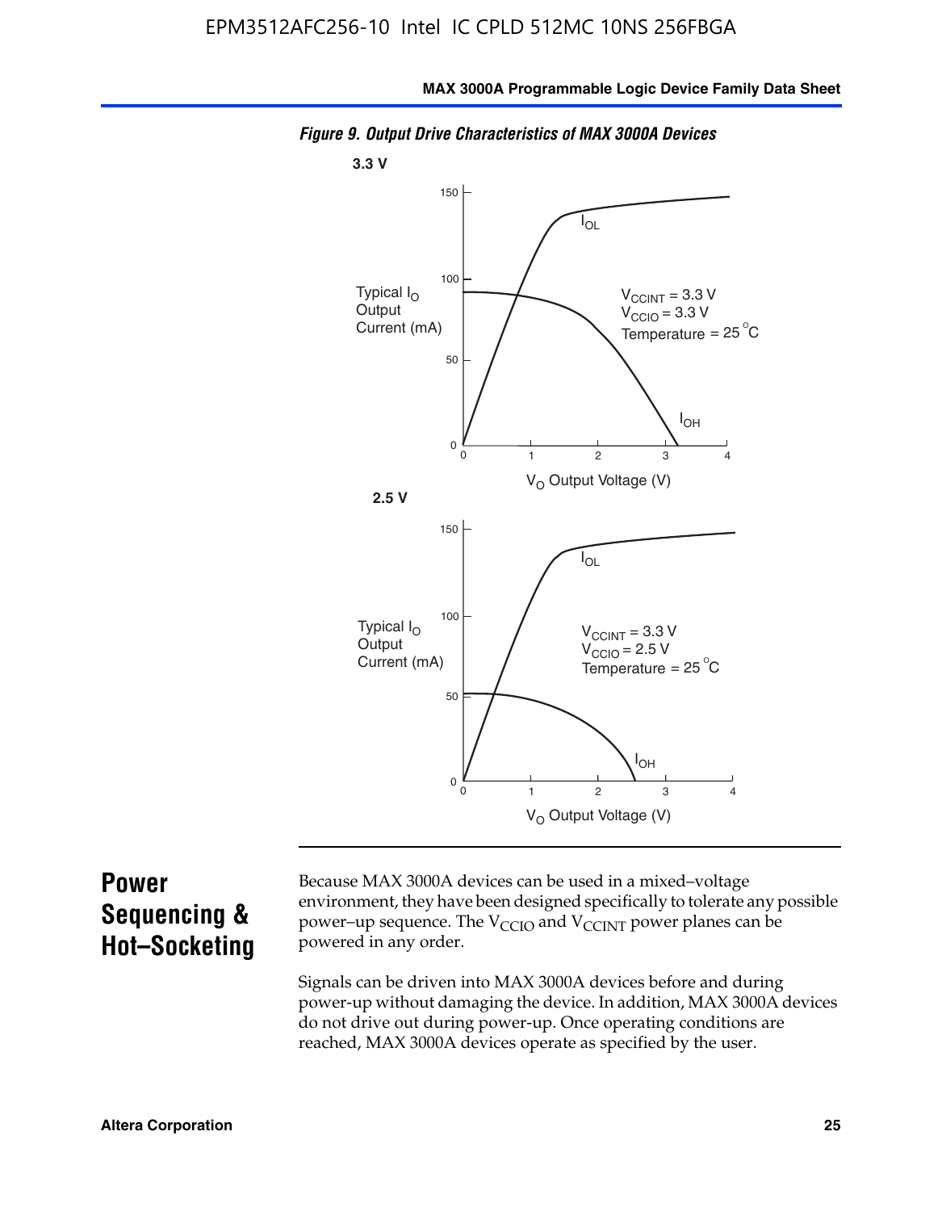*Figure 9. Output Drive Characteristics of MAX 3000A Devices*

3.3 V

Typical $I_O$ Output Current (mA)

$I_{OL}$

$V_{CCINT}$ = 3.3 V
$V_{CCIO}$ = 3.3 V
Temperature = 25 °C

$I_{OH}$

$V_O$ Output Voltage (V)

2.5 V

Typical $I_O$ Output Current (mA)

$I_{OL}$

$V_{CCINT}$ = 3.3 V
$V_{CCIO}$ = 2.5 V
Temperature = 25 °C

$I_{OH}$

$V_O$ Output Voltage (V)

## Power Sequencing & Hot–Socketing

Because MAX 3000A devices can be used in a mixed–voltage environment, they have been designed specifically to tolerate any possible power–up sequence. The $V_{CCIO}$ and $V_{CCINT}$ power planes can be powered in any order.

Signals can be driven into MAX 3000A devices before and during power-up without damaging the device. In addition, MAX 3000A devices do not drive out during power-up. Once operating conditions are reached, MAX 3000A devices operate as specified by the user.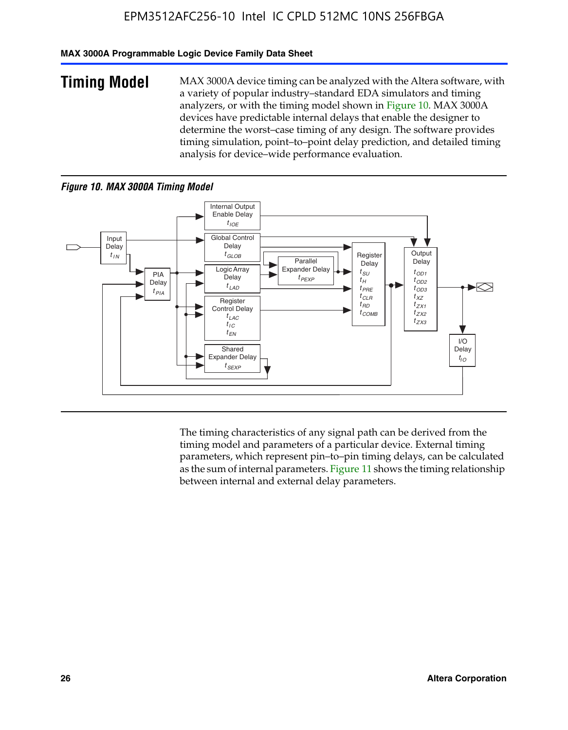## Timing Model

MAX 3000A device timing can be analyzed with the Altera software, with a variety of popular industry–standard EDA simulators and timing analyzers, or with the timing model shown in Figure 10. MAX 3000A devices have predictable internal delays that enable the designer to determine the worst–case timing of any design. The software provides timing simulation, point–to–point delay prediction, and detailed timing analysis for device–wide performance evaluation.

*Figure 10. MAX 3000A Timing Model*

Input Delay $t_{IN}$

PIA Delay $t_{PIA}$

Internal Output Enable Delay $t_{IOE}$

Global Control Delay $t_{GLOB}$

Logic Array Delay $t_{LAD}$

Register Control Delay $t_{LAC}$ $t_{IC}$ $t_{EN}$

Shared Expander Delay $t_{SEXP}$

Parallel Expander Delay $t_{PEXP}$

Register Delay $t_{SU}$ $t_{H}$ $t_{PRE}$ $t_{CLR}$ $t_{RD}$ $t_{COMB}$

Output Delay $t_{OD1}$ $t_{OD2}$ $t_{OD3}$ $t_{XZ}$ $t_{ZX1}$ $t_{ZX2}$ $t_{ZX3}$

I/O Delay $t_{IO}$

The timing characteristics of any signal path can be derived from the timing model and parameters of a particular device. External timing parameters, which represent pin–to–pin timing delays, can be calculated as the sum of internal parameters. Figure 11 shows the timing relationship between internal and external delay parameters.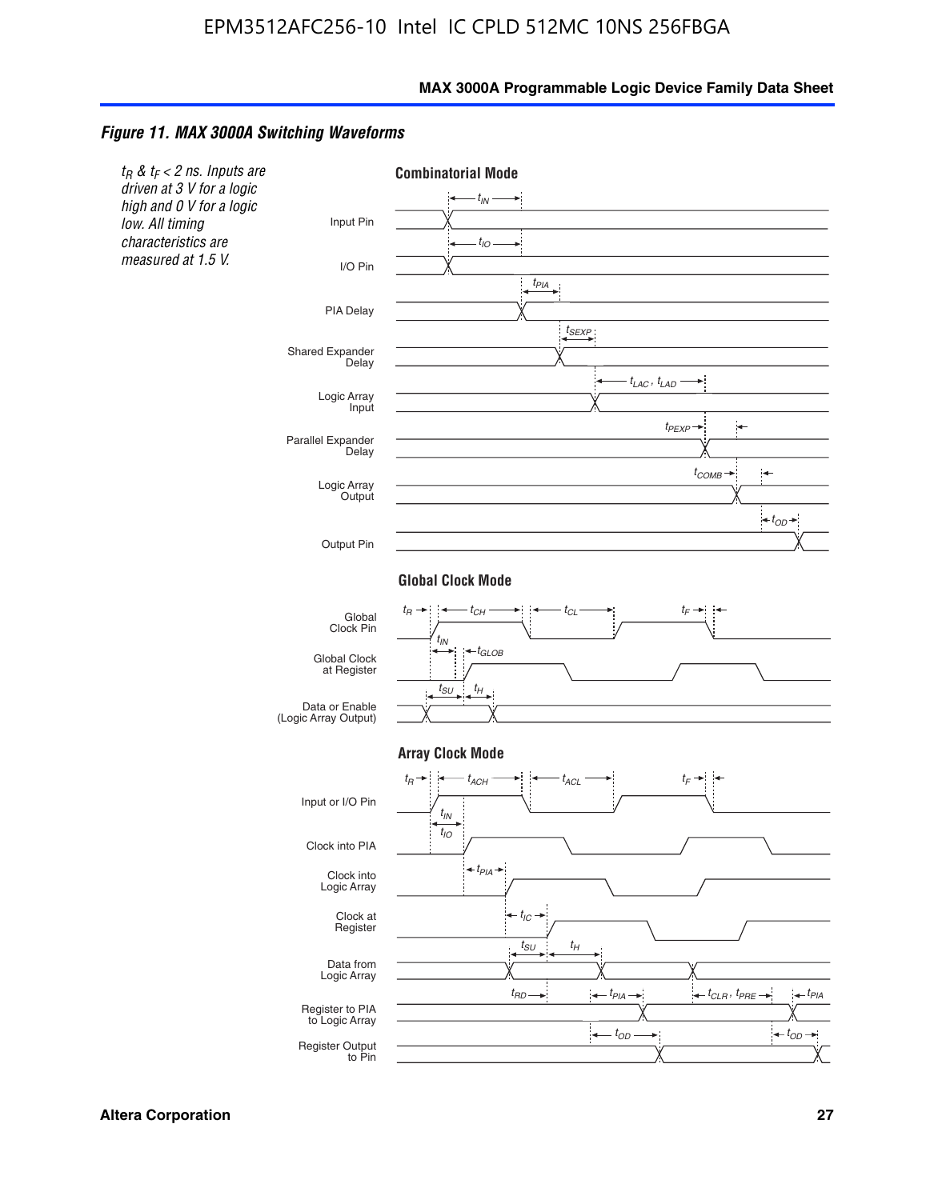*Figure 11. MAX 3000A Switching Waveforms*

*$t_R$ & $t_F$ < 2 ns. Inputs are driven at 3 V for a logic high and 0 V for a logic low. All timing characteristics are measured at 1.5 V.*

**Combinatorial Mode**

Input Pin — $t_{IN}$

I/O Pin — $t_{IO}$

PIA Delay — $t_{PIA}$

Shared Expander Delay — $t_{SEXP}$

Logic Array Input — $t_{LAC}$, $t_{LAD}$

Parallel Expander Delay — $t_{PEXP}$

Logic Array Output — $t_{COMB}$

Output Pin — $t_{OD}$

**Global Clock Mode**

Global Clock Pin — $t_R$, $t_{CH}$, $t_{CL}$, $t_F$

Global Clock at Register — $t_{IN}$, $t_{GLOB}$

Data or Enable (Logic Array Output) — $t_{SU}$, $t_H$

**Array Clock Mode**

Input or I/O Pin — $t_R$, $t_{ACH}$, $t_{ACL}$, $t_F$

Clock into PIA — $t_{IN}$, $t_{IO}$

Clock into Logic Array — $t_{PIA}$

Clock at Register — $t_{IC}$

Data from Logic Array — $t_{SU}$, $t_H$

Register to PIA to Logic Array — $t_{RD}$, $t_{PIA}$, $t_{CLR}$, $t_{PRE}$, $t_{PIA}$

Register Output to Pin — $t_{OD}$, $t_{OD}$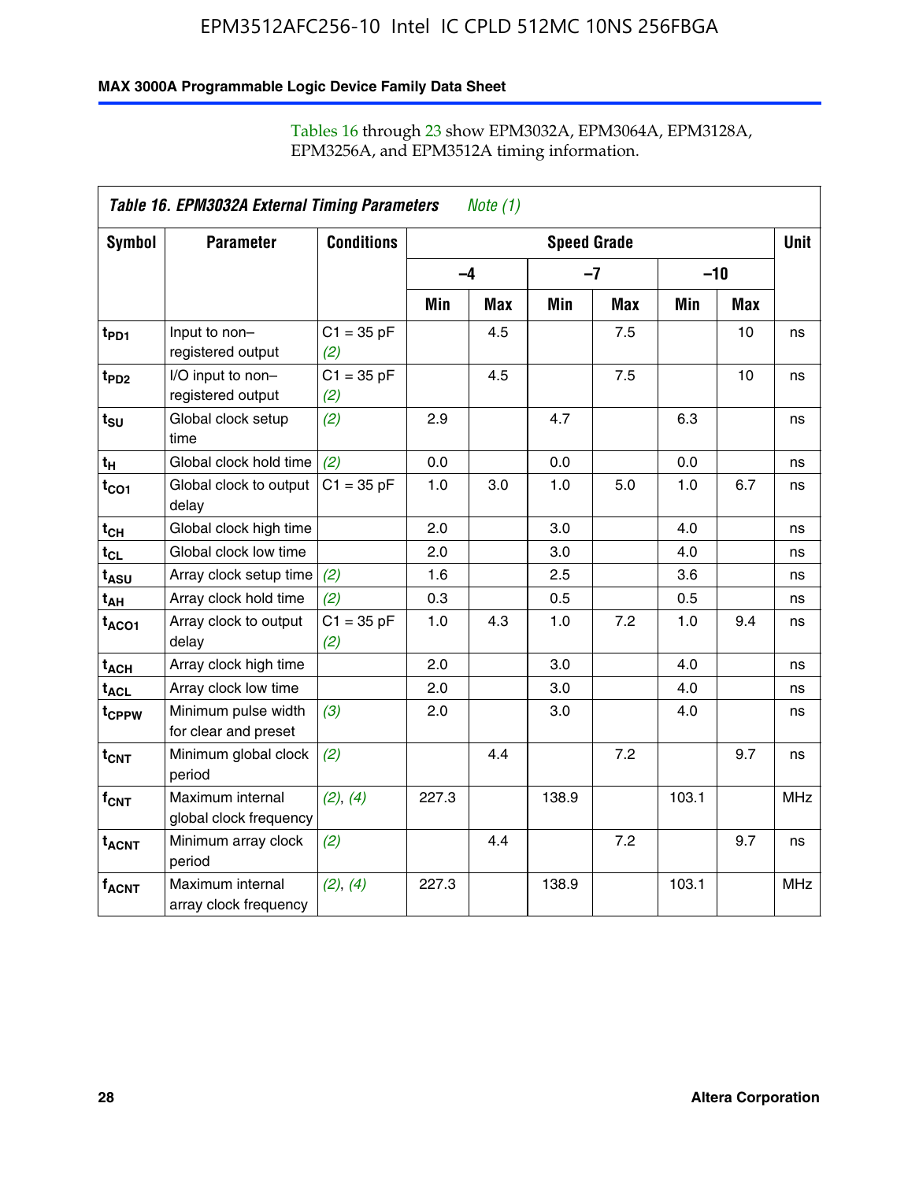Tables 16 through 23 show EPM3032A, EPM3064A, EPM3128A, EPM3256A, and EPM3512A timing information.

**Table 16. EPM3032A External Timing Parameters** *Note (1)*

| Symbol | Parameter | Conditions | Speed Grade | | | | | | Unit |
|---|---|---|---|---|---|---|---|---|---|
| | | | –4 | | –7 | | –10 | | |
| | | | Min | Max | Min | Max | Min | Max | |
| $t_{PD1}$ | Input to non–registered output | C1 = 35 pF *(2)* | | 4.5 | | 7.5 | | 10 | ns |
| $t_{PD2}$ | I/O input to non–registered output | C1 = 35 pF *(2)* | | 4.5 | | 7.5 | | 10 | ns |
| $t_{SU}$ | Global clock setup time | *(2)* | 2.9 | | 4.7 | | 6.3 | | ns |
| $t_{H}$ | Global clock hold time | *(2)* | 0.0 | | 0.0 | | 0.0 | | ns |
| $t_{CO1}$ | Global clock to output delay | C1 = 35 pF | 1.0 | 3.0 | 1.0 | 5.0 | 1.0 | 6.7 | ns |
| $t_{CH}$ | Global clock high time | | 2.0 | | 3.0 | | 4.0 | | ns |
| $t_{CL}$ | Global clock low time | | 2.0 | | 3.0 | | 4.0 | | ns |
| $t_{ASU}$ | Array clock setup time | *(2)* | 1.6 | | 2.5 | | 3.6 | | ns |
| $t_{AH}$ | Array clock hold time | *(2)* | 0.3 | | 0.5 | | 0.5 | | ns |
| $t_{ACO1}$ | Array clock to output delay | C1 = 35 pF *(2)* | 1.0 | 4.3 | 1.0 | 7.2 | 1.0 | 9.4 | ns |
| $t_{ACH}$ | Array clock high time | | 2.0 | | 3.0 | | 4.0 | | ns |
| $t_{ACL}$ | Array clock low time | | 2.0 | | 3.0 | | 4.0 | | ns |
| $t_{CPPW}$ | Minimum pulse width for clear and preset | *(3)* | 2.0 | | 3.0 | | 4.0 | | ns |
| $t_{CNT}$ | Minimum global clock period | *(2)* | | 4.4 | | 7.2 | | 9.7 | ns |
| $f_{CNT}$ | Maximum internal global clock frequency | *(2)*, *(4)* | 227.3 | | 138.9 | | 103.1 | | MHz |
| $t_{ACNT}$ | Minimum array clock period | *(2)* | | 4.4 | | 7.2 | | 9.7 | ns |
| $f_{ACNT}$ | Maximum internal array clock frequency | *(2)*, *(4)* | 227.3 | | 138.9 | | 103.1 | | MHz |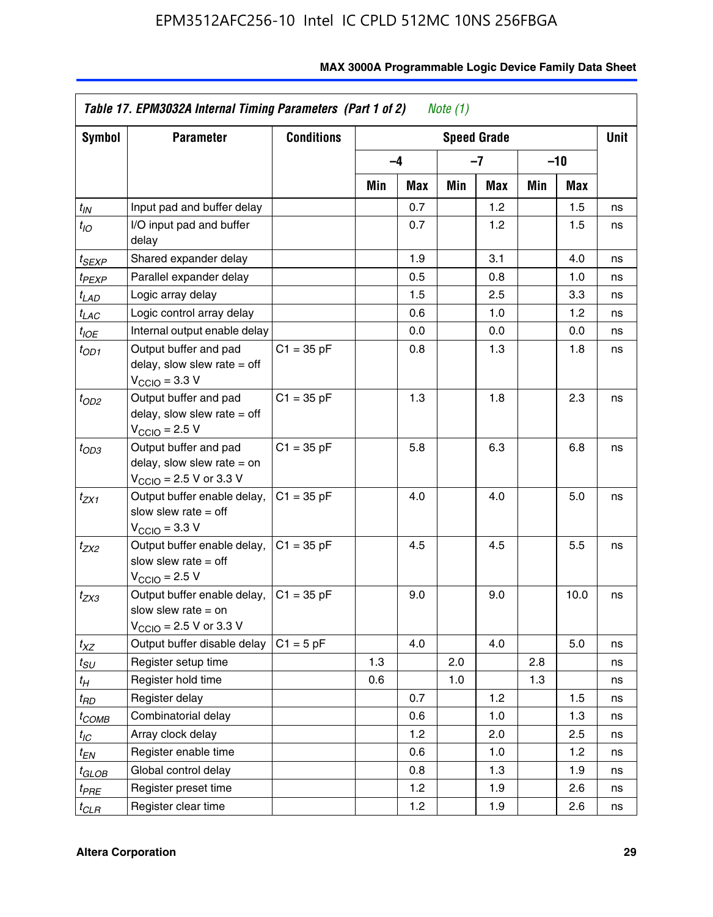**Table 17. EPM3032A Internal Timing Parameters (Part 1 of 2)** *Note (1)*

| Symbol | Parameter | Conditions | Speed Grade | | | | | | Unit |
|---|---|---|---|---|---|---|---|---|---|
| | | | –4 | | –7 | | –10 | | |
| | | | Min | Max | Min | Max | Min | Max | |
| $t_{IN}$ | Input pad and buffer delay | | | 0.7 | | 1.2 | | 1.5 | ns |
| $t_{IO}$ | I/O input pad and buffer delay | | | 0.7 | | 1.2 | | 1.5 | ns |
| $t_{SEXP}$ | Shared expander delay | | | 1.9 | | 3.1 | | 4.0 | ns |
| $t_{PEXP}$ | Parallel expander delay | | | 0.5 | | 0.8 | | 1.0 | ns |
| $t_{LAD}$ | Logic array delay | | | 1.5 | | 2.5 | | 3.3 | ns |
| $t_{LAC}$ | Logic control array delay | | | 0.6 | | 1.0 | | 1.2 | ns |
| $t_{IOE}$ | Internal output enable delay | | | 0.0 | | 0.0 | | 0.0 | ns |
| $t_{OD1}$ | Output buffer and pad delay, slow slew rate = off $V_{CCIO}$ = 3.3 V | C1 = 35 pF | | 0.8 | | 1.3 | | 1.8 | ns |
| $t_{OD2}$ | Output buffer and pad delay, slow slew rate = off $V_{CCIO}$ = 2.5 V | C1 = 35 pF | | 1.3 | | 1.8 | | 2.3 | ns |
| $t_{OD3}$ | Output buffer and pad delay, slow slew rate = on $V_{CCIO}$ = 2.5 V or 3.3 V | C1 = 35 pF | | 5.8 | | 6.3 | | 6.8 | ns |
| $t_{ZX1}$ | Output buffer enable delay, slow slew rate = off $V_{CCIO}$ = 3.3 V | C1 = 35 pF | | 4.0 | | 4.0 | | 5.0 | ns |
| $t_{ZX2}$ | Output buffer enable delay, slow slew rate = off $V_{CCIO}$ = 2.5 V | C1 = 35 pF | | 4.5 | | 4.5 | | 5.5 | ns |
| $t_{ZX3}$ | Output buffer enable delay, slow slew rate = on $V_{CCIO}$ = 2.5 V or 3.3 V | C1 = 35 pF | | 9.0 | | 9.0 | | 10.0 | ns |
| $t_{XZ}$ | Output buffer disable delay | C1 = 5 pF | | 4.0 | | 4.0 | | 5.0 | ns |
| $t_{SU}$ | Register setup time | | 1.3 | | 2.0 | | 2.8 | | ns |
| $t_{H}$ | Register hold time | | 0.6 | | 1.0 | | 1.3 | | ns |
| $t_{RD}$ | Register delay | | | 0.7 | | 1.2 | | 1.5 | ns |
| $t_{COMB}$ | Combinatorial delay | | | 0.6 | | 1.0 | | 1.3 | ns |
| $t_{IC}$ | Array clock delay | | | 1.2 | | 2.0 | | 2.5 | ns |
| $t_{EN}$ | Register enable time | | | 0.6 | | 1.0 | | 1.2 | ns |
| $t_{GLOB}$ | Global control delay | | | 0.8 | | 1.3 | | 1.9 | ns |
| $t_{PRE}$ | Register preset time | | | 1.2 | | 1.9 | | 2.6 | ns |
| $t_{CLR}$ | Register clear time | | | 1.2 | | 1.9 | | 2.6 | ns |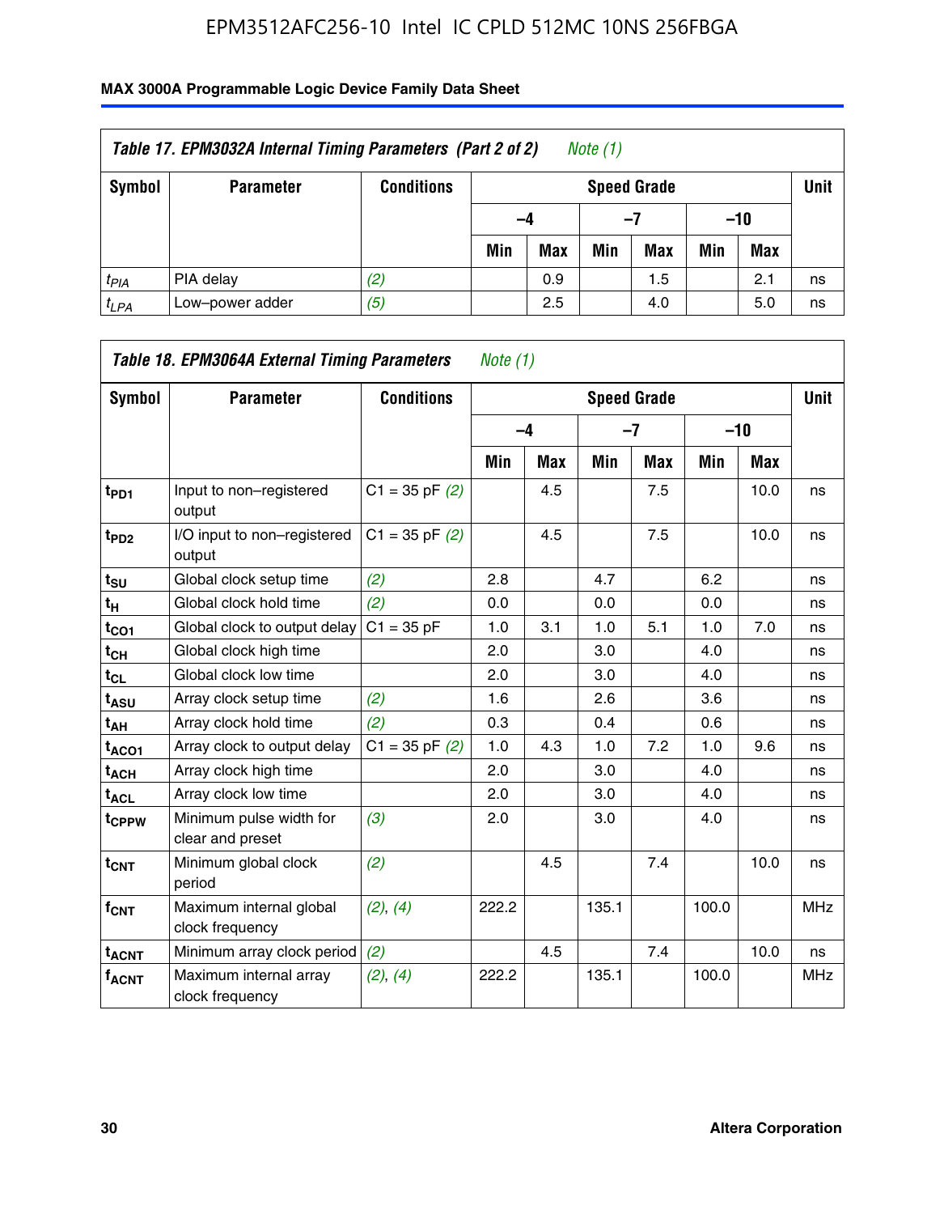| Table 17. EPM3032A Internal Timing Parameters (Part 2 of 2) Note (1) | | | | | | | | | |
|---|---|---|---|---|---|---|---|---|---|
| Symbol | Parameter | Conditions | Speed Grade | | | | | | Unit |
| | | | –4 | | –7 | | –10 | | |
| | | | Min | Max | Min | Max | Min | Max | |
| $t_{PIA}$ | PIA delay | (2) | | 0.9 | | 1.5 | | 2.1 | ns |
| $t_{LPA}$ | Low–power adder | (5) | | 2.5 | | 4.0 | | 5.0 | ns |

| Table 18. EPM3064A External Timing Parameters Note (1) | | | | | | | | | |
|---|---|---|---|---|---|---|---|---|---|
| Symbol | Parameter | Conditions | Speed Grade | | | | | | Unit |
| | | | –4 | | –7 | | –10 | | |
| | | | Min | Max | Min | Max | Min | Max | |
| $t_{PD1}$ | Input to non–registered output | C1 = 35 pF (2) | | 4.5 | | 7.5 | | 10.0 | ns |
| $t_{PD2}$ | I/O input to non–registered output | C1 = 35 pF (2) | | 4.5 | | 7.5 | | 10.0 | ns |
| $t_{SU}$ | Global clock setup time | (2) | 2.8 | | 4.7 | | 6.2 | | ns |
| $t_{H}$ | Global clock hold time | (2) | 0.0 | | 0.0 | | 0.0 | | ns |
| $t_{CO1}$ | Global clock to output delay | C1 = 35 pF | 1.0 | 3.1 | 1.0 | 5.1 | 1.0 | 7.0 | ns |
| $t_{CH}$ | Global clock high time | | 2.0 | | 3.0 | | 4.0 | | ns |
| $t_{CL}$ | Global clock low time | | 2.0 | | 3.0 | | 4.0 | | ns |
| $t_{ASU}$ | Array clock setup time | (2) | 1.6 | | 2.6 | | 3.6 | | ns |
| $t_{AH}$ | Array clock hold time | (2) | 0.3 | | 0.4 | | 0.6 | | ns |
| $t_{ACO1}$ | Array clock to output delay | C1 = 35 pF (2) | 1.0 | 4.3 | 1.0 | 7.2 | 1.0 | 9.6 | ns |
| $t_{ACH}$ | Array clock high time | | 2.0 | | 3.0 | | 4.0 | | ns |
| $t_{ACL}$ | Array clock low time | | 2.0 | | 3.0 | | 4.0 | | ns |
| $t_{CPPW}$ | Minimum pulse width for clear and preset | (3) | 2.0 | | 3.0 | | 4.0 | | ns |
| $t_{CNT}$ | Minimum global clock period | (2) | | 4.5 | | 7.4 | | 10.0 | ns |
| $f_{CNT}$ | Maximum internal global clock frequency | (2), (4) | 222.2 | | 135.1 | | 100.0 | | MHz |
| $t_{ACNT}$ | Minimum array clock period | (2) | | 4.5 | | 7.4 | | 10.0 | ns |
| $f_{ACNT}$ | Maximum internal array clock frequency | (2), (4) | 222.2 | | 135.1 | | 100.0 | | MHz |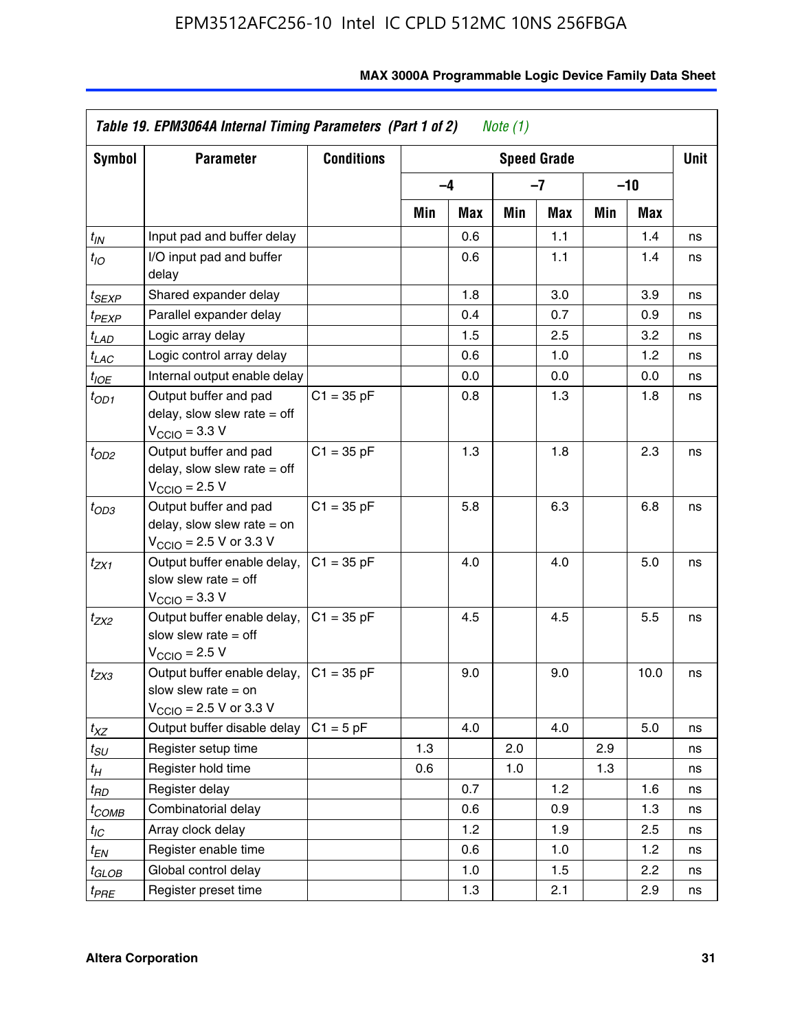| *Table 19. EPM3064A Internal Timing Parameters (Part 1 of 2) Note (1)* | | | | | | | | | |
|---|---|---|---|---|---|---|---|---|---|
| Symbol | Parameter | Conditions | Speed Grade | | | | | | Unit |
| | | | –4 | | –7 | | –10 | | |
| | | | Min | Max | Min | Max | Min | Max | |
| $t_{IN}$ | Input pad and buffer delay | | | 0.6 | | 1.1 | | 1.4 | ns |
| $t_{IO}$ | I/O input pad and buffer delay | | | 0.6 | | 1.1 | | 1.4 | ns |
| $t_{SEXP}$ | Shared expander delay | | | 1.8 | | 3.0 | | 3.9 | ns |
| $t_{PEXP}$ | Parallel expander delay | | | 0.4 | | 0.7 | | 0.9 | ns |
| $t_{LAD}$ | Logic array delay | | | 1.5 | | 2.5 | | 3.2 | ns |
| $t_{LAC}$ | Logic control array delay | | | 0.6 | | 1.0 | | 1.2 | ns |
| $t_{IOE}$ | Internal output enable delay | | | 0.0 | | 0.0 | | 0.0 | ns |
| $t_{OD1}$ | Output buffer and pad delay, slow slew rate = off $V_{CCIO}$ = 3.3 V | C1 = 35 pF | | 0.8 | | 1.3 | | 1.8 | ns |
| $t_{OD2}$ | Output buffer and pad delay, slow slew rate = off $V_{CCIO}$ = 2.5 V | C1 = 35 pF | | 1.3 | | 1.8 | | 2.3 | ns |
| $t_{OD3}$ | Output buffer and pad delay, slow slew rate = on $V_{CCIO}$ = 2.5 V or 3.3 V | C1 = 35 pF | | 5.8 | | 6.3 | | 6.8 | ns |
| $t_{ZX1}$ | Output buffer enable delay, slow slew rate = off $V_{CCIO}$ = 3.3 V | C1 = 35 pF | | 4.0 | | 4.0 | | 5.0 | ns |
| $t_{ZX2}$ | Output buffer enable delay, slow slew rate = off $V_{CCIO}$ = 2.5 V | C1 = 35 pF | | 4.5 | | 4.5 | | 5.5 | ns |
| $t_{ZX3}$ | Output buffer enable delay, slow slew rate = on $V_{CCIO}$ = 2.5 V or 3.3 V | C1 = 35 pF | | 9.0 | | 9.0 | | 10.0 | ns |
| $t_{XZ}$ | Output buffer disable delay | C1 = 5 pF | | 4.0 | | 4.0 | | 5.0 | ns |
| $t_{SU}$ | Register setup time | | 1.3 | | 2.0 | | 2.9 | | ns |
| $t_{H}$ | Register hold time | | 0.6 | | 1.0 | | 1.3 | | ns |
| $t_{RD}$ | Register delay | | | 0.7 | | 1.2 | | 1.6 | ns |
| $t_{COMB}$ | Combinatorial delay | | | 0.6 | | 0.9 | | 1.3 | ns |
| $t_{IC}$ | Array clock delay | | | 1.2 | | 1.9 | | 2.5 | ns |
| $t_{EN}$ | Register enable time | | | 0.6 | | 1.0 | | 1.2 | ns |
| $t_{GLOB}$ | Global control delay | | | 1.0 | | 1.5 | | 2.2 | ns |
| $t_{PRE}$ | Register preset time | | | 1.3 | | 2.1 | | 2.9 | ns |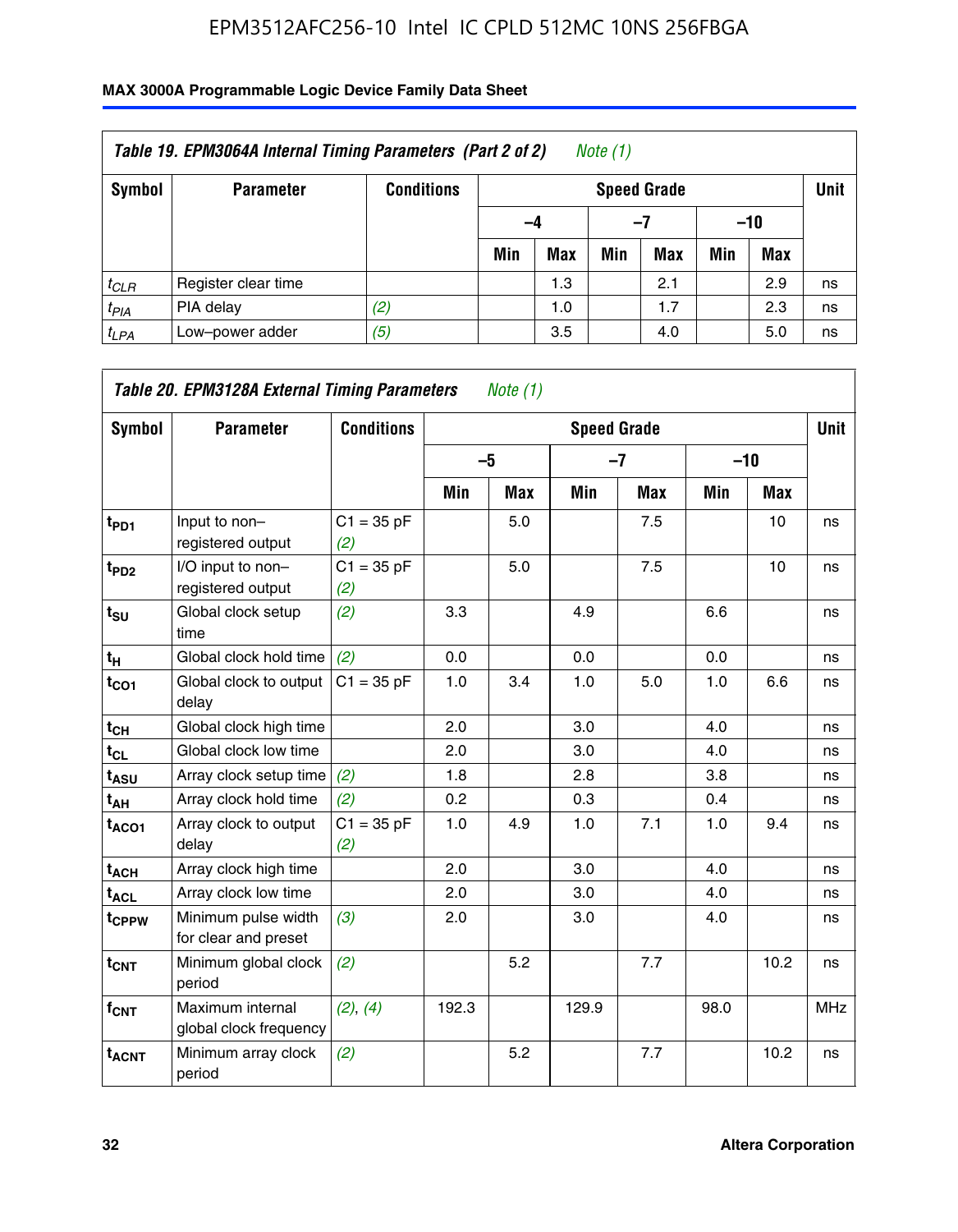**Table 19. EPM3064A Internal Timing Parameters (Part 2 of 2)** *Note (1)*

| Symbol | Parameter | Conditions | Speed Grade | | | | | | Unit |
|---|---|---|---|---|---|---|---|---|---|
| | | | –4 | | –7 | | –10 | | |
| | | | Min | Max | Min | Max | Min | Max | |
| $t_{CLR}$ | Register clear time | | | 1.3 | | 2.1 | | 2.9 | ns |
| $t_{PIA}$ | PIA delay | *(2)* | | 1.0 | | 1.7 | | 2.3 | ns |
| $t_{LPA}$ | Low–power adder | *(5)* | | 3.5 | | 4.0 | | 5.0 | ns |

**Table 20. EPM3128A External Timing Parameters** *Note (1)*

| Symbol | Parameter | Conditions | Speed Grade | | | | | | Unit |
|---|---|---|---|---|---|---|---|---|---|
| | | | –5 | | –7 | | –10 | | |
| | | | Min | Max | Min | Max | Min | Max | |
| $t_{PD1}$ | Input to non–registered output | C1 = 35 pF *(2)* | | 5.0 | | 7.5 | | 10 | ns |
| $t_{PD2}$ | I/O input to non–registered output | C1 = 35 pF *(2)* | | 5.0 | | 7.5 | | 10 | ns |
| $t_{SU}$ | Global clock setup time | *(2)* | 3.3 | | 4.9 | | 6.6 | | ns |
| $t_{H}$ | Global clock hold time | *(2)* | 0.0 | | 0.0 | | 0.0 | | ns |
| $t_{CO1}$ | Global clock to output delay | C1 = 35 pF | 1.0 | 3.4 | 1.0 | 5.0 | 1.0 | 6.6 | ns |
| $t_{CH}$ | Global clock high time | | 2.0 | | 3.0 | | 4.0 | | ns |
| $t_{CL}$ | Global clock low time | | 2.0 | | 3.0 | | 4.0 | | ns |
| $t_{ASU}$ | Array clock setup time | *(2)* | 1.8 | | 2.8 | | 3.8 | | ns |
| $t_{AH}$ | Array clock hold time | *(2)* | 0.2 | | 0.3 | | 0.4 | | ns |
| $t_{ACO1}$ | Array clock to output delay | C1 = 35 pF *(2)* | 1.0 | 4.9 | 1.0 | 7.1 | 1.0 | 9.4 | ns |
| $t_{ACH}$ | Array clock high time | | 2.0 | | 3.0 | | 4.0 | | ns |
| $t_{ACL}$ | Array clock low time | | 2.0 | | 3.0 | | 4.0 | | ns |
| $t_{CPPW}$ | Minimum pulse width for clear and preset | *(3)* | 2.0 | | 3.0 | | 4.0 | | ns |
| $t_{CNT}$ | Minimum global clock period | *(2)* | | 5.2 | | 7.7 | | 10.2 | ns |
| $f_{CNT}$ | Maximum internal global clock frequency | *(2)*, *(4)* | 192.3 | | 129.9 | | 98.0 | | MHz |
| $t_{ACNT}$ | Minimum array clock period | *(2)* | | 5.2 | | 7.7 | | 10.2 | ns |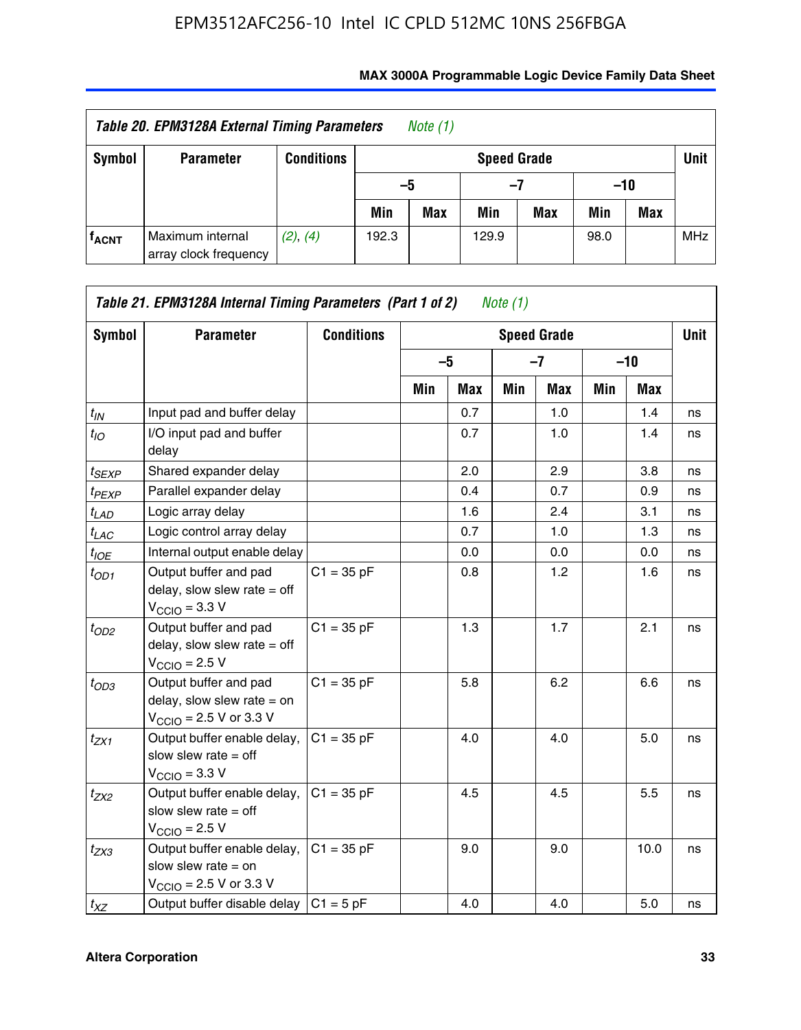| Table 20. EPM3128A External Timing Parameters *Note (1)* | | | | | | | | | |
|---|---|---|---|---|---|---|---|---|---|
| Symbol | Parameter | Conditions | Speed Grade | | | | | | Unit |
| | | | –5 | | –7 | | –10 | | |
| | | | Min | Max | Min | Max | Min | Max | |
| $f_{ACNT}$ | Maximum internal array clock frequency | *(2), (4)* | 192.3 | | 129.9 | | 98.0 | | MHz |

| Table 21. EPM3128A Internal Timing Parameters (Part 1 of 2) *Note (1)* | | | | | | | | | |
|---|---|---|---|---|---|---|---|---|---|
| Symbol | Parameter | Conditions | Speed Grade | | | | | | Unit |
| | | | –5 | | –7 | | –10 | | |
| | | | Min | Max | Min | Max | Min | Max | |
| $t_{IN}$ | Input pad and buffer delay | | | 0.7 | | 1.0 | | 1.4 | ns |
| $t_{IO}$ | I/O input pad and buffer delay | | | 0.7 | | 1.0 | | 1.4 | ns |
| $t_{SEXP}$ | Shared expander delay | | | 2.0 | | 2.9 | | 3.8 | ns |
| $t_{PEXP}$ | Parallel expander delay | | | 0.4 | | 0.7 | | 0.9 | ns |
| $t_{LAD}$ | Logic array delay | | | 1.6 | | 2.4 | | 3.1 | ns |
| $t_{LAC}$ | Logic control array delay | | | 0.7 | | 1.0 | | 1.3 | ns |
| $t_{IOE}$ | Internal output enable delay | | | 0.0 | | 0.0 | | 0.0 | ns |
| $t_{OD1}$ | Output buffer and pad delay, slow slew rate = off $V_{CCIO}$ = 3.3 V | C1 = 35 pF | | 0.8 | | 1.2 | | 1.6 | ns |
| $t_{OD2}$ | Output buffer and pad delay, slow slew rate = off $V_{CCIO}$ = 2.5 V | C1 = 35 pF | | 1.3 | | 1.7 | | 2.1 | ns |
| $t_{OD3}$ | Output buffer and pad delay, slow slew rate = on $V_{CCIO}$ = 2.5 V or 3.3 V | C1 = 35 pF | | 5.8 | | 6.2 | | 6.6 | ns |
| $t_{ZX1}$ | Output buffer enable delay, slow slew rate = off $V_{CCIO}$ = 3.3 V | C1 = 35 pF | | 4.0 | | 4.0 | | 5.0 | ns |
| $t_{ZX2}$ | Output buffer enable delay, slow slew rate = off $V_{CCIO}$ = 2.5 V | C1 = 35 pF | | 4.5 | | 4.5 | | 5.5 | ns |
| $t_{ZX3}$ | Output buffer enable delay, slow slew rate = on $V_{CCIO}$ = 2.5 V or 3.3 V | C1 = 35 pF | | 9.0 | | 9.0 | | 10.0 | ns |
| $t_{XZ}$ | Output buffer disable delay | C1 = 5 pF | | 4.0 | | 4.0 | | 5.0 | ns |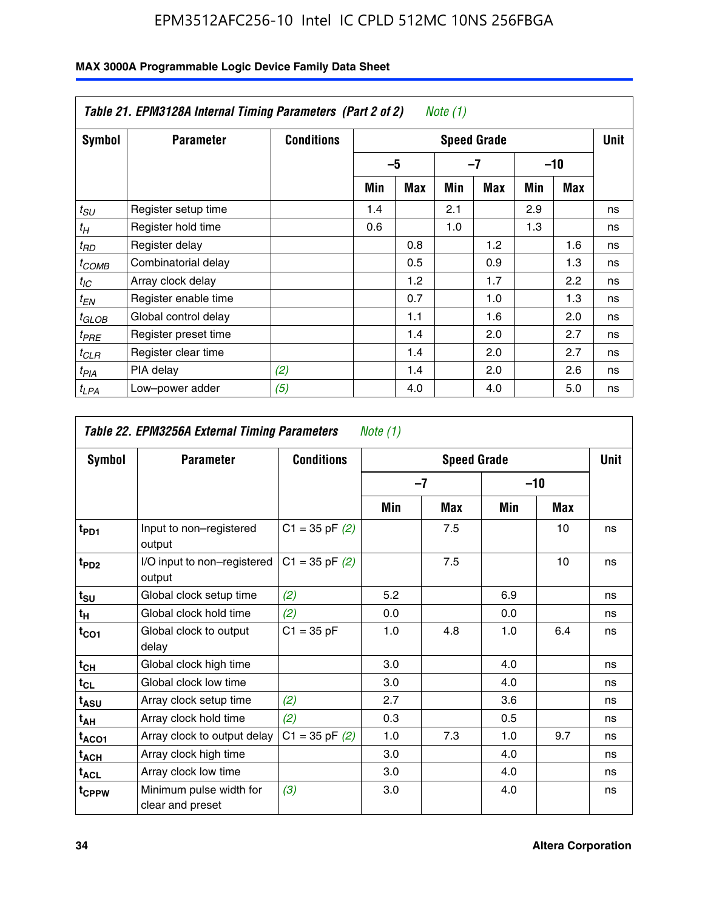| Table 21. EPM3128A Internal Timing Parameters (Part 2 of 2) Note (1) | | | | | | | | | |
|---|---|---|---|---|---|---|---|---|---|
| Symbol | Parameter | Conditions | Speed Grade | | | | | | Unit |
| | | | –5 | | –7 | | –10 | | |
| | | | Min | Max | Min | Max | Min | Max | |
| $t_{SU}$ | Register setup time | | 1.4 | | 2.1 | | 2.9 | | ns |
| $t_H$ | Register hold time | | 0.6 | | 1.0 | | 1.3 | | ns |
| $t_{RD}$ | Register delay | | | 0.8 | | 1.2 | | 1.6 | ns |
| $t_{COMB}$ | Combinatorial delay | | | 0.5 | | 0.9 | | 1.3 | ns |
| $t_{IC}$ | Array clock delay | | | 1.2 | | 1.7 | | 2.2 | ns |
| $t_{EN}$ | Register enable time | | | 0.7 | | 1.0 | | 1.3 | ns |
| $t_{GLOB}$ | Global control delay | | | 1.1 | | 1.6 | | 2.0 | ns |
| $t_{PRE}$ | Register preset time | | | 1.4 | | 2.0 | | 2.7 | ns |
| $t_{CLR}$ | Register clear time | | | 1.4 | | 2.0 | | 2.7 | ns |
| $t_{PIA}$ | PIA delay | (2) | | 1.4 | | 2.0 | | 2.6 | ns |
| $t_{LPA}$ | Low–power adder | (5) | | 4.0 | | 4.0 | | 5.0 | ns |

| Table 22. EPM3256A External Timing Parameters Note (1) | | | | | | | |
|---|---|---|---|---|---|---|---|
| Symbol | Parameter | Conditions | Speed Grade | | | | Unit |
| | | | –7 | | –10 | | |
| | | | Min | Max | Min | Max | |
| $t_{PD1}$ | Input to non–registered output | C1 = 35 pF (2) | | 7.5 | | 10 | ns |
| $t_{PD2}$ | I/O input to non–registered output | C1 = 35 pF (2) | | 7.5 | | 10 | ns |
| $t_{SU}$ | Global clock setup time | (2) | 5.2 | | 6.9 | | ns |
| $t_H$ | Global clock hold time | (2) | 0.0 | | 0.0 | | ns |
| $t_{CO1}$ | Global clock to output delay | C1 = 35 pF | 1.0 | 4.8 | 1.0 | 6.4 | ns |
| $t_{CH}$ | Global clock high time | | 3.0 | | 4.0 | | ns |
| $t_{CL}$ | Global clock low time | | 3.0 | | 4.0 | | ns |
| $t_{ASU}$ | Array clock setup time | (2) | 2.7 | | 3.6 | | ns |
| $t_{AH}$ | Array clock hold time | (2) | 0.3 | | 0.5 | | ns |
| $t_{ACO1}$ | Array clock to output delay | C1 = 35 pF (2) | 1.0 | 7.3 | 1.0 | 9.7 | ns |
| $t_{ACH}$ | Array clock high time | | 3.0 | | 4.0 | | ns |
| $t_{ACL}$ | Array clock low time | | 3.0 | | 4.0 | | ns |
| $t_{CPPW}$ | Minimum pulse width for clear and preset | (3) | 3.0 | | 4.0 | | ns |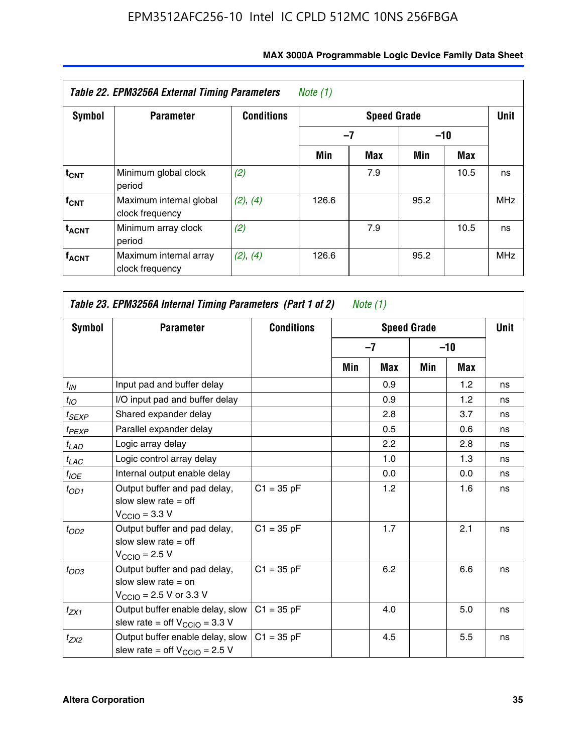| Table 22. EPM3256A External Timing Parameters *Note (1)* | | | | | | | |
|---|---|---|---|---|---|---|---|
| Symbol | Parameter | Conditions | Speed Grade | | | | Unit |
| | | | –7 | | –10 | | |
| | | | Min | Max | Min | Max | |
| $t_{CNT}$ | Minimum global clock period | *(2)* | | 7.9 | | 10.5 | ns |
| $f_{CNT}$ | Maximum internal global clock frequency | *(2)*, *(4)* | 126.6 | | 95.2 | | MHz |
| $t_{ACNT}$ | Minimum array clock period | *(2)* | | 7.9 | | 10.5 | ns |
| $f_{ACNT}$ | Maximum internal array clock frequency | *(2)*, *(4)* | 126.6 | | 95.2 | | MHz |

| Table 23. EPM3256A Internal Timing Parameters (Part 1 of 2) *Note (1)* | | | | | | | |
|---|---|---|---|---|---|---|---|
| Symbol | Parameter | Conditions | Speed Grade | | | | Unit |
| | | | –7 | | –10 | | |
| | | | Min | Max | Min | Max | |
| $t_{IN}$ | Input pad and buffer delay | | | 0.9 | | 1.2 | ns |
| $t_{IO}$ | I/O input pad and buffer delay | | | 0.9 | | 1.2 | ns |
| $t_{SEXP}$ | Shared expander delay | | | 2.8 | | 3.7 | ns |
| $t_{PEXP}$ | Parallel expander delay | | | 0.5 | | 0.6 | ns |
| $t_{LAD}$ | Logic array delay | | | 2.2 | | 2.8 | ns |
| $t_{LAC}$ | Logic control array delay | | | 1.0 | | 1.3 | ns |
| $t_{IOE}$ | Internal output enable delay | | | 0.0 | | 0.0 | ns |
| $t_{OD1}$ | Output buffer and pad delay, slow slew rate = off $V_{CCIO}$ = 3.3 V | C1 = 35 pF | | 1.2 | | 1.6 | ns |
| $t_{OD2}$ | Output buffer and pad delay, slow slew rate = off $V_{CCIO}$ = 2.5 V | C1 = 35 pF | | 1.7 | | 2.1 | ns |
| $t_{OD3}$ | Output buffer and pad delay, slow slew rate = on $V_{CCIO}$ = 2.5 V or 3.3 V | C1 = 35 pF | | 6.2 | | 6.6 | ns |
| $t_{ZX1}$ | Output buffer enable delay, slow slew rate = off $V_{CCIO}$ = 3.3 V | C1 = 35 pF | | 4.0 | | 5.0 | ns |
| $t_{ZX2}$ | Output buffer enable delay, slow slew rate = off $V_{CCIO}$ = 2.5 V | C1 = 35 pF | | 4.5 | | 5.5 | ns |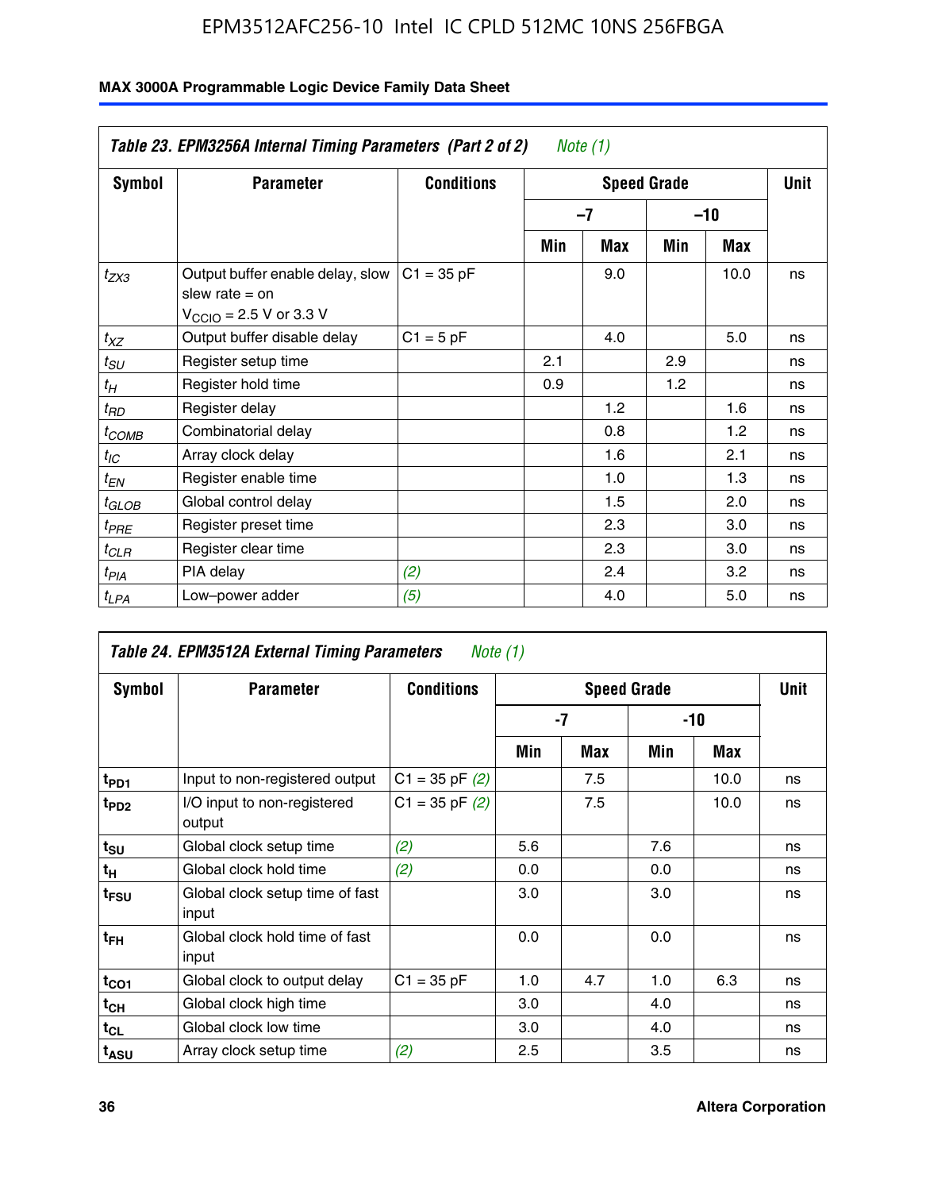| Table 23. EPM3256A Internal Timing Parameters (Part 2 of 2) Note (1) | | | | | | | |
|---|---|---|---|---|---|---|---|
| Symbol | Parameter | Conditions | Speed Grade | | | | Unit |
| | | | –7 | | –10 | | |
| | | | Min | Max | Min | Max | |
| $t_{ZX3}$ | Output buffer enable delay, slow slew rate = on $V_{CCIO}$ = 2.5 V or 3.3 V | C1 = 35 pF | | 9.0 | | 10.0 | ns |
| $t_{XZ}$ | Output buffer disable delay | C1 = 5 pF | | 4.0 | | 5.0 | ns |
| $t_{SU}$ | Register setup time | | 2.1 | | 2.9 | | ns |
| $t_{H}$ | Register hold time | | 0.9 | | 1.2 | | ns |
| $t_{RD}$ | Register delay | | | 1.2 | | 1.6 | ns |
| $t_{COMB}$ | Combinatorial delay | | | 0.8 | | 1.2 | ns |
| $t_{IC}$ | Array clock delay | | | 1.6 | | 2.1 | ns |
| $t_{EN}$ | Register enable time | | | 1.0 | | 1.3 | ns |
| $t_{GLOB}$ | Global control delay | | | 1.5 | | 2.0 | ns |
| $t_{PRE}$ | Register preset time | | | 2.3 | | 3.0 | ns |
| $t_{CLR}$ | Register clear time | | | 2.3 | | 3.0 | ns |
| $t_{PIA}$ | PIA delay | (2) | | 2.4 | | 3.2 | ns |
| $t_{LPA}$ | Low–power adder | (5) | | 4.0 | | 5.0 | ns |

| Table 24. EPM3512A External Timing Parameters Note (1) | | | | | | | |
|---|---|---|---|---|---|---|---|
| Symbol | Parameter | Conditions | Speed Grade | | | | Unit |
| | | | -7 | | -10 | | |
| | | | Min | Max | Min | Max | |
| $t_{PD1}$ | Input to non-registered output | C1 = 35 pF (2) | | 7.5 | | 10.0 | ns |
| $t_{PD2}$ | I/O input to non-registered output | C1 = 35 pF (2) | | 7.5 | | 10.0 | ns |
| $t_{SU}$ | Global clock setup time | (2) | 5.6 | | 7.6 | | ns |
| $t_{H}$ | Global clock hold time | (2) | 0.0 | | 0.0 | | ns |
| $t_{FSU}$ | Global clock setup time of fast input | | 3.0 | | 3.0 | | ns |
| $t_{FH}$ | Global clock hold time of fast input | | 0.0 | | 0.0 | | ns |
| $t_{CO1}$ | Global clock to output delay | C1 = 35 pF | 1.0 | 4.7 | 1.0 | 6.3 | ns |
| $t_{CH}$ | Global clock high time | | 3.0 | | 4.0 | | ns |
| $t_{CL}$ | Global clock low time | | 3.0 | | 4.0 | | ns |
| $t_{ASU}$ | Array clock setup time | (2) | 2.5 | | 3.5 | | ns |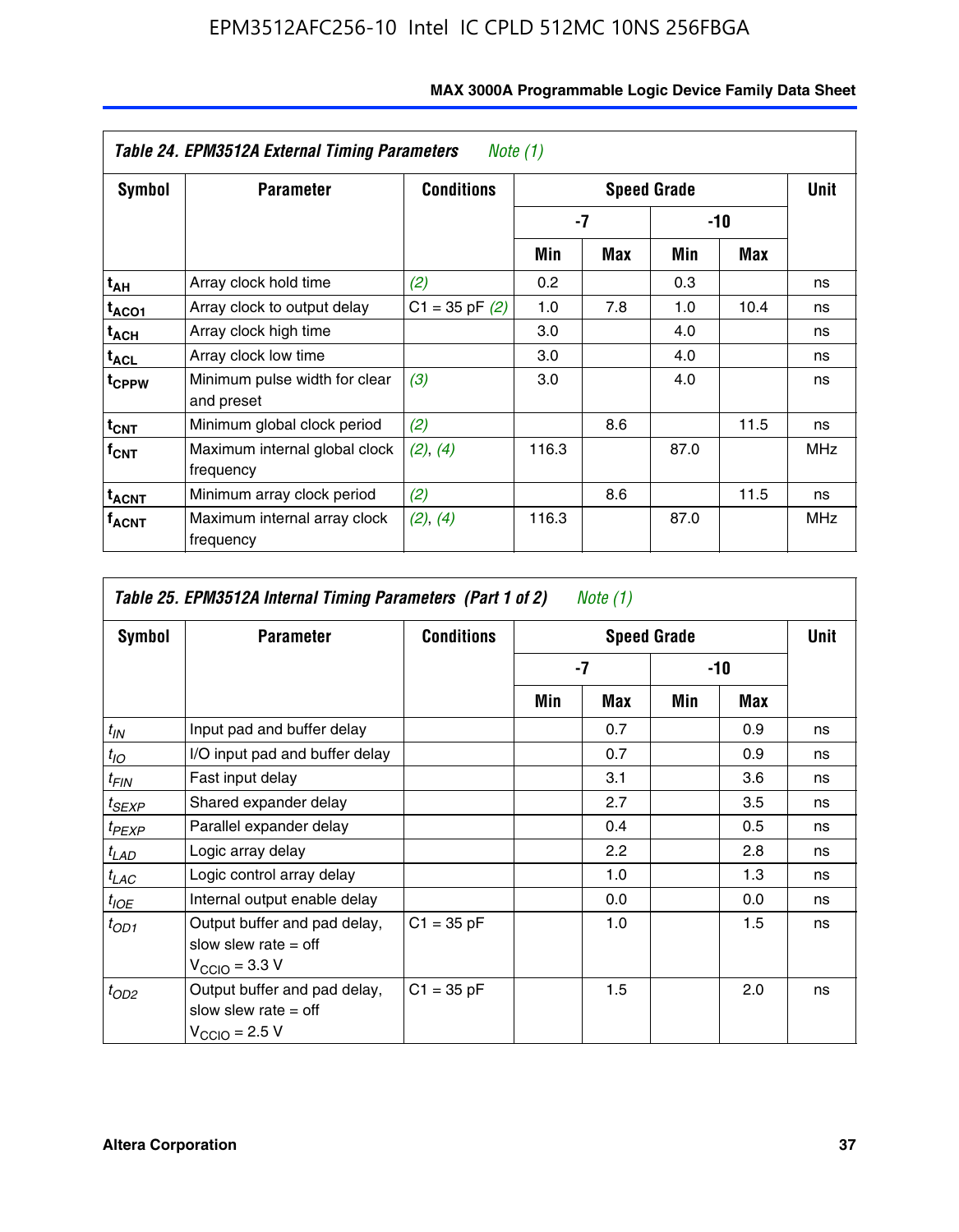**Table 24. EPM3512A External Timing Parameters** *Note (1)*

| Symbol | Parameter | Conditions | Speed Grade | | | | Unit |
|---|---|---|---|---|---|---|---|
| | | | -7 | | -10 | | |
| | | | Min | Max | Min | Max | |
| $t_{AH}$ | Array clock hold time | *(2)* | 0.2 | | 0.3 | | ns |
| $t_{ACO1}$ | Array clock to output delay | C1 = 35 pF *(2)* | 1.0 | 7.8 | 1.0 | 10.4 | ns |
| $t_{ACH}$ | Array clock high time | | 3.0 | | 4.0 | | ns |
| $t_{ACL}$ | Array clock low time | | 3.0 | | 4.0 | | ns |
| $t_{CPPW}$ | Minimum pulse width for clear and preset | *(3)* | 3.0 | | 4.0 | | ns |
| $t_{CNT}$ | Minimum global clock period | *(2)* | | 8.6 | | 11.5 | ns |
| $f_{CNT}$ | Maximum internal global clock frequency | *(2)*, *(4)* | 116.3 | | 87.0 | | MHz |
| $t_{ACNT}$ | Minimum array clock period | *(2)* | | 8.6 | | 11.5 | ns |
| $f_{ACNT}$ | Maximum internal array clock frequency | *(2)*, *(4)* | 116.3 | | 87.0 | | MHz |

**Table 25. EPM3512A Internal Timing Parameters (Part 1 of 2)** *Note (1)*

| Symbol | Parameter | Conditions | Speed Grade | | | | Unit |
|---|---|---|---|---|---|---|---|
| | | | -7 | | -10 | | |
| | | | Min | Max | Min | Max | |
| $t_{IN}$ | Input pad and buffer delay | | | 0.7 | | 0.9 | ns |
| $t_{IO}$ | I/O input pad and buffer delay | | | 0.7 | | 0.9 | ns |
| $t_{FIN}$ | Fast input delay | | | 3.1 | | 3.6 | ns |
| $t_{SEXP}$ | Shared expander delay | | | 2.7 | | 3.5 | ns |
| $t_{PEXP}$ | Parallel expander delay | | | 0.4 | | 0.5 | ns |
| $t_{LAD}$ | Logic array delay | | | 2.2 | | 2.8 | ns |
| $t_{LAC}$ | Logic control array delay | | | 1.0 | | 1.3 | ns |
| $t_{IOE}$ | Internal output enable delay | | | 0.0 | | 0.0 | ns |
| $t_{OD1}$ | Output buffer and pad delay, slow slew rate = off $V_{CCIO}$ = 3.3 V | C1 = 35 pF | | 1.0 | | 1.5 | ns |
| $t_{OD2}$ | Output buffer and pad delay, slow slew rate = off $V_{CCIO}$ = 2.5 V | C1 = 35 pF | | 1.5 | | 2.0 | ns |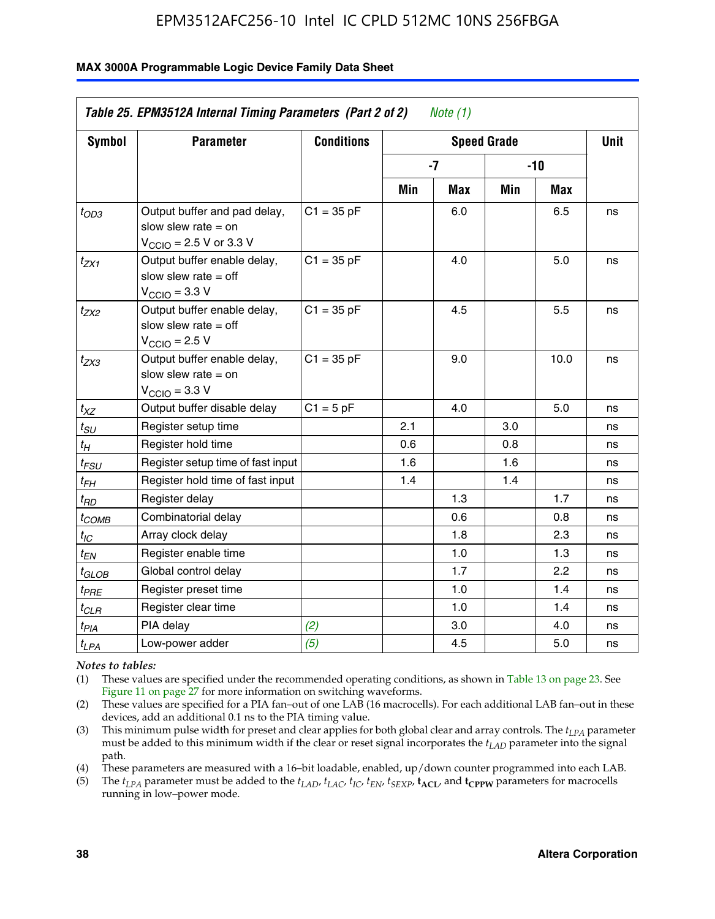**Table 25. EPM3512A Internal Timing Parameters (Part 2 of 2)** *Note (1)*

| Symbol | Parameter | Conditions | Speed Grade | | | | Unit |
|---|---|---|---|---|---|---|---|
| | | | -7 | | -10 | | |
| | | | Min | Max | Min | Max | |
| $t_{OD3}$ | Output buffer and pad delay, slow slew rate = on $V_{CCIO}$ = 2.5 V or 3.3 V | C1 = 35 pF | | 6.0 | | 6.5 | ns |
| $t_{ZX1}$ | Output buffer enable delay, slow slew rate = off $V_{CCIO}$ = 3.3 V | C1 = 35 pF | | 4.0 | | 5.0 | ns |
| $t_{ZX2}$ | Output buffer enable delay, slow slew rate = off $V_{CCIO}$ = 2.5 V | C1 = 35 pF | | 4.5 | | 5.5 | ns |
| $t_{ZX3}$ | Output buffer enable delay, slow slew rate = on $V_{CCIO}$ = 3.3 V | C1 = 35 pF | | 9.0 | | 10.0 | ns |
| $t_{XZ}$ | Output buffer disable delay | C1 = 5 pF | | 4.0 | | 5.0 | ns |
| $t_{SU}$ | Register setup time | | 2.1 | | 3.0 | | ns |
| $t_{H}$ | Register hold time | | 0.6 | | 0.8 | | ns |
| $t_{FSU}$ | Register setup time of fast input | | 1.6 | | 1.6 | | ns |
| $t_{FH}$ | Register hold time of fast input | | 1.4 | | 1.4 | | ns |
| $t_{RD}$ | Register delay | | | 1.3 | | 1.7 | ns |
| $t_{COMB}$ | Combinatorial delay | | | 0.6 | | 0.8 | ns |
| $t_{IC}$ | Array clock delay | | | 1.8 | | 2.3 | ns |
| $t_{EN}$ | Register enable time | | | 1.0 | | 1.3 | ns |
| $t_{GLOB}$ | Global control delay | | | 1.7 | | 2.2 | ns |
| $t_{PRE}$ | Register preset time | | | 1.0 | | 1.4 | ns |
| $t_{CLR}$ | Register clear time | | | 1.0 | | 1.4 | ns |
| $t_{PIA}$ | PIA delay | *(2)* | | 3.0 | | 4.0 | ns |
| $t_{LPA}$ | Low-power adder | *(5)* | | 4.5 | | 5.0 | ns |

*Notes to tables:*

(1) These values are specified under the recommended operating conditions, as shown in Table 13 on page 23. See Figure 11 on page 27 for more information on switching waveforms.

(2) These values are specified for a PIA fan–out of one LAB (16 macrocells). For each additional LAB fan–out in these devices, add an additional 0.1 ns to the PIA timing value.

(3) This minimum pulse width for preset and clear applies for both global clear and array controls. The $t_{LPA}$ parameter must be added to this minimum width if the clear or reset signal incorporates the $t_{LAD}$ parameter into the signal path.

(4) These parameters are measured with a 16–bit loadable, enabled, up/down counter programmed into each LAB.

(5) The $t_{LPA}$ parameter must be added to the $t_{LAD}$, $t_{LAC}$, $t_{IC}$, $t_{EN}$, $t_{SEXP}$, $\mathbf{t_{ACL}}$, and $\mathbf{t_{CPPW}}$ parameters for macrocells running in low–power mode.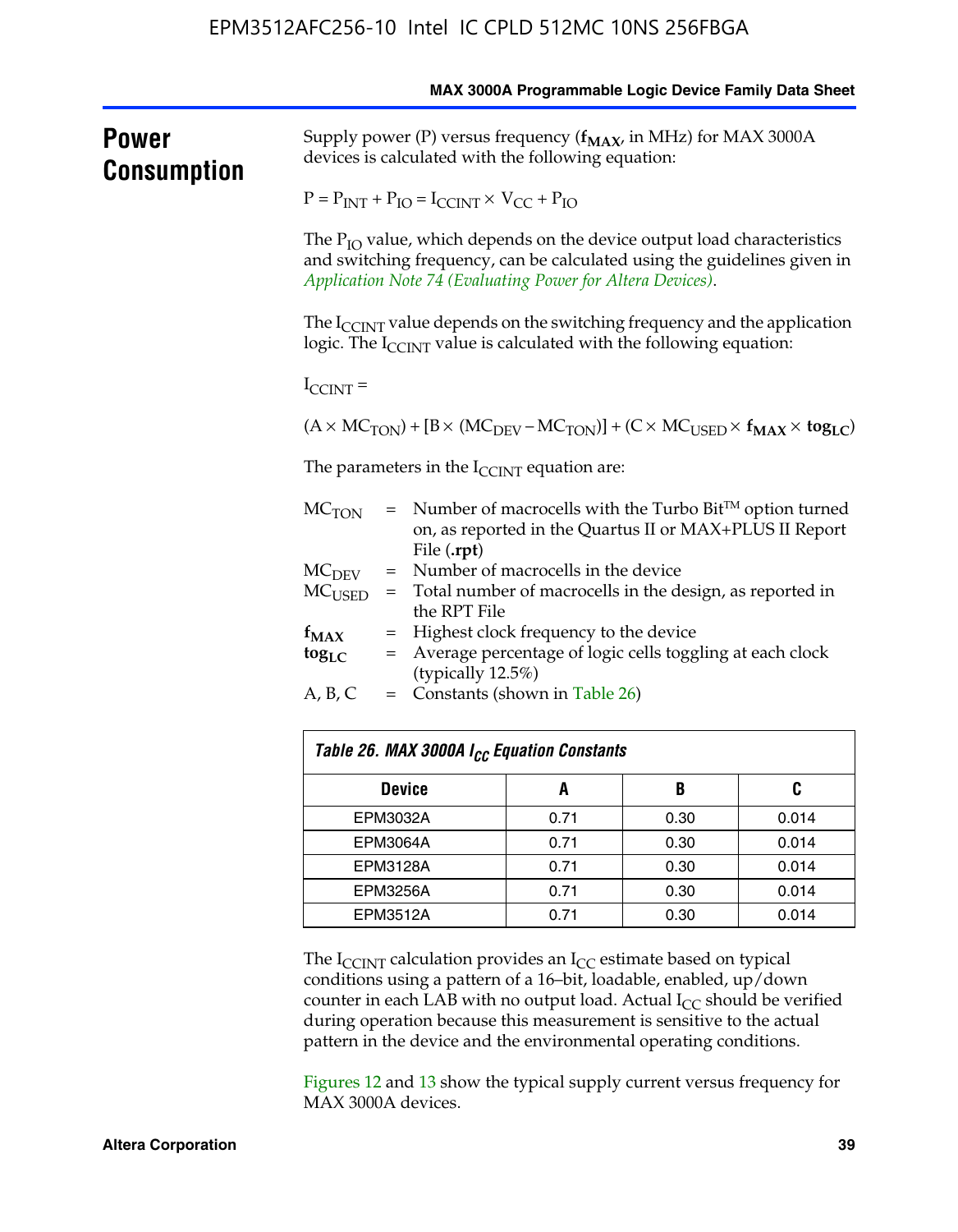# Power Consumption

Supply power (P) versus frequency ($f_{MAX}$, in MHz) for MAX 3000A devices is calculated with the following equation:

$$P = P_{INT} + P_{IO} = I_{CCINT} \times V_{CC} + P_{IO}$$

The $P_{IO}$ value, which depends on the device output load characteristics and switching frequency, can be calculated using the guidelines given in *Application Note 74 (Evaluating Power for Altera Devices)*.

The $I_{CCINT}$ value depends on the switching frequency and the application logic. The $I_{CCINT}$ value is calculated with the following equation:

$I_{CCINT}$ =

$$(A \times MC_{TON}) + [B \times (MC_{DEV} - MC_{TON})] + (C \times MC_{USED} \times \mathbf{f_{MAX}} \times \mathbf{tog_{LC}})$$

The parameters in the $I_{CCINT}$ equation are:

- $MC_{TON}$ = Number of macrocells with the Turbo Bit™ option turned on, as reported in the Quartus II or MAX+PLUS II Report File (**.rpt**)
- $MC_{DEV}$ = Number of macrocells in the device
- $MC_{USED}$ = Total number of macrocells in the design, as reported in the RPT File
- $\mathbf{f_{MAX}}$ = Highest clock frequency to the device
- $\mathbf{tog_{LC}}$ = Average percentage of logic cells toggling at each clock (typically 12.5%)
- A, B, C = Constants (shown in Table 26)

**Table 26. MAX 3000A $I_{CC}$ Equation Constants**

| Device | A | B | C |
|---|---|---|---|
| EPM3032A | 0.71 | 0.30 | 0.014 |
| EPM3064A | 0.71 | 0.30 | 0.014 |
| EPM3128A | 0.71 | 0.30 | 0.014 |
| EPM3256A | 0.71 | 0.30 | 0.014 |
| EPM3512A | 0.71 | 0.30 | 0.014 |

The $I_{CCINT}$ calculation provides an $I_{CC}$ estimate based on typical conditions using a pattern of a 16–bit, loadable, enabled, up/down counter in each LAB with no output load. Actual $I_{CC}$ should be verified during operation because this measurement is sensitive to the actual pattern in the device and the environmental operating conditions.

Figures 12 and 13 show the typical supply current versus frequency for MAX 3000A devices.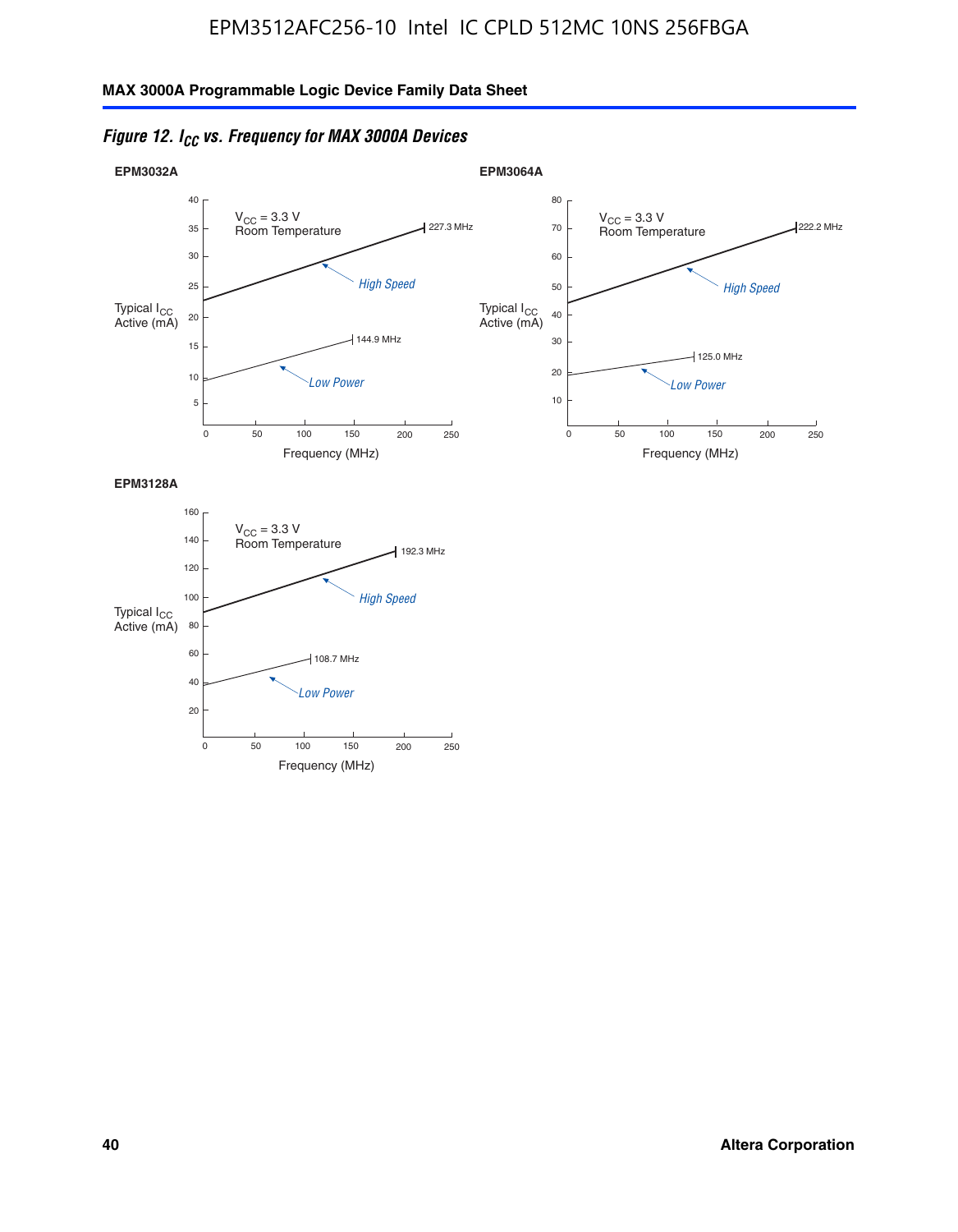*Figure 12. $I_{CC}$ vs. Frequency for MAX 3000A Devices*

**EPM3032A**

$V_{CC}$ = 3.3 V
Room Temperature

Typical $I_{CC}$ Active (mA)

High Speed — 227.3 MHz

Low Power — 144.9 MHz

Frequency (MHz)

**EPM3064A**

$V_{CC}$ = 3.3 V
Room Temperature

Typical $I_{CC}$ Active (mA)

High Speed — 222.2 MHz

Low Power — 125.0 MHz

Frequency (MHz)

**EPM3128A**

$V_{CC}$ = 3.3 V
Room Temperature

Typical $I_{CC}$ Active (mA)

High Speed — 192.3 MHz

Low Power — 108.7 MHz

Frequency (MHz)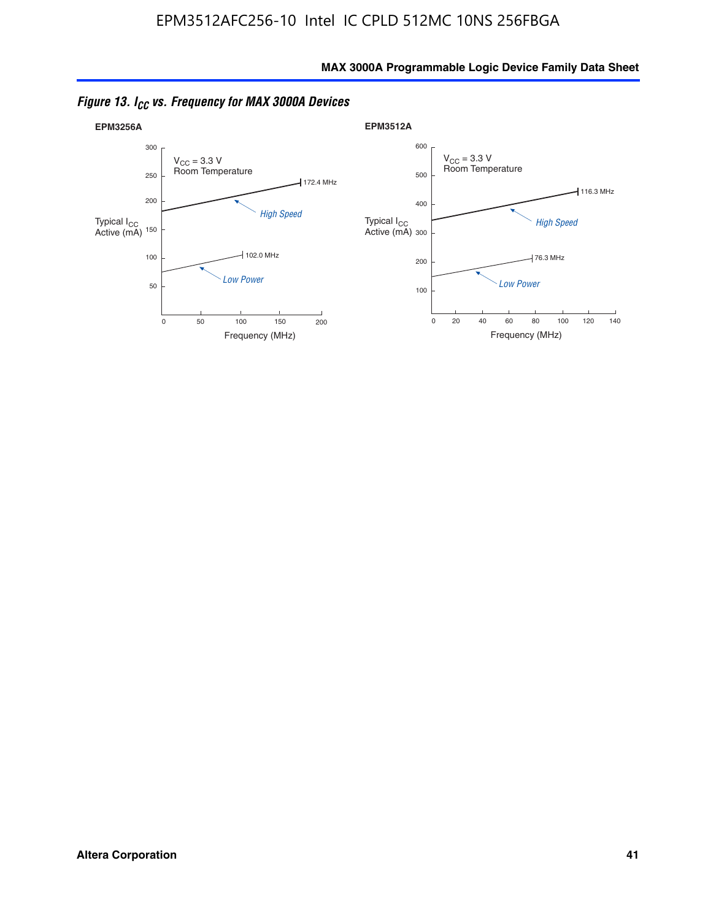*Figure 13. $I_{CC}$ vs. Frequency for MAX 3000A Devices*

**EPM3256A**

$V_{CC}$ = 3.3 V
Room Temperature

Typical $I_{CC}$ Active (mA)

300, 250, 200, 150, 100, 50

172.4 MHz — *High Speed*

102.0 MHz — *Low Power*

0, 50, 100, 150, 200

Frequency (MHz)

**EPM3512A**

$V_{CC}$ = 3.3 V
Room Temperature

Typical $I_{CC}$ Active (mA)

600, 500, 400, 300, 200, 100

116.3 MHz — *High Speed*

76.3 MHz — *Low Power*

0, 20, 40, 60, 80, 100, 120, 140

Frequency (MHz)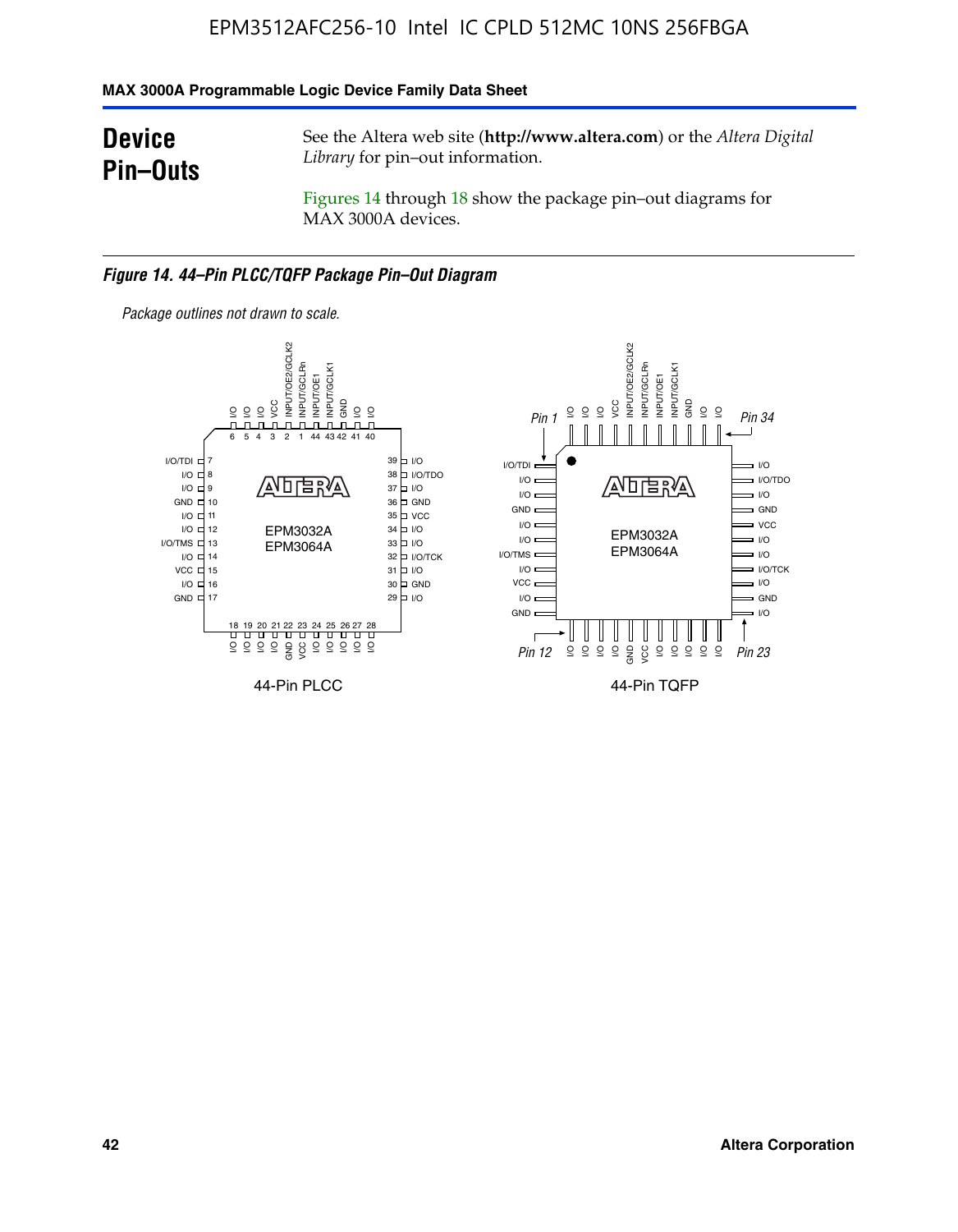## Device Pin–Outs

See the Altera web site (**http://www.altera.com**) or the *Altera Digital Library* for pin–out information.

Figures 14 through 18 show the package pin–out diagrams for MAX 3000A devices.

***Figure 14. 44–Pin PLCC/TQFP Package Pin–Out Diagram***

*Package outlines not drawn to scale.*

| Pin | PLCC Function | TQFP Pin | TQFP Function |
|---|---|---|---|
| 1 | INPUT/GCLRn | 1 | I/O/TDI |
| 2 | INPUT/OE2/GCLK2 | 2 | I/O |
| 3 | VCC | 3 | I/O |
| 4 | I/O | 4 | GND |
| 5 | I/O | 5 | I/O |
| 6 | I/O | 6 | I/O |
| 7 | I/O/TDI | 7 | I/O/TMS |
| 8 | I/O | 8 | I/O |
| 9 | I/O | 9 | VCC |
| 10 | GND | 10 | I/O |
| 11 | I/O | 11 | GND |
| 12 | I/O | 12 | I/O |
| 13 | I/O/TMS | 13 | I/O |
| 14 | I/O | 14 | I/O |
| 15 | VCC | 15 | I/O |
| 16 | I/O | 16 | GND |
| 17 | GND | 17 | VCC |
| 18 | I/O | 18 | I/O |
| 19 | I/O | 19 | I/O |
| 20 | I/O | 20 | I/O |
| 21 | I/O | 21 | I/O |
| 22 | GND | 22 | I/O |
| 23 | VCC | 23 | I/O |
| 24 | I/O | 24 | GND |
| 25 | I/O | 25 | I/O |
| 26 | I/O | 26 | I/O/TCK |
| 27 | I/O | 27 | I/O |
| 28 | I/O | 28 | I/O |
| 29 | I/O | 29 | VCC |
| 30 | GND | 30 | GND |
| 31 | I/O | 31 | I/O |
| 32 | I/O/TCK | 32 | I/O/TDO |
| 33 | I/O | 33 | I/O |
| 34 | I/O | 34 | I/O |
| 35 | VCC | 35 | I/O |
| 36 | GND | 36 | GND |
| 37 | I/O | 37 | INPUT/GCLK1 |
| 38 | I/O/TDO | 38 | INPUT/OE1 |
| 39 | I/O | 39 | INPUT/GCLRn |
| 40 | I/O | 40 | INPUT/OE2/GCLK2 |
| 41 | I/O | 41 | VCC |
| 42 | GND | 42 | I/O |
| 43 | INPUT/GCLK1 | 43 | I/O |
| 44 | INPUT/OE1 | 44 | I/O |

EPM3032A
EPM3064A

44-Pin PLCC

44-Pin TQFP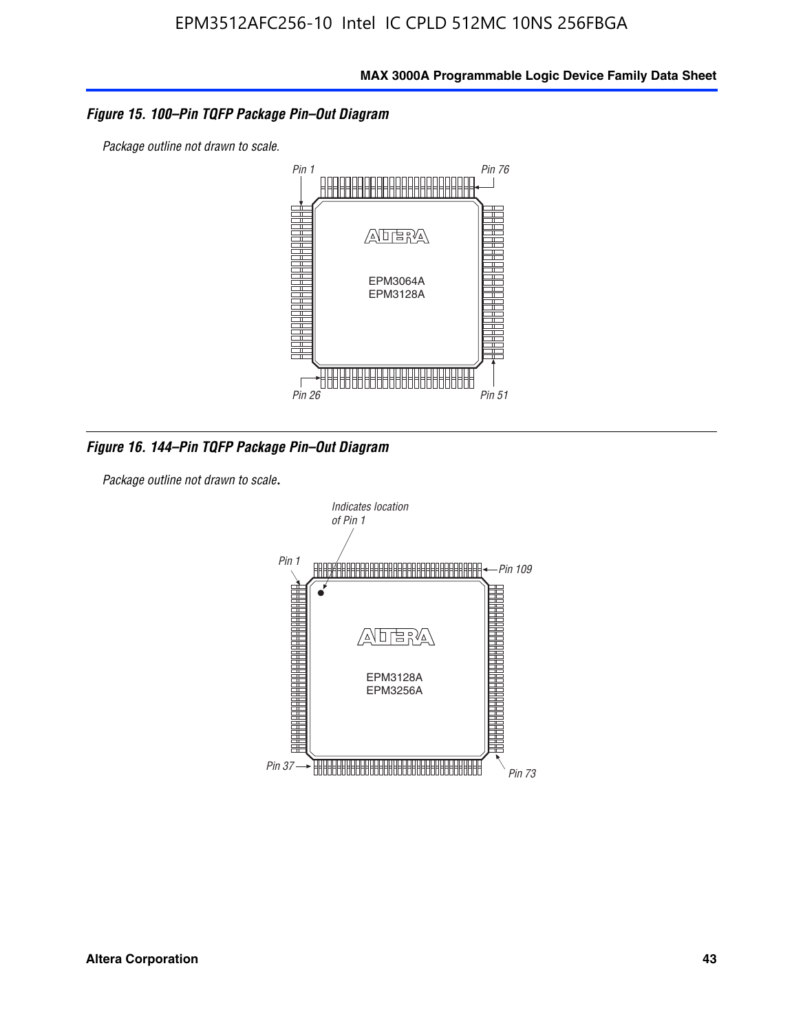*Figure 15. 100–Pin TQFP Package Pin–Out Diagram*

*Package outline not drawn to scale.*

Pin 1

Pin 76

EPM3064A
EPM3128A

Pin 26

Pin 51

*Figure 16. 144–Pin TQFP Package Pin–Out Diagram*

*Package outline not drawn to scale.*

Indicates location of Pin 1

Pin 1

Pin 109

EPM3128A
EPM3256A

Pin 37

Pin 73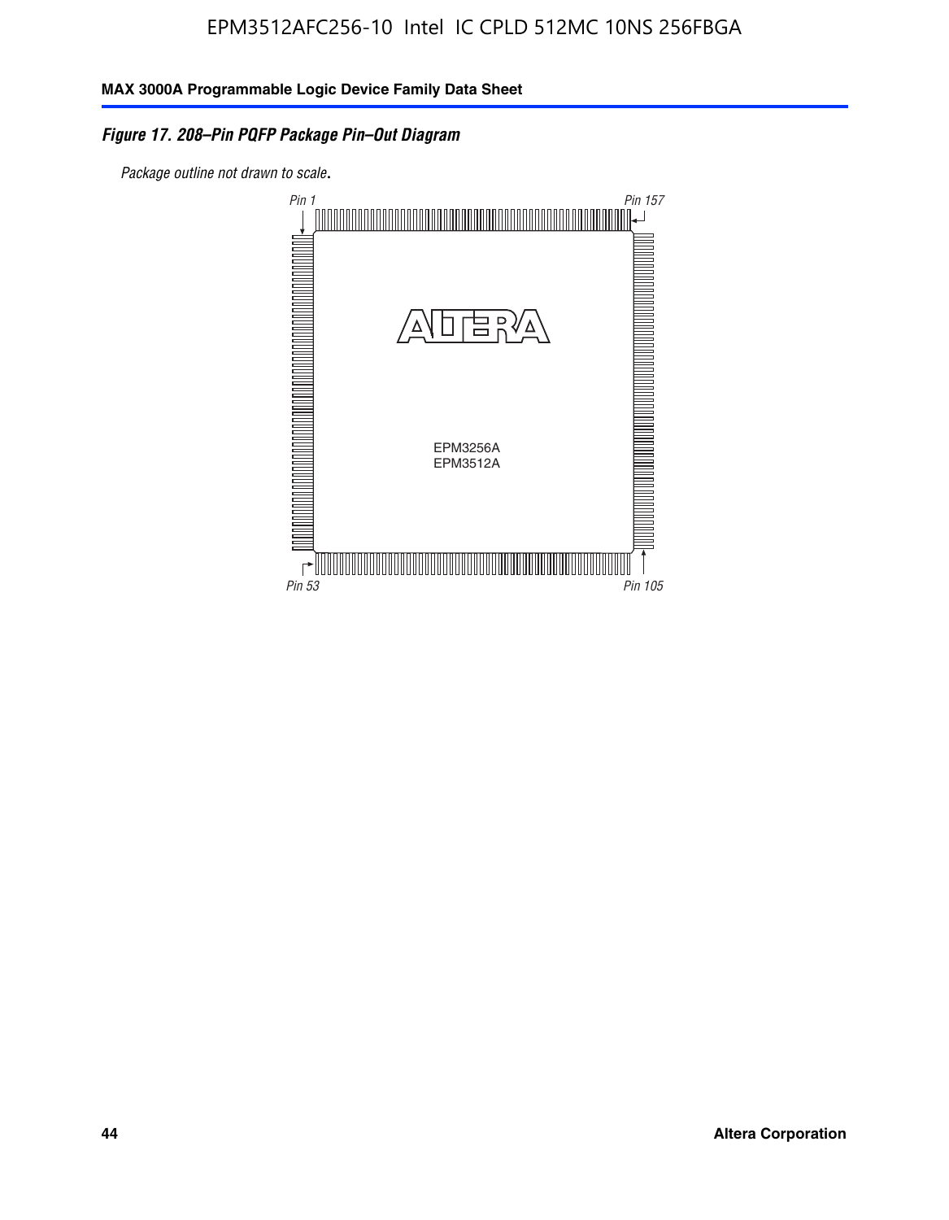*Figure 17. 208–Pin PQFP Package Pin–Out Diagram*

*Package outline not drawn to scale.*

Pin 1

Pin 157

EPM3256A
EPM3512A

Pin 53

Pin 105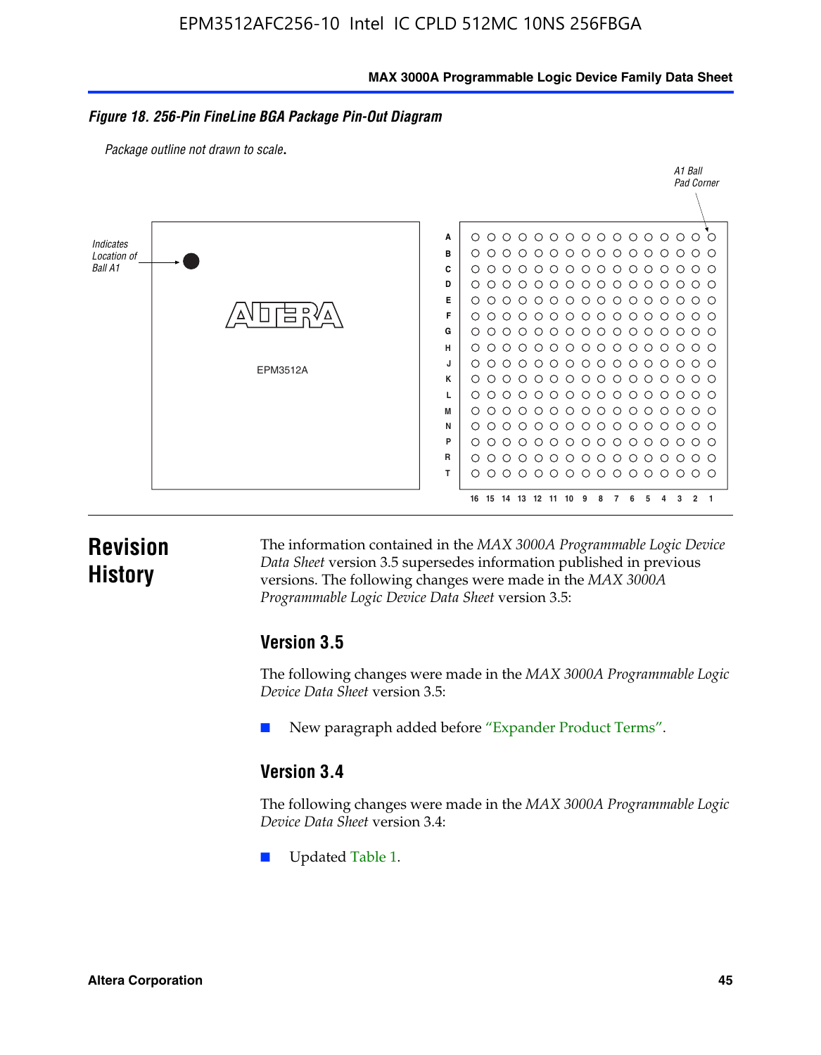*Figure 18. 256-Pin FineLine BGA Package Pin-Out Diagram*

*Package outline not drawn to scale.*

# Revision History

The information contained in the *MAX 3000A Programmable Logic Device Data Sheet* version 3.5 supersedes information published in previous versions. The following changes were made in the *MAX 3000A Programmable Logic Device Data Sheet* version 3.5:

## Version 3.5

The following changes were made in the *MAX 3000A Programmable Logic Device Data Sheet* version 3.5:

- New paragraph added before "Expander Product Terms".

## Version 3.4

The following changes were made in the *MAX 3000A Programmable Logic Device Data Sheet* version 3.4:

- Updated Table 1.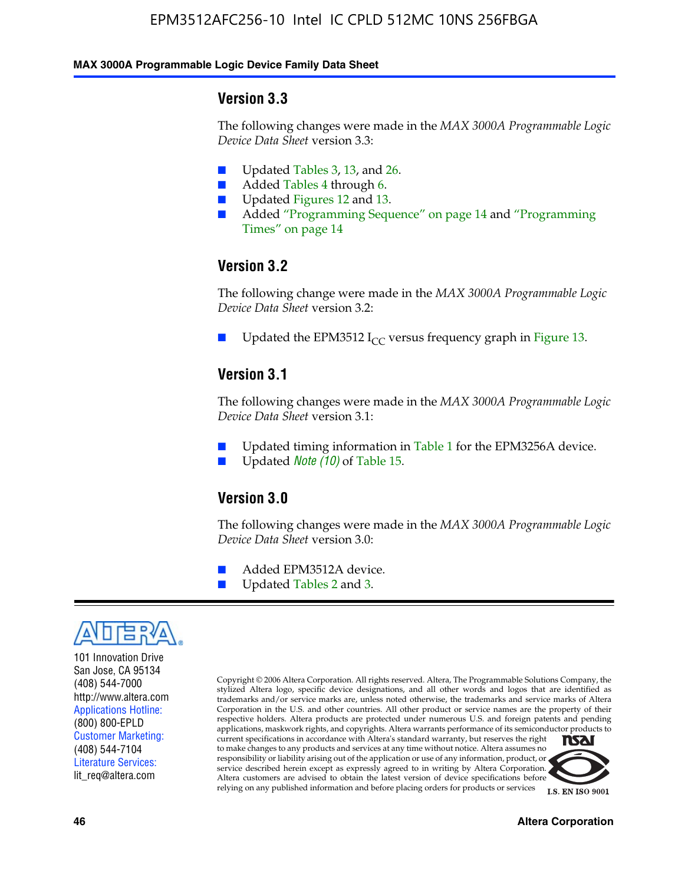## Version 3.3

The following changes were made in the *MAX 3000A Programmable Logic Device Data Sheet* version 3.3:

- Updated Tables 3, 13, and 26.
- Added Tables 4 through 6.
- Updated Figures 12 and 13.
- Added "Programming Sequence" on page 14 and "Programming Times" on page 14

## Version 3.2

The following change were made in the *MAX 3000A Programmable Logic Device Data Sheet* version 3.2:

- Updated the EPM3512 $I_{CC}$ versus frequency graph in Figure 13.

## Version 3.1

The following changes were made in the *MAX 3000A Programmable Logic Device Data Sheet* version 3.1:

- Updated timing information in Table 1 for the EPM3256A device.
- Updated *Note (10)* of Table 15.

## Version 3.0

The following changes were made in the *MAX 3000A Programmable Logic Device Data Sheet* version 3.0:

- Added EPM3512A device.
- Updated Tables 2 and 3.

ALTERA

101 Innovation Drive
San Jose, CA 95134
(408) 544-7000
http://www.altera.com
Applications Hotline:
(800) 800-EPLD
Customer Marketing:
(408) 544-7104
Literature Services:
lit_req@altera.com

Copyright © 2006 Altera Corporation. All rights reserved. Altera, The Programmable Solutions Company, the stylized Altera logo, specific device designations, and all other words and logos that are identified as trademarks and/or service marks are, unless noted otherwise, the trademarks and service marks of Altera Corporation in the U.S. and other countries. All other product or service names are the property of their respective holders. Altera products are protected under numerous U.S. and foreign patents and pending applications, maskwork rights, and copyrights. Altera warrants performance of its semiconductor products to current specifications in accordance with Altera's standard warranty, but reserves the right to make changes to any products and services at any time without notice. Altera assumes no responsibility or liability arising out of the application or use of any information, product, or service described herein except as expressly agreed to in writing by Altera Corporation. Altera customers are advised to obtain the latest version of device specifications before relying on any published information and before placing orders for products or services

I.S. EN ISO 9001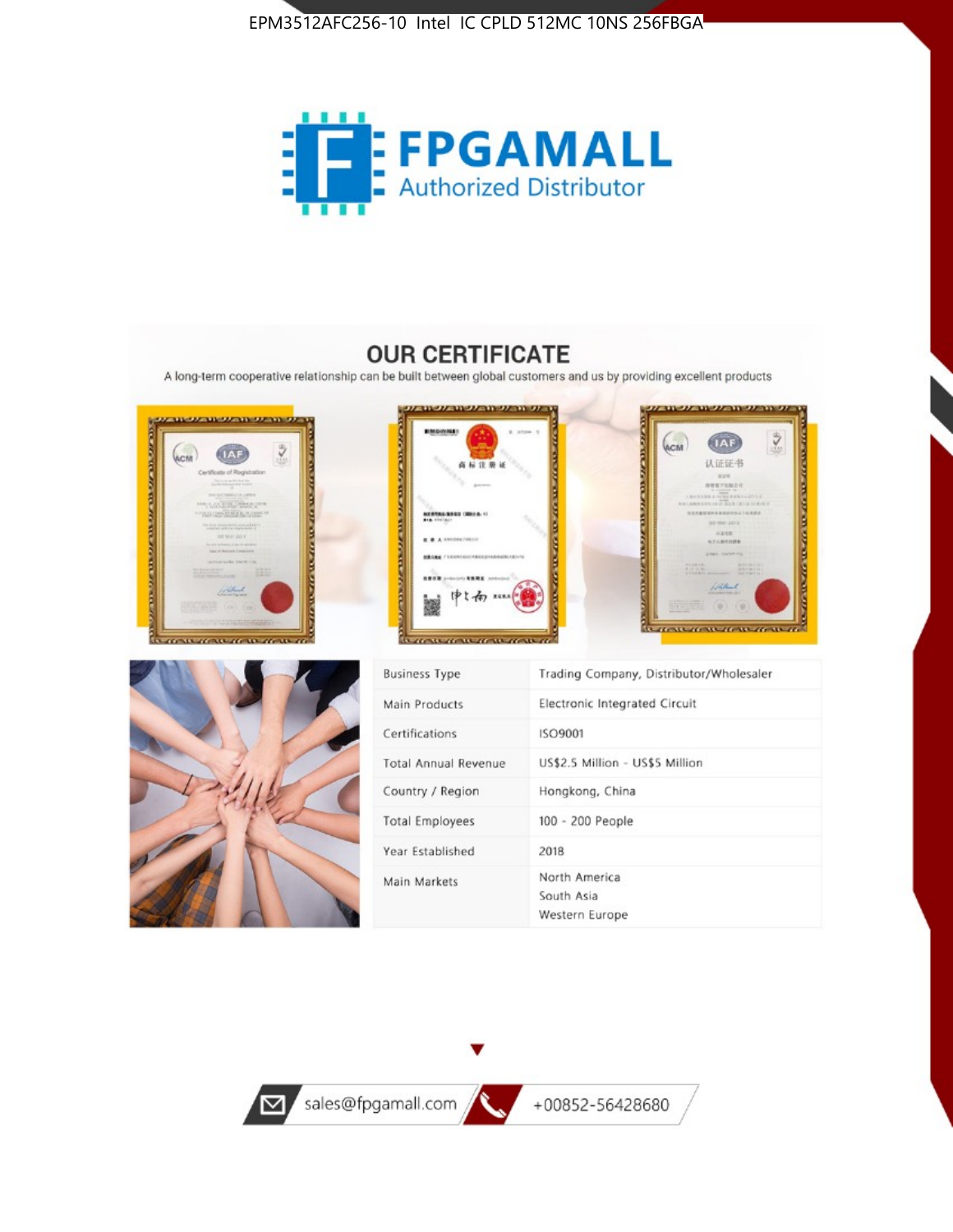FPGAMALL

Authorized Distributor

## OUR CERTIFICATE

A long-term cooperative relationship can be built between global customers and us by providing excellent products

| | |
|---|---|
| Business Type | Trading Company, Distributor/Wholesaler |
| Main Products | Electronic Integrated Circuit |
| Certifications | ISO9001 |
| Total Annual Revenue | US$2.5 Million - US$5 Million |
| Country / Region | Hongkong, China |
| Total Employees | 100 - 200 People |
| Year Established | 2018 |
| Main Markets | North America<br>South Asia<br>Western Europe |

sales@fpgamall.com

+00852-56428680